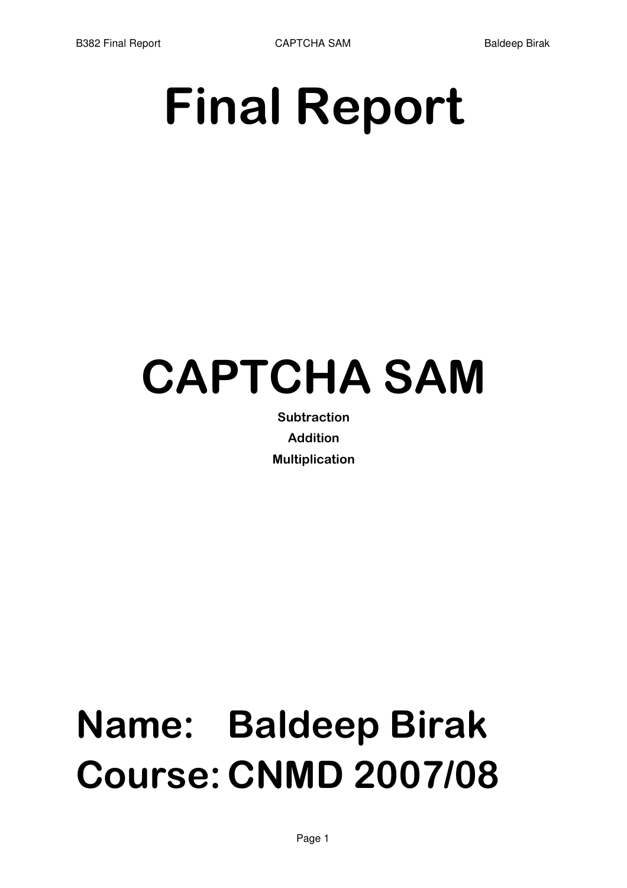# Final Report

# CAPTCHA SAM

**Subtraction**

**Addition**

**Multiplication**

## Name: Baldeep Birak

## Course: CNMD 2007/08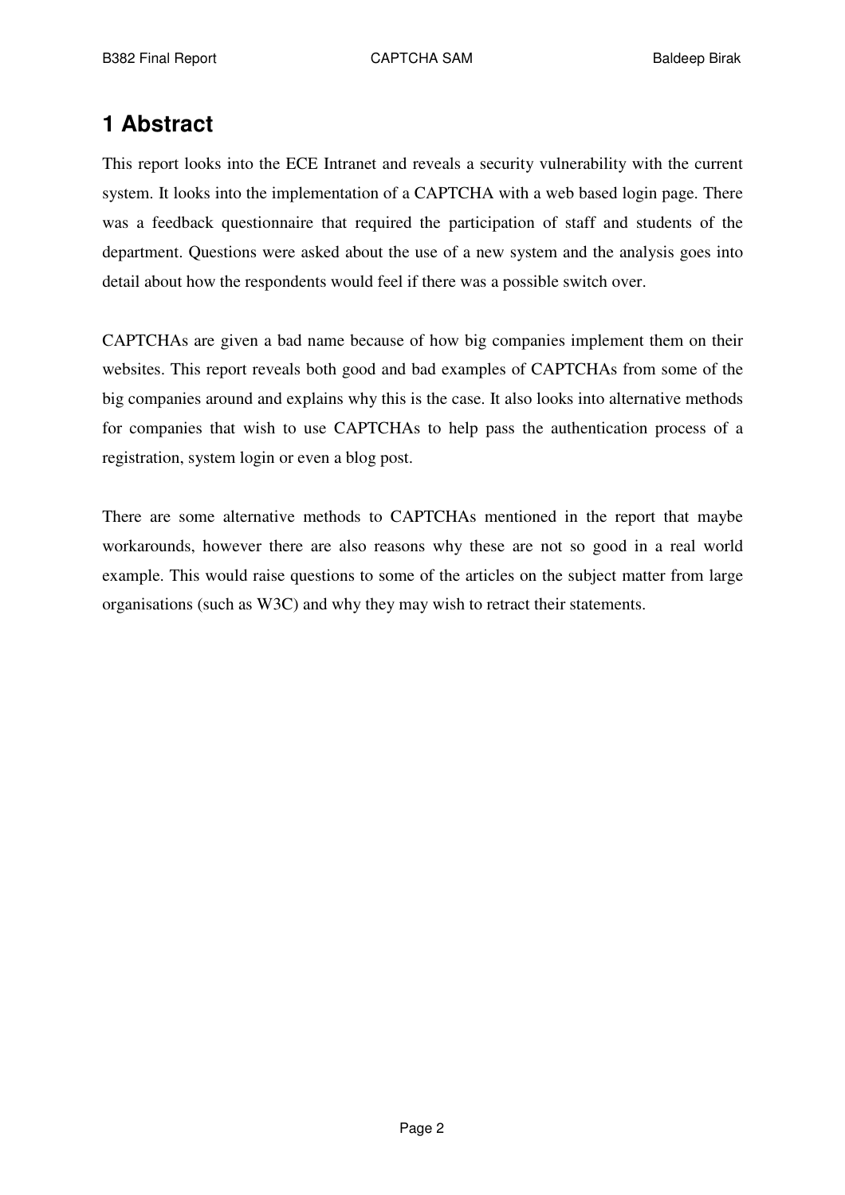# 1 Abstract

This report looks into the ECE Intranet and reveals a security vulnerability with the current system. It looks into the implementation of a CAPTCHA with a web based login page. There was a feedback questionnaire that required the participation of staff and students of the department. Questions were asked about the use of a new system and the analysis goes into detail about how the respondents would feel if there was a possible switch over.

CAPTCHAs are given a bad name because of how big companies implement them on their websites. This report reveals both good and bad examples of CAPTCHAs from some of the big companies around and explains why this is the case. It also looks into alternative methods for companies that wish to use CAPTCHAs to help pass the authentication process of a registration, system login or even a blog post.

There are some alternative methods to CAPTCHAs mentioned in the report that maybe workarounds, however there are also reasons why these are not so good in a real world example. This would raise questions to some of the articles on the subject matter from large organisations (such as W3C) and why they may wish to retract their statements.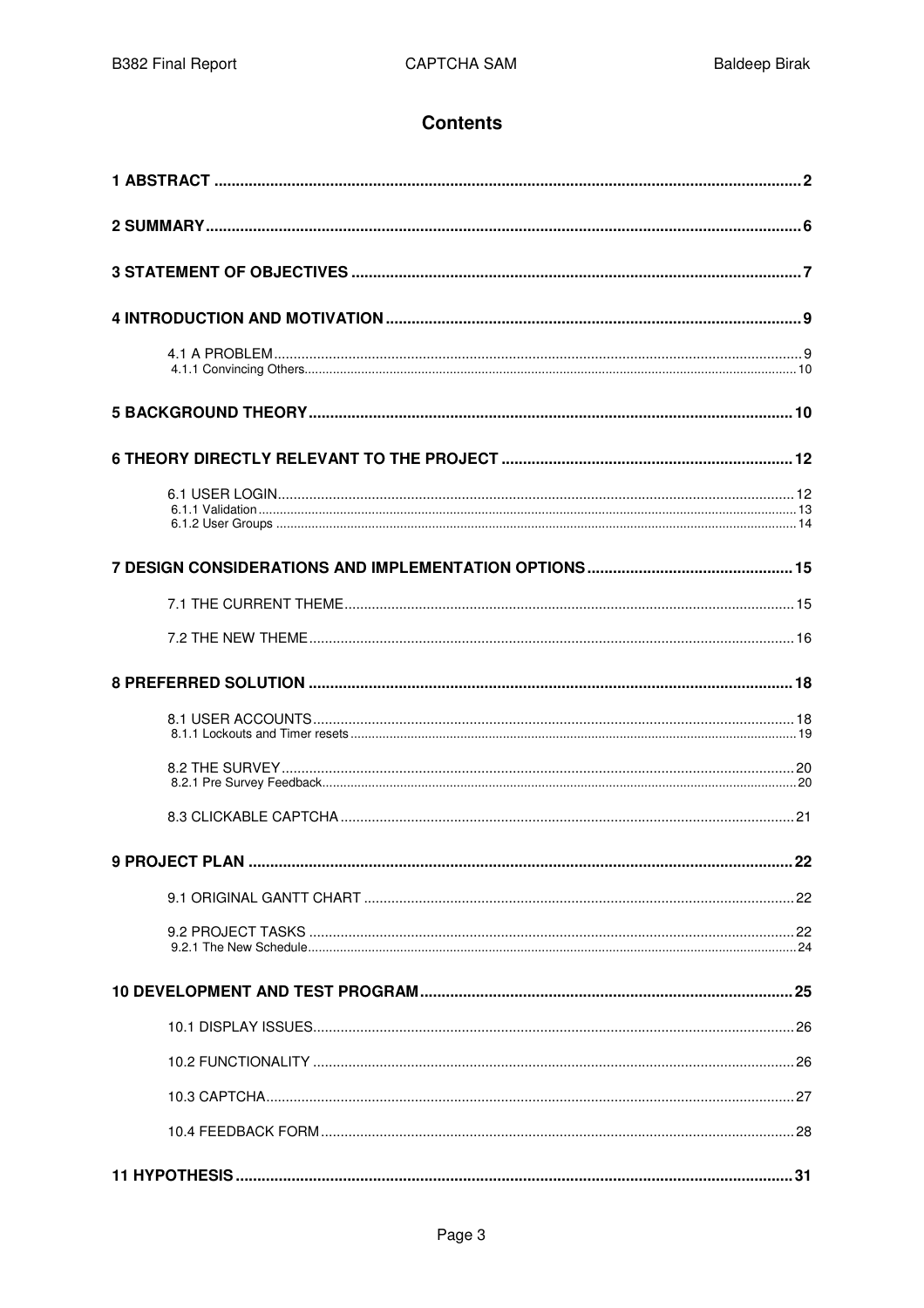# Contents

**1 ABSTRACT** .......... **2**

**2 SUMMARY** .......... **6**

**3 STATEMENT OF OBJECTIVES** .......... **7**

**4 INTRODUCTION AND MOTIVATION** .......... **9**

- 4.1 A PROBLEM .......... 9
  - 4.1.1 Convincing Others .......... 10

**5 BACKGROUND THEORY** .......... **10**

**6 THEORY DIRECTLY RELEVANT TO THE PROJECT** .......... **12**

- 6.1 USER LOGIN .......... 12
  - 6.1.1 Validation .......... 13
  - 6.1.2 User Groups .......... 14

**7 DESIGN CONSIDERATIONS AND IMPLEMENTATION OPTIONS** .......... **15**

- 7.1 THE CURRENT THEME .......... 15
- 7.2 THE NEW THEME .......... 16

**8 PREFERRED SOLUTION** .......... **18**

- 8.1 USER ACCOUNTS .......... 18
  - 8.1.1 Lockouts and Timer resets .......... 19
- 8.2 THE SURVEY .......... 20
  - 8.2.1 Pre Survey Feedback .......... 20
- 8.3 CLICKABLE CAPTCHA .......... 21

**9 PROJECT PLAN** .......... **22**

- 9.1 ORIGINAL GANTT CHART .......... 22
- 9.2 PROJECT TASKS .......... 22
  - 9.2.1 The New Schedule .......... 24

**10 DEVELOPMENT AND TEST PROGRAM** .......... **25**

- 10.1 DISPLAY ISSUES .......... 26
- 10.2 FUNCTIONALITY .......... 26
- 10.3 CAPTCHA .......... 27
- 10.4 FEEDBACK FORM .......... 28

**11 HYPOTHESIS** .......... **31**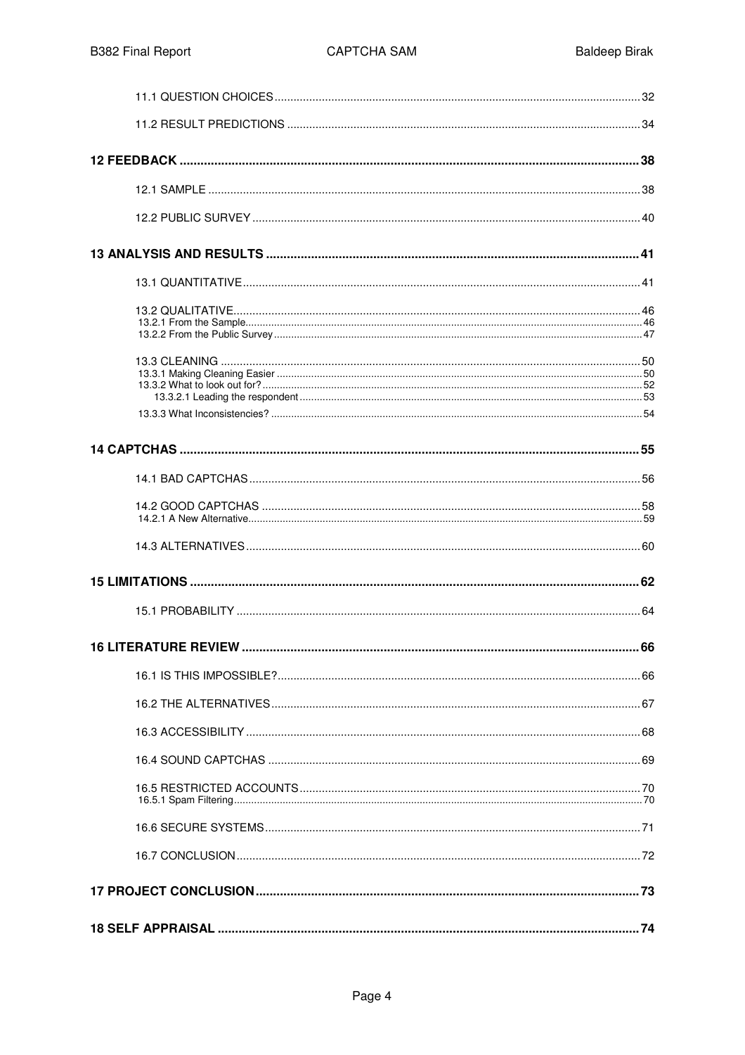11.1 QUESTION CHOICES .......... 32

11.2 RESULT PREDICTIONS .......... 34

**12 FEEDBACK .......... 38**

12.1 SAMPLE .......... 38

12.2 PUBLIC SURVEY .......... 40

**13 ANALYSIS AND RESULTS .......... 41**

13.1 QUANTITATIVE .......... 41

13.2 QUALITATIVE .......... 46
- 13.2.1 From the Sample .......... 46
- 13.2.2 From the Public Survey .......... 47

13.3 CLEANING .......... 50
- 13.3.1 Making Cleaning Easier .......... 50
- 13.3.2 What to look out for? .......... 52
  - 13.3.2.1 Leading the respondent .......... 53
- 13.3.3 What Inconsistencies? .......... 54

**14 CAPTCHAS .......... 55**

14.1 BAD CAPTCHAS .......... 56

14.2 GOOD CAPTCHAS .......... 58
- 14.2.1 A New Alternative .......... 59

14.3 ALTERNATIVES .......... 60

**15 LIMITATIONS .......... 62**

15.1 PROBABILITY .......... 64

**16 LITERATURE REVIEW .......... 66**

16.1 IS THIS IMPOSSIBLE? .......... 66

16.2 THE ALTERNATIVES .......... 67

16.3 ACCESSIBILITY .......... 68

16.4 SOUND CAPTCHAS .......... 69

16.5 RESTRICTED ACCOUNTS .......... 70
- 16.5.1 Spam Filtering .......... 70

16.6 SECURE SYSTEMS .......... 71

16.7 CONCLUSION .......... 72

**17 PROJECT CONCLUSION .......... 73**

**18 SELF APPRAISAL .......... 74**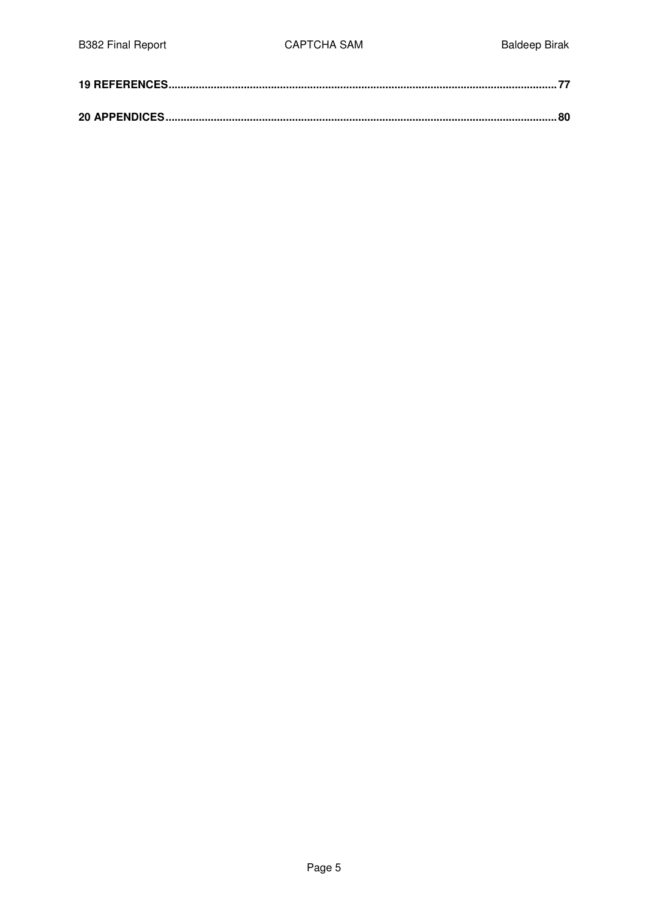**19 REFERENCES.......................................................................................................................77**

**20 APPENDICES.......................................................................................................................80**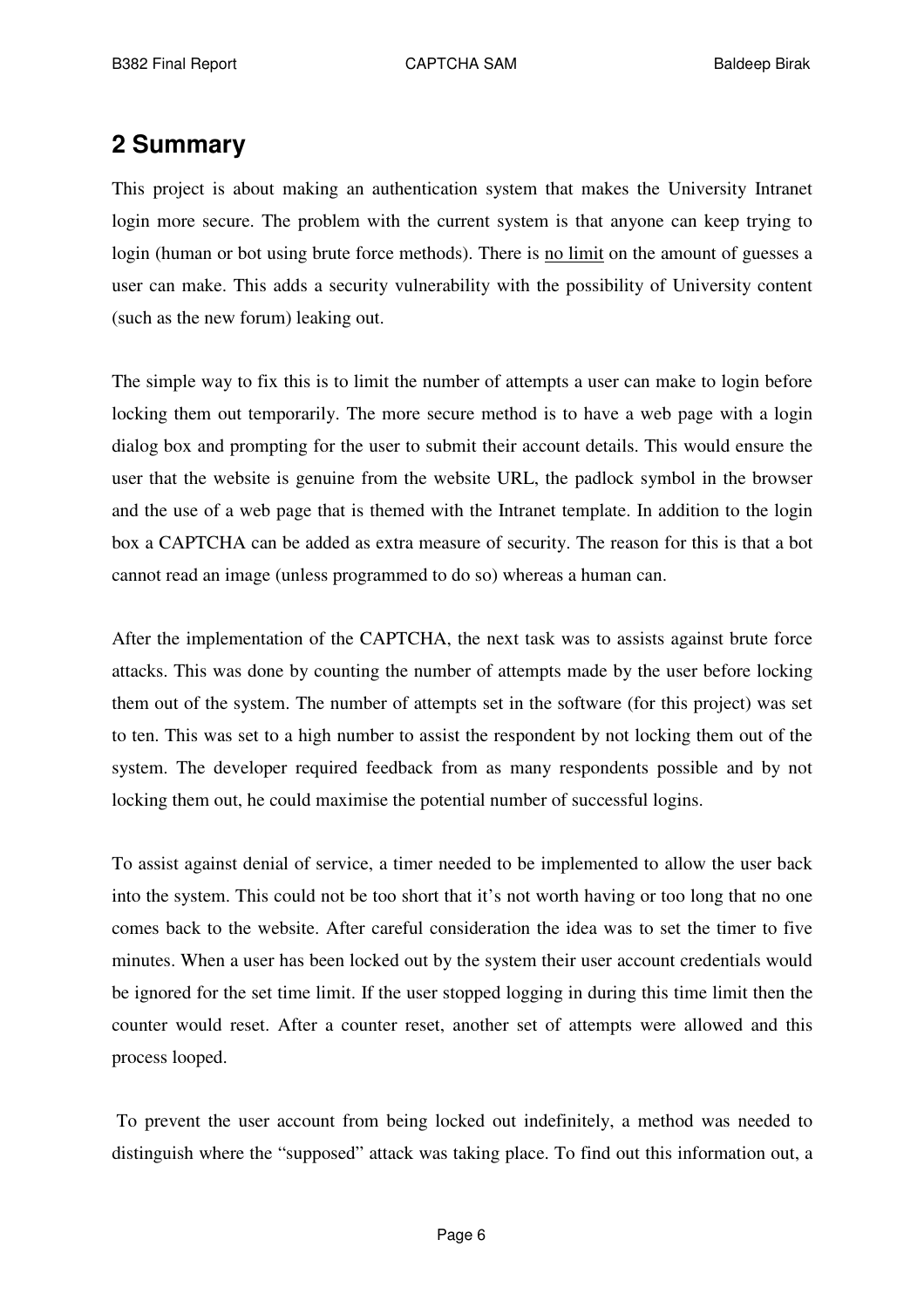## 2 Summary

This project is about making an authentication system that makes the University Intranet login more secure. The problem with the current system is that anyone can keep trying to login (human or bot using brute force methods). There is <u>no limit</u> on the amount of guesses a user can make. This adds a security vulnerability with the possibility of University content (such as the new forum) leaking out.

The simple way to fix this is to limit the number of attempts a user can make to login before locking them out temporarily. The more secure method is to have a web page with a login dialog box and prompting for the user to submit their account details. This would ensure the user that the website is genuine from the website URL, the padlock symbol in the browser and the use of a web page that is themed with the Intranet template. In addition to the login box a CAPTCHA can be added as extra measure of security. The reason for this is that a bot cannot read an image (unless programmed to do so) whereas a human can.

After the implementation of the CAPTCHA, the next task was to assists against brute force attacks. This was done by counting the number of attempts made by the user before locking them out of the system. The number of attempts set in the software (for this project) was set to ten. This was set to a high number to assist the respondent by not locking them out of the system. The developer required feedback from as many respondents possible and by not locking them out, he could maximise the potential number of successful logins.

To assist against denial of service, a timer needed to be implemented to allow the user back into the system. This could not be too short that it's not worth having or too long that no one comes back to the website. After careful consideration the idea was to set the timer to five minutes. When a user has been locked out by the system their user account credentials would be ignored for the set time limit. If the user stopped logging in during this time limit then the counter would reset. After a counter reset, another set of attempts were allowed and this process looped.

To prevent the user account from being locked out indefinitely, a method was needed to distinguish where the "supposed" attack was taking place. To find out this information out, a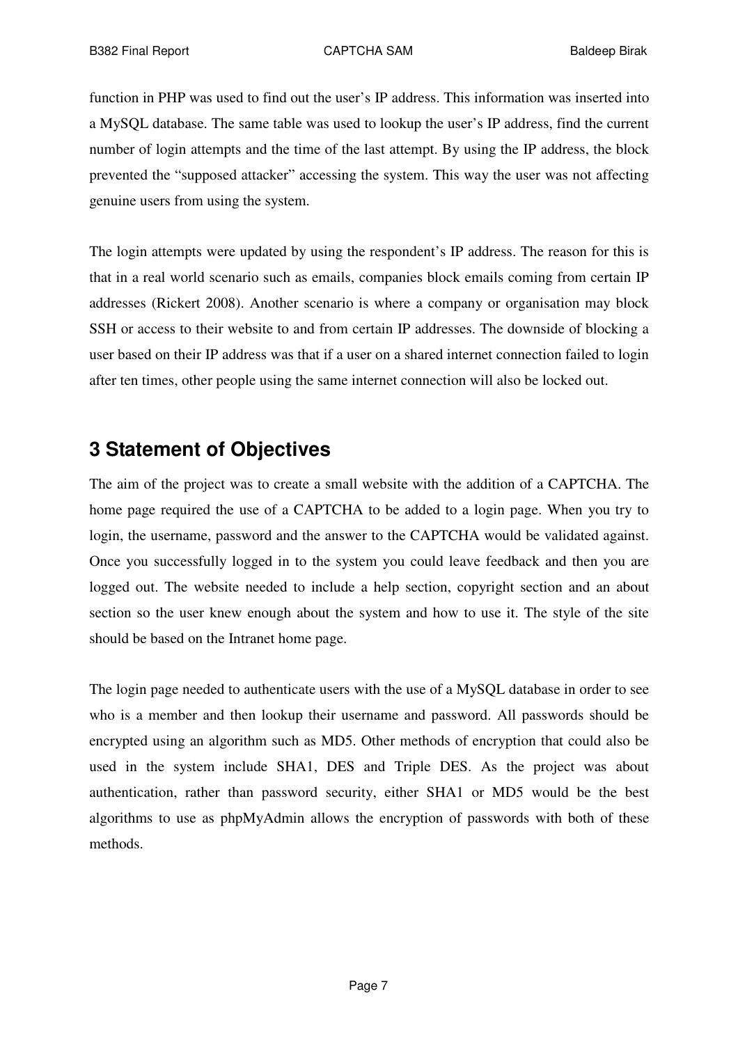function in PHP was used to find out the user's IP address. This information was inserted into a MySQL database. The same table was used to lookup the user's IP address, find the current number of login attempts and the time of the last attempt. By using the IP address, the block prevented the "supposed attacker" accessing the system. This way the user was not affecting genuine users from using the system.

The login attempts were updated by using the respondent's IP address. The reason for this is that in a real world scenario such as emails, companies block emails coming from certain IP addresses (Rickert 2008). Another scenario is where a company or organisation may block SSH or access to their website to and from certain IP addresses. The downside of blocking a user based on their IP address was that if a user on a shared internet connection failed to login after ten times, other people using the same internet connection will also be locked out.

## 3 Statement of Objectives

The aim of the project was to create a small website with the addition of a CAPTCHA. The home page required the use of a CAPTCHA to be added to a login page. When you try to login, the username, password and the answer to the CAPTCHA would be validated against. Once you successfully logged in to the system you could leave feedback and then you are logged out. The website needed to include a help section, copyright section and an about section so the user knew enough about the system and how to use it. The style of the site should be based on the Intranet home page.

The login page needed to authenticate users with the use of a MySQL database in order to see who is a member and then lookup their username and password. All passwords should be encrypted using an algorithm such as MD5. Other methods of encryption that could also be used in the system include SHA1, DES and Triple DES. As the project was about authentication, rather than password security, either SHA1 or MD5 would be the best algorithms to use as phpMyAdmin allows the encryption of passwords with both of these methods.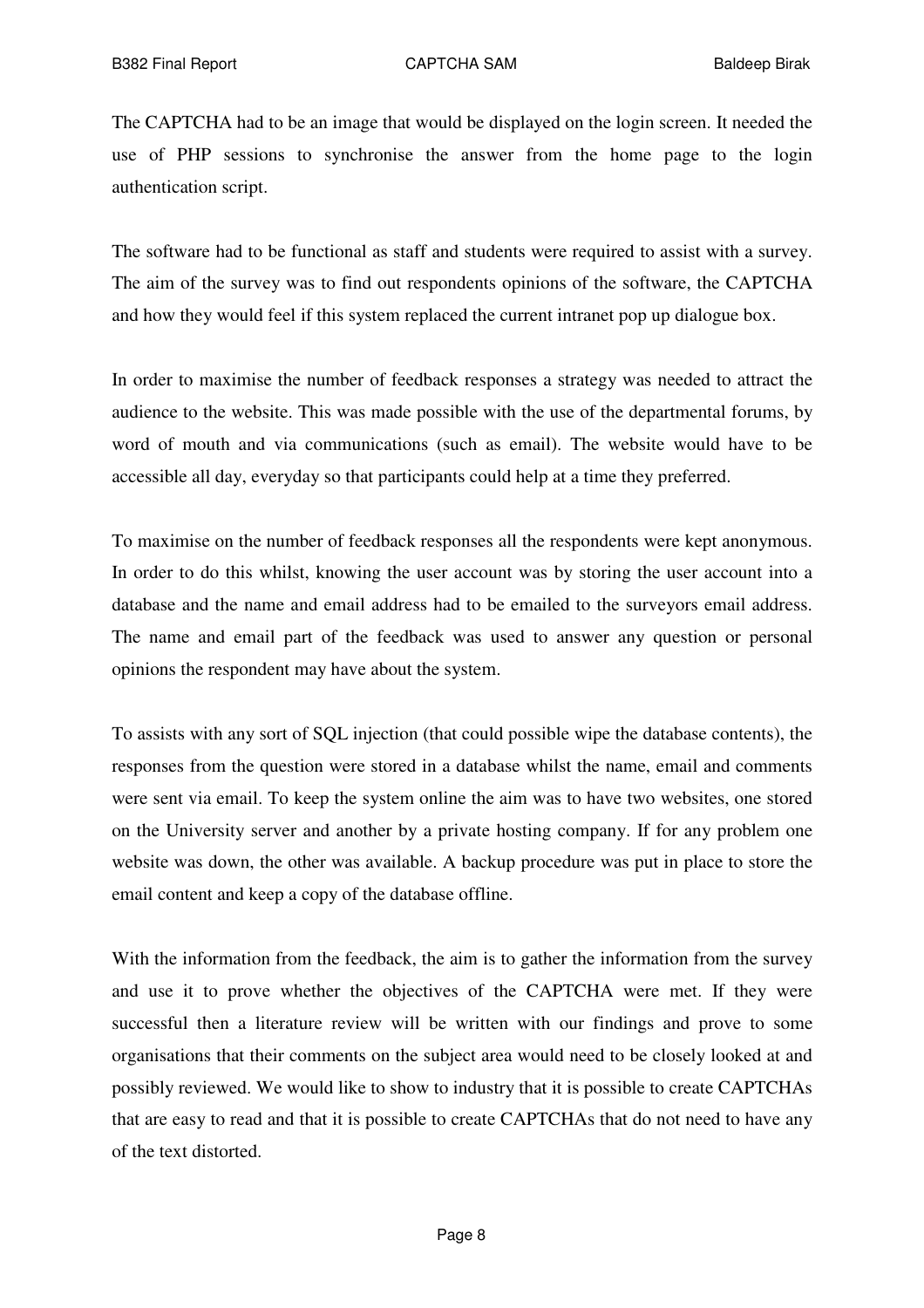The CAPTCHA had to be an image that would be displayed on the login screen. It needed the use of PHP sessions to synchronise the answer from the home page to the login authentication script.

The software had to be functional as staff and students were required to assist with a survey. The aim of the survey was to find out respondents opinions of the software, the CAPTCHA and how they would feel if this system replaced the current intranet pop up dialogue box.

In order to maximise the number of feedback responses a strategy was needed to attract the audience to the website. This was made possible with the use of the departmental forums, by word of mouth and via communications (such as email). The website would have to be accessible all day, everyday so that participants could help at a time they preferred.

To maximise on the number of feedback responses all the respondents were kept anonymous. In order to do this whilst, knowing the user account was by storing the user account into a database and the name and email address had to be emailed to the surveyors email address. The name and email part of the feedback was used to answer any question or personal opinions the respondent may have about the system.

To assists with any sort of SQL injection (that could possible wipe the database contents), the responses from the question were stored in a database whilst the name, email and comments were sent via email. To keep the system online the aim was to have two websites, one stored on the University server and another by a private hosting company. If for any problem one website was down, the other was available. A backup procedure was put in place to store the email content and keep a copy of the database offline.

With the information from the feedback, the aim is to gather the information from the survey and use it to prove whether the objectives of the CAPTCHA were met. If they were successful then a literature review will be written with our findings and prove to some organisations that their comments on the subject area would need to be closely looked at and possibly reviewed. We would like to show to industry that it is possible to create CAPTCHAs that are easy to read and that it is possible to create CAPTCHAs that do not need to have any of the text distorted.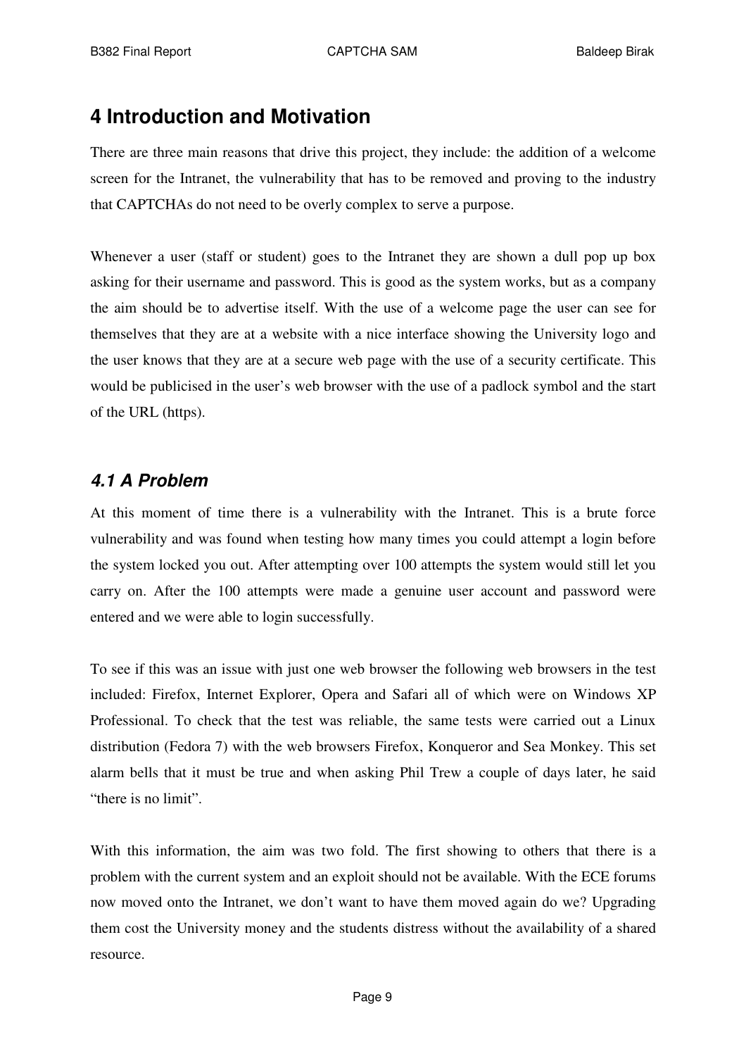# 4 Introduction and Motivation

There are three main reasons that drive this project, they include: the addition of a welcome screen for the Intranet, the vulnerability that has to be removed and proving to the industry that CAPTCHAs do not need to be overly complex to serve a purpose.

Whenever a user (staff or student) goes to the Intranet they are shown a dull pop up box asking for their username and password. This is good as the system works, but as a company the aim should be to advertise itself. With the use of a welcome page the user can see for themselves that they are at a website with a nice interface showing the University logo and the user knows that they are at a secure web page with the use of a security certificate. This would be publicised in the user's web browser with the use of a padlock symbol and the start of the URL (https).

## *4.1 A Problem*

At this moment of time there is a vulnerability with the Intranet. This is a brute force vulnerability and was found when testing how many times you could attempt a login before the system locked you out. After attempting over 100 attempts the system would still let you carry on. After the 100 attempts were made a genuine user account and password were entered and we were able to login successfully.

To see if this was an issue with just one web browser the following web browsers in the test included: Firefox, Internet Explorer, Opera and Safari all of which were on Windows XP Professional. To check that the test was reliable, the same tests were carried out a Linux distribution (Fedora 7) with the web browsers Firefox, Konqueror and Sea Monkey. This set alarm bells that it must be true and when asking Phil Trew a couple of days later, he said "there is no limit".

With this information, the aim was two fold. The first showing to others that there is a problem with the current system and an exploit should not be available. With the ECE forums now moved onto the Intranet, we don't want to have them moved again do we? Upgrading them cost the University money and the students distress without the availability of a shared resource.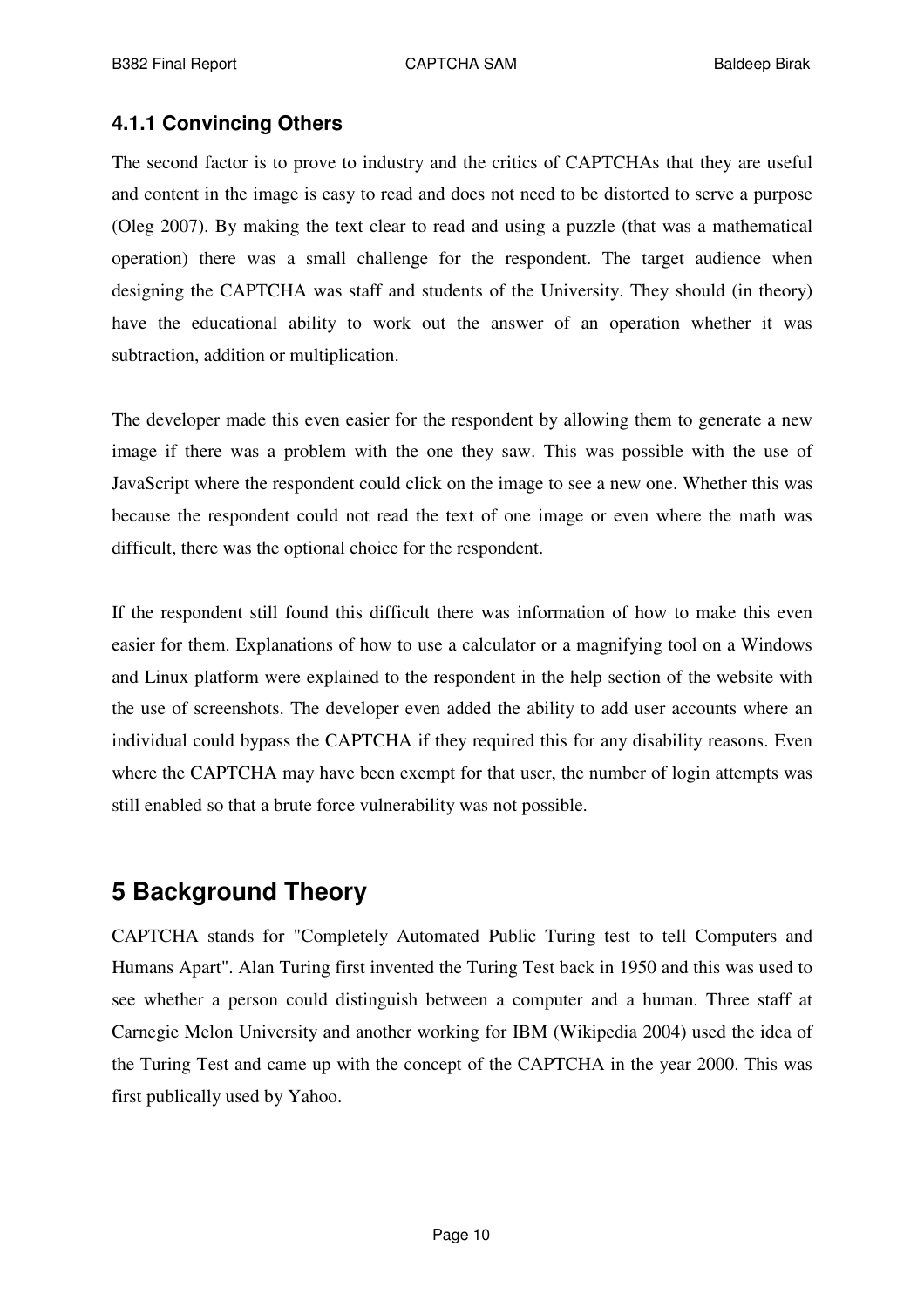### 4.1.1 Convincing Others

The second factor is to prove to industry and the critics of CAPTCHAs that they are useful and content in the image is easy to read and does not need to be distorted to serve a purpose (Oleg 2007). By making the text clear to read and using a puzzle (that was a mathematical operation) there was a small challenge for the respondent. The target audience when designing the CAPTCHA was staff and students of the University. They should (in theory) have the educational ability to work out the answer of an operation whether it was subtraction, addition or multiplication.

The developer made this even easier for the respondent by allowing them to generate a new image if there was a problem with the one they saw. This was possible with the use of JavaScript where the respondent could click on the image to see a new one. Whether this was because the respondent could not read the text of one image or even where the math was difficult, there was the optional choice for the respondent.

If the respondent still found this difficult there was information of how to make this even easier for them. Explanations of how to use a calculator or a magnifying tool on a Windows and Linux platform were explained to the respondent in the help section of the website with the use of screenshots. The developer even added the ability to add user accounts where an individual could bypass the CAPTCHA if they required this for any disability reasons. Even where the CAPTCHA may have been exempt for that user, the number of login attempts was still enabled so that a brute force vulnerability was not possible.

# 5 Background Theory

CAPTCHA stands for "Completely Automated Public Turing test to tell Computers and Humans Apart". Alan Turing first invented the Turing Test back in 1950 and this was used to see whether a person could distinguish between a computer and a human. Three staff at Carnegie Melon University and another working for IBM (Wikipedia 2004) used the idea of the Turing Test and came up with the concept of the CAPTCHA in the year 2000. This was first publically used by Yahoo.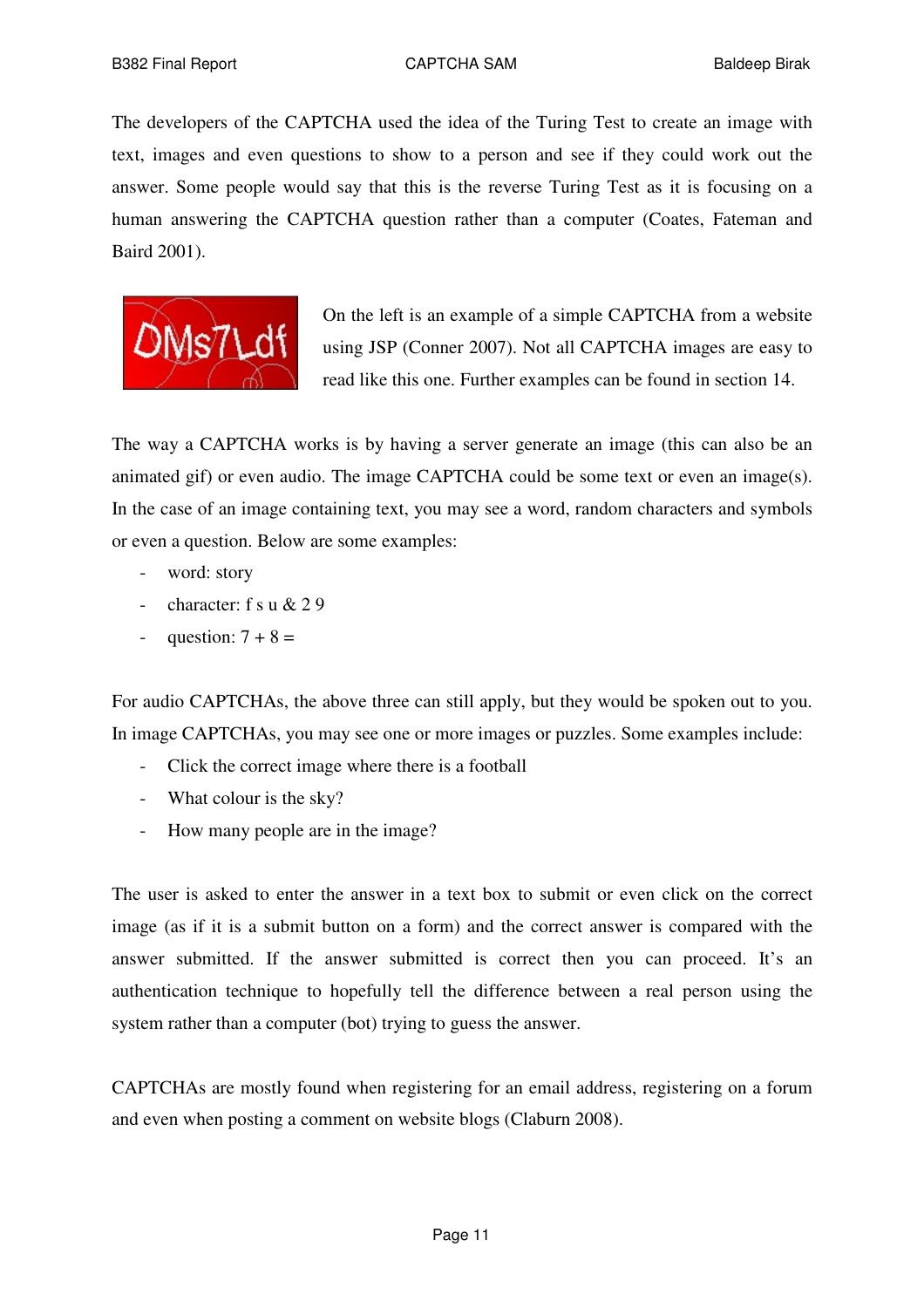The developers of the CAPTCHA used the idea of the Turing Test to create an image with text, images and even questions to show to a person and see if they could work out the answer. Some people would say that this is the reverse Turing Test as it is focusing on a human answering the CAPTCHA question rather than a computer (Coates, Fateman and Baird 2001).

On the left is an example of a simple CAPTCHA from a website using JSP (Conner 2007). Not all CAPTCHA images are easy to read like this one. Further examples can be found in section 14.

The way a CAPTCHA works is by having a server generate an image (this can also be an animated gif) or even audio. The image CAPTCHA could be some text or even an image(s). In the case of an image containing text, you may see a word, random characters and symbols or even a question. Below are some examples:

- word: story
- character: f s u & 2 9
- question: 7 + 8 =

For audio CAPTCHAs, the above three can still apply, but they would be spoken out to you. In image CAPTCHAs, you may see one or more images or puzzles. Some examples include:

- Click the correct image where there is a football
- What colour is the sky?
- How many people are in the image?

The user is asked to enter the answer in a text box to submit or even click on the correct image (as if it is a submit button on a form) and the correct answer is compared with the answer submitted. If the answer submitted is correct then you can proceed. It's an authentication technique to hopefully tell the difference between a real person using the system rather than a computer (bot) trying to guess the answer.

CAPTCHAs are mostly found when registering for an email address, registering on a forum and even when posting a comment on website blogs (Claburn 2008).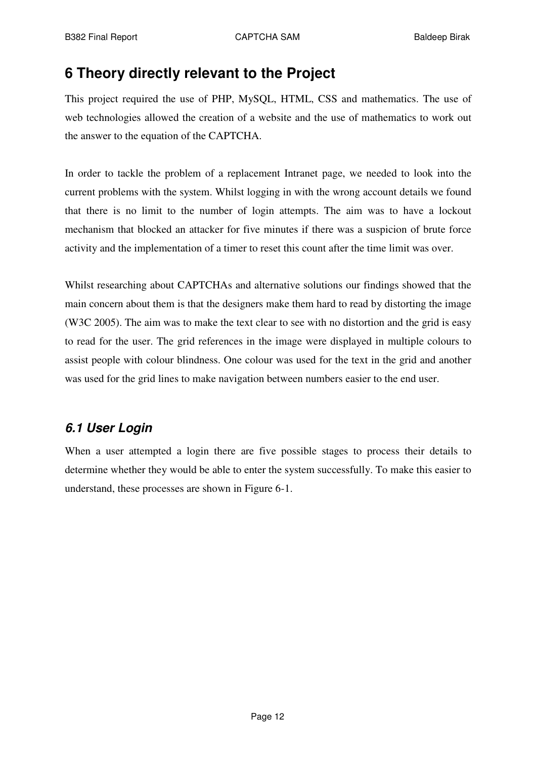# 6 Theory directly relevant to the Project

This project required the use of PHP, MySQL, HTML, CSS and mathematics. The use of web technologies allowed the creation of a website and the use of mathematics to work out the answer to the equation of the CAPTCHA.

In order to tackle the problem of a replacement Intranet page, we needed to look into the current problems with the system. Whilst logging in with the wrong account details we found that there is no limit to the number of login attempts. The aim was to have a lockout mechanism that blocked an attacker for five minutes if there was a suspicion of brute force activity and the implementation of a timer to reset this count after the time limit was over.

Whilst researching about CAPTCHAs and alternative solutions our findings showed that the main concern about them is that the designers make them hard to read by distorting the image (W3C 2005). The aim was to make the text clear to see with no distortion and the grid is easy to read for the user. The grid references in the image were displayed in multiple colours to assist people with colour blindness. One colour was used for the text in the grid and another was used for the grid lines to make navigation between numbers easier to the end user.

## *6.1 User Login*

When a user attempted a login there are five possible stages to process their details to determine whether they would be able to enter the system successfully. To make this easier to understand, these processes are shown in Figure 6-1.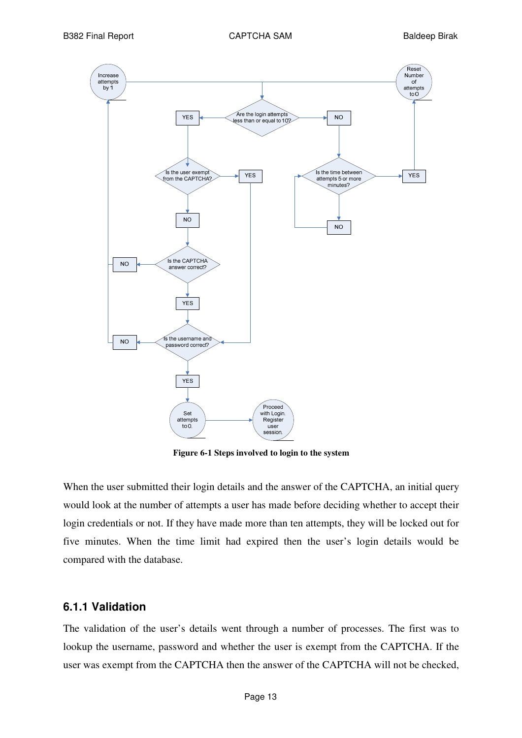**Figure 6-1 Steps involved to login to the system**

When the user submitted their login details and the answer of the CAPTCHA, an initial query would look at the number of attempts a user has made before deciding whether to accept their login credentials or not. If they have made more than ten attempts, they will be locked out for five minutes. When the time limit had expired then the user's login details would be compared with the database.

### 6.1.1 Validation

The validation of the user's details went through a number of processes. The first was to lookup the username, password and whether the user is exempt from the CAPTCHA. If the user was exempt from the CAPTCHA then the answer of the CAPTCHA will not be checked,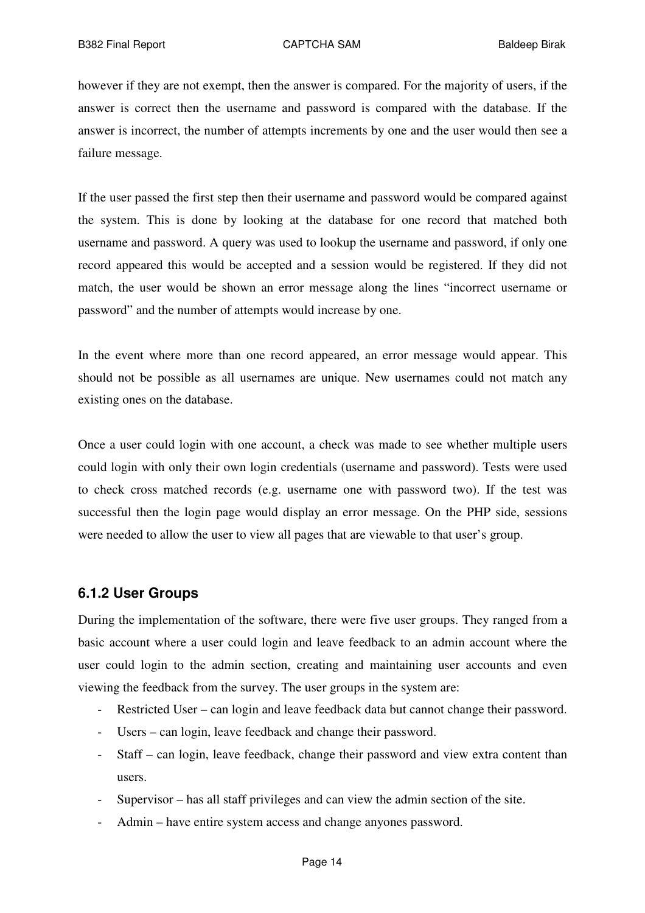however if they are not exempt, then the answer is compared. For the majority of users, if the answer is correct then the username and password is compared with the database. If the answer is incorrect, the number of attempts increments by one and the user would then see a failure message.

If the user passed the first step then their username and password would be compared against the system. This is done by looking at the database for one record that matched both username and password. A query was used to lookup the username and password, if only one record appeared this would be accepted and a session would be registered. If they did not match, the user would be shown an error message along the lines "incorrect username or password" and the number of attempts would increase by one.

In the event where more than one record appeared, an error message would appear. This should not be possible as all usernames are unique. New usernames could not match any existing ones on the database.

Once a user could login with one account, a check was made to see whether multiple users could login with only their own login credentials (username and password). Tests were used to check cross matched records (e.g. username one with password two). If the test was successful then the login page would display an error message. On the PHP side, sessions were needed to allow the user to view all pages that are viewable to that user's group.

### 6.1.2 User Groups

During the implementation of the software, there were five user groups. They ranged from a basic account where a user could login and leave feedback to an admin account where the user could login to the admin section, creating and maintaining user accounts and even viewing the feedback from the survey. The user groups in the system are:

- Restricted User – can login and leave feedback data but cannot change their password.
- Users – can login, leave feedback and change their password.
- Staff – can login, leave feedback, change their password and view extra content than users.
- Supervisor – has all staff privileges and can view the admin section of the site.
- Admin – have entire system access and change anyones password.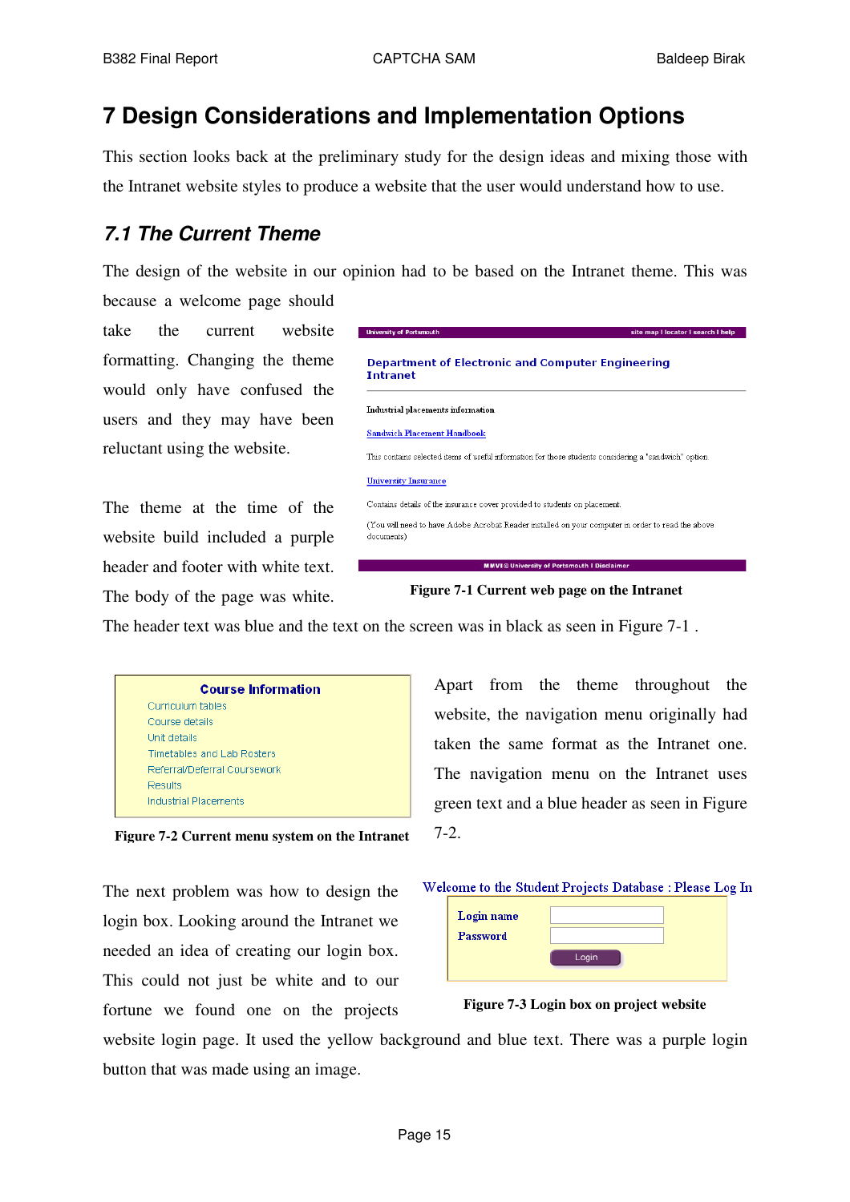# 7 Design Considerations and Implementation Options

This section looks back at the preliminary study for the design ideas and mixing those with the Intranet website styles to produce a website that the user would understand how to use.

## *7.1 The Current Theme*

The design of the website in our opinion had to be based on the Intranet theme. This was because a welcome page should take the current website formatting. Changing the theme would only have confused the users and they may have been reluctant using the website.

The theme at the time of the website build included a purple header and footer with white text. The body of the page was white. The header text was blue and the text on the screen was in black as seen in Figure 7-1 .

**Figure 7-1 Current web page on the Intranet**

Apart from the theme throughout the website, the navigation menu originally had taken the same format as the Intranet one. The navigation menu on the Intranet uses green text and a blue header as seen in Figure 7-2.

**Figure 7-2 Current menu system on the Intranet**

The next problem was how to design the login box. Looking around the Intranet we needed an idea of creating our login box. This could not just be white and to our fortune we found one on the projects website login page. It used the yellow background and blue text. There was a purple login button that was made using an image.

**Figure 7-3 Login box on project website**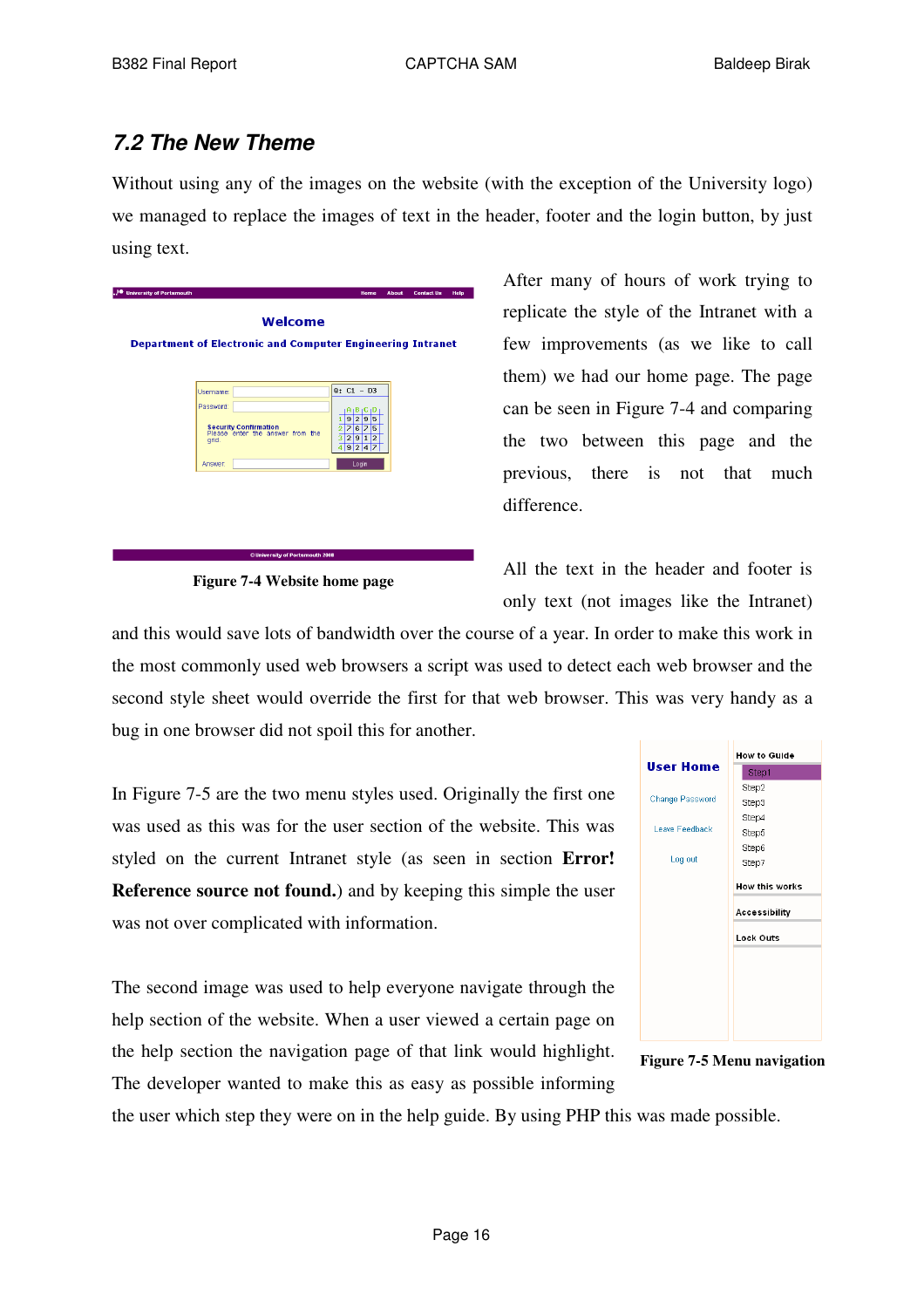## 7.2 The New Theme

Without using any of the images on the website (with the exception of the University logo) we managed to replace the images of text in the header, footer and the login button, by just using text.

After many of hours of work trying to replicate the style of the Intranet with a few improvements (as we like to call them) we had our home page. The page can be seen in Figure 7-4 and comparing the two between this page and the previous, there is not that much difference.

**Figure 7-4 Website home page**

All the text in the header and footer is only text (not images like the Intranet) and this would save lots of bandwidth over the course of a year. In order to make this work in the most commonly used web browsers a script was used to detect each web browser and the second style sheet would override the first for that web browser. This was very handy as a bug in one browser did not spoil this for another.

In Figure 7-5 are the two menu styles used. Originally the first one was used as this was for the user section of the website. This was styled on the current Intranet style (as seen in section **Error! Reference source not found.**) and by keeping this simple the user was not over complicated with information.

The second image was used to help everyone navigate through the help section of the website. When a user viewed a certain page on the help section the navigation page of that link would highlight. The developer wanted to make this as easy as possible informing the user which step they were on in the help guide. By using PHP this was made possible.

**Figure 7-5 Menu navigation**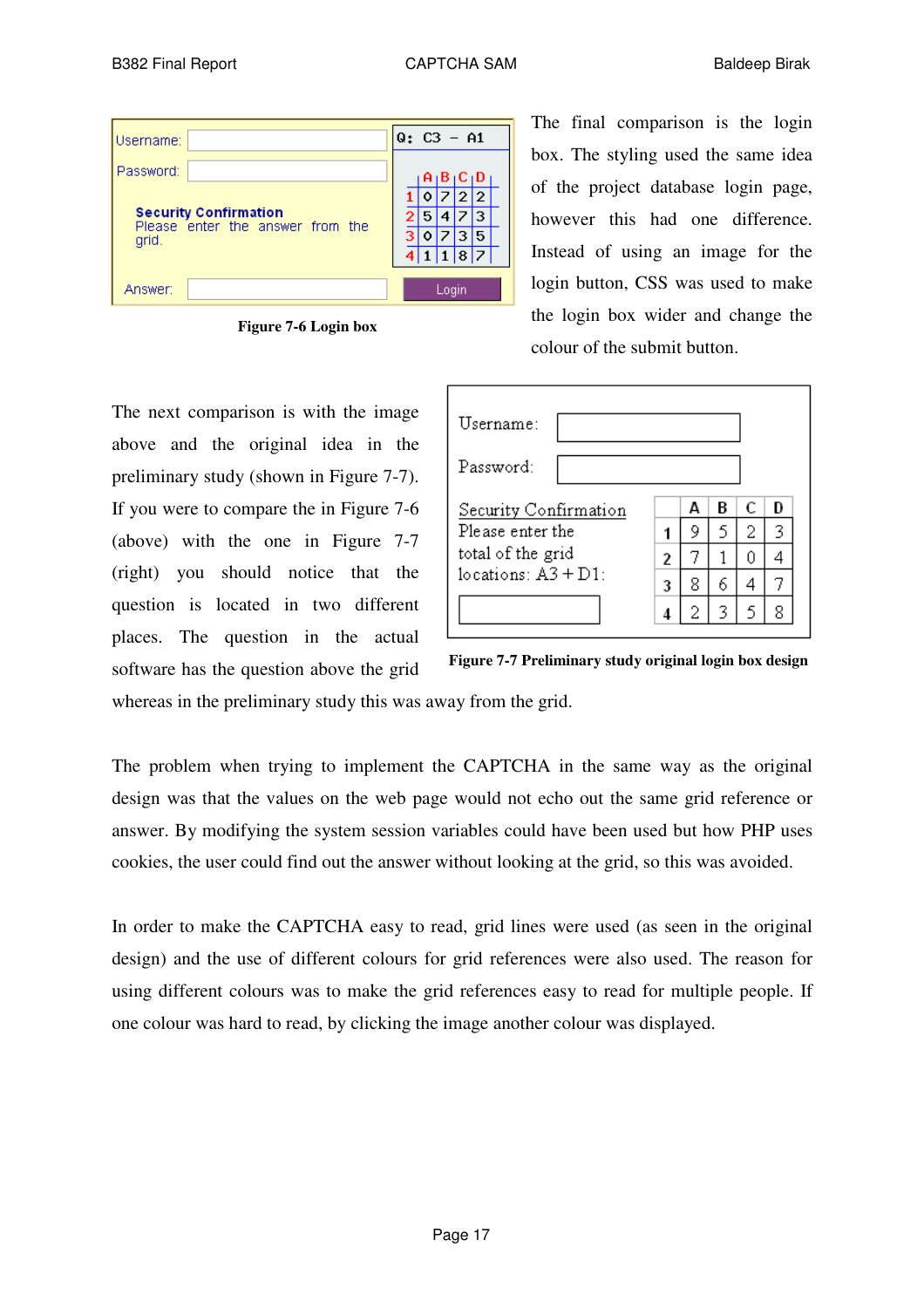| Username: | | Q: C3 – A1 |
|---|---|---|
| Password: | | |
| **Security Confirmation** Please enter the answer from the grid. | | |
| Answer: | | Login |

| | A | B | C | D |
|---|---|---|---|---|
| 1 | 0 | 7 | 2 | 2 |
| 2 | 5 | 4 | 7 | 3 |
| 3 | 0 | 7 | 3 | 5 |
| 4 | 1 | 1 | 8 | 7 |

**Figure 7-6 Login box**

The final comparison is the login box. The styling used the same idea of the project database login page, however this had one difference. Instead of using an image for the login button, CSS was used to make the login box wider and change the colour of the submit button.

The next comparison is with the image above and the original idea in the preliminary study (shown in Figure 7-7). If you were to compare the in Figure 7-6 (above) with the one in Figure 7-7 (right) you should notice that the question is located in two different places. The question in the actual software has the question above the grid whereas in the preliminary study this was away from the grid.

Username:

Password:

Security Confirmation
Please enter the total of the grid locations: A3 + D1:

| | A | B | C | D |
|---|---|---|---|---|
| 1 | 9 | 5 | 2 | 3 |
| 2 | 7 | 1 | 0 | 4 |
| 3 | 8 | 6 | 4 | 7 |
| 4 | 2 | 3 | 5 | 8 |

**Figure 7-7 Preliminary study original login box design**

The problem when trying to implement the CAPTCHA in the same way as the original design was that the values on the web page would not echo out the same grid reference or answer. By modifying the system session variables could have been used but how PHP uses cookies, the user could find out the answer without looking at the grid, so this was avoided.

In order to make the CAPTCHA easy to read, grid lines were used (as seen in the original design) and the use of different colours for grid references were also used. The reason for using different colours was to make the grid references easy to read for multiple people. If one colour was hard to read, by clicking the image another colour was displayed.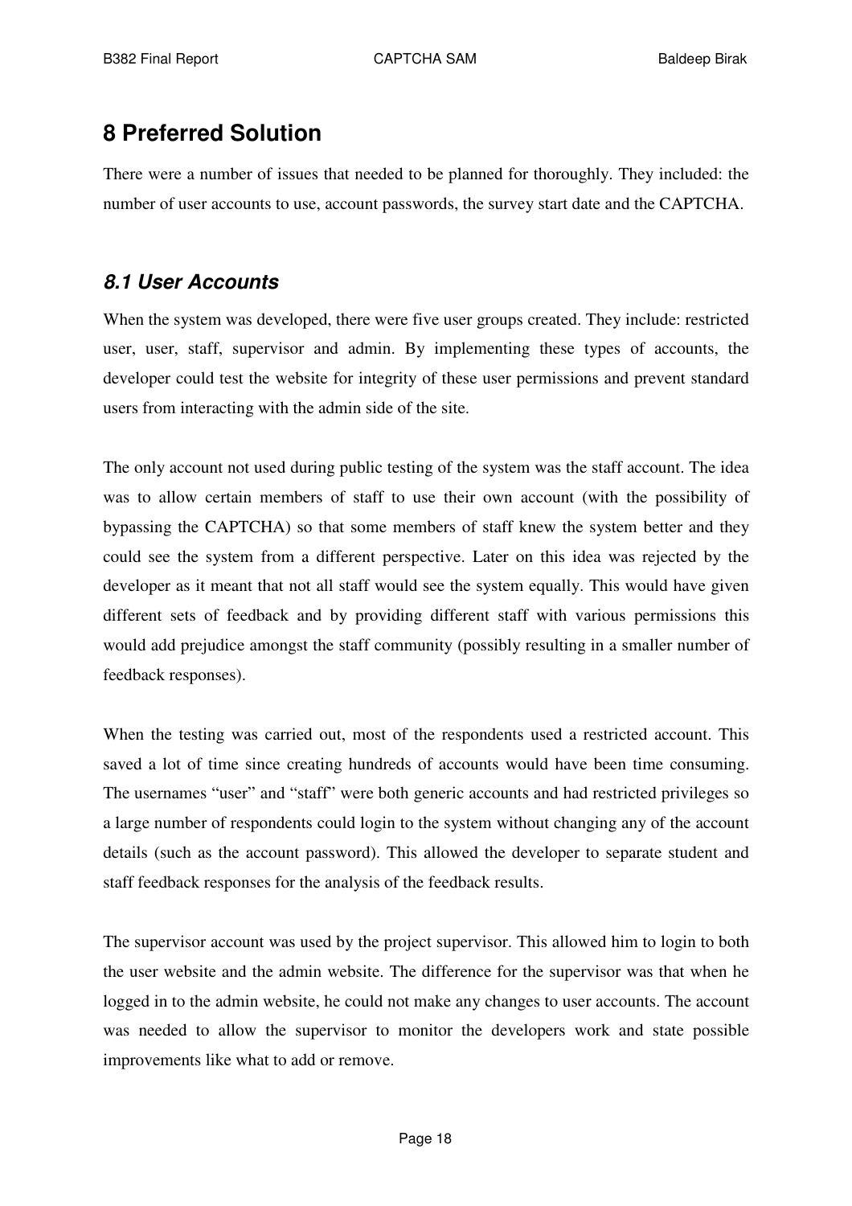# 8 Preferred Solution

There were a number of issues that needed to be planned for thoroughly. They included: the number of user accounts to use, account passwords, the survey start date and the CAPTCHA.

## *8.1 User Accounts*

When the system was developed, there were five user groups created. They include: restricted user, user, staff, supervisor and admin. By implementing these types of accounts, the developer could test the website for integrity of these user permissions and prevent standard users from interacting with the admin side of the site.

The only account not used during public testing of the system was the staff account. The idea was to allow certain members of staff to use their own account (with the possibility of bypassing the CAPTCHA) so that some members of staff knew the system better and they could see the system from a different perspective. Later on this idea was rejected by the developer as it meant that not all staff would see the system equally. This would have given different sets of feedback and by providing different staff with various permissions this would add prejudice amongst the staff community (possibly resulting in a smaller number of feedback responses).

When the testing was carried out, most of the respondents used a restricted account. This saved a lot of time since creating hundreds of accounts would have been time consuming. The usernames "user" and "staff" were both generic accounts and had restricted privileges so a large number of respondents could login to the system without changing any of the account details (such as the account password). This allowed the developer to separate student and staff feedback responses for the analysis of the feedback results.

The supervisor account was used by the project supervisor. This allowed him to login to both the user website and the admin website. The difference for the supervisor was that when he logged in to the admin website, he could not make any changes to user accounts. The account was needed to allow the supervisor to monitor the developers work and state possible improvements like what to add or remove.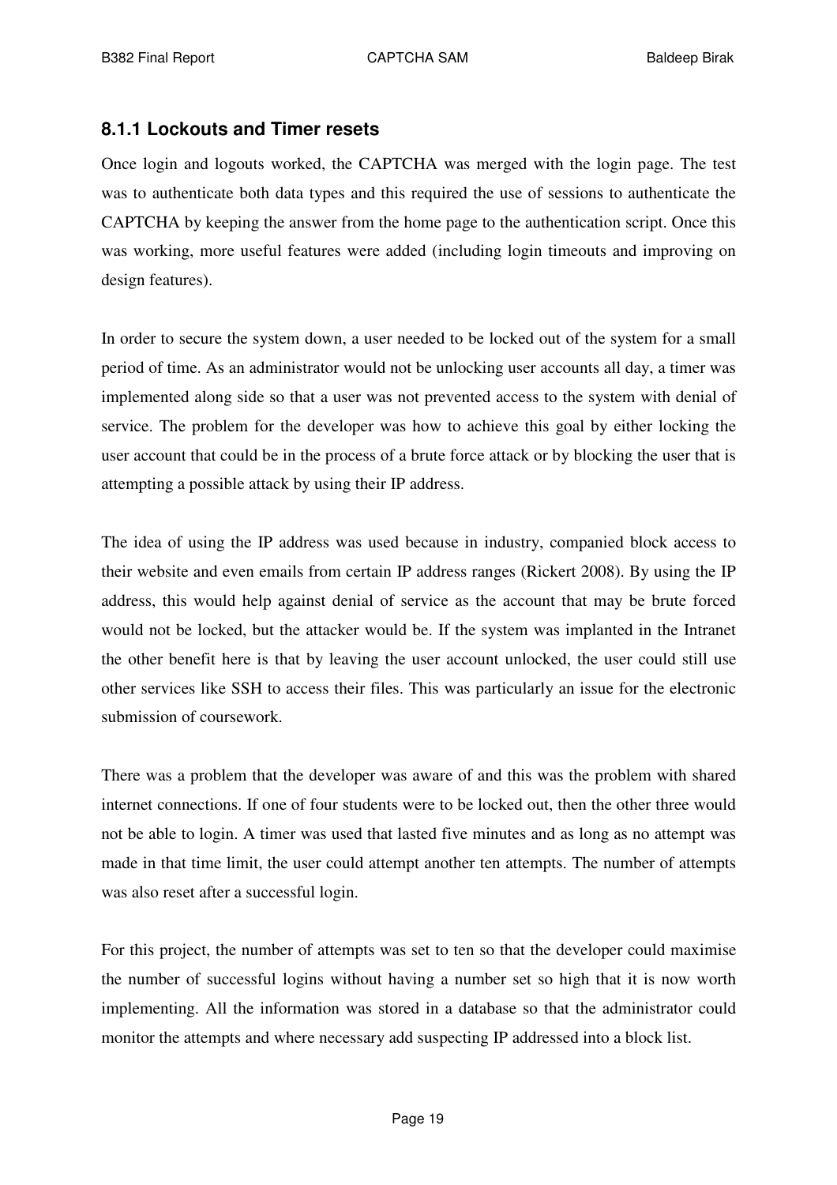### 8.1.1 Lockouts and Timer resets

Once login and logouts worked, the CAPTCHA was merged with the login page. The test was to authenticate both data types and this required the use of sessions to authenticate the CAPTCHA by keeping the answer from the home page to the authentication script. Once this was working, more useful features were added (including login timeouts and improving on design features).

In order to secure the system down, a user needed to be locked out of the system for a small period of time. As an administrator would not be unlocking user accounts all day, a timer was implemented along side so that a user was not prevented access to the system with denial of service. The problem for the developer was how to achieve this goal by either locking the user account that could be in the process of a brute force attack or by blocking the user that is attempting a possible attack by using their IP address.

The idea of using the IP address was used because in industry, companied block access to their website and even emails from certain IP address ranges (Rickert 2008). By using the IP address, this would help against denial of service as the account that may be brute forced would not be locked, but the attacker would be. If the system was implanted in the Intranet the other benefit here is that by leaving the user account unlocked, the user could still use other services like SSH to access their files. This was particularly an issue for the electronic submission of coursework.

There was a problem that the developer was aware of and this was the problem with shared internet connections. If one of four students were to be locked out, then the other three would not be able to login. A timer was used that lasted five minutes and as long as no attempt was made in that time limit, the user could attempt another ten attempts. The number of attempts was also reset after a successful login.

For this project, the number of attempts was set to ten so that the developer could maximise the number of successful logins without having a number set so high that it is now worth implementing. All the information was stored in a database so that the administrator could monitor the attempts and where necessary add suspecting IP addressed into a block list.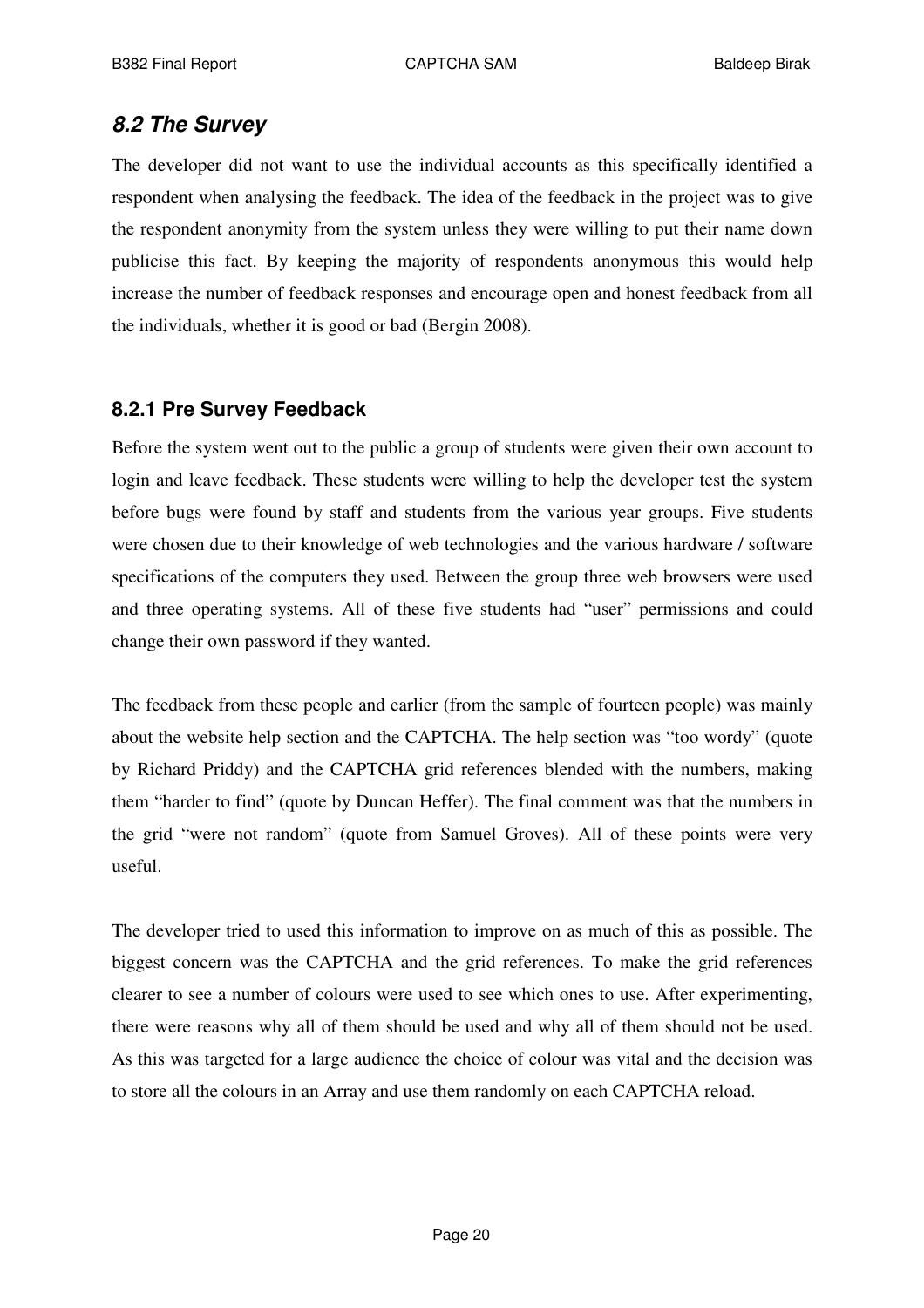## *8.2 The Survey*

The developer did not want to use the individual accounts as this specifically identified a respondent when analysing the feedback. The idea of the feedback in the project was to give the respondent anonymity from the system unless they were willing to put their name down publicise this fact. By keeping the majority of respondents anonymous this would help increase the number of feedback responses and encourage open and honest feedback from all the individuals, whether it is good or bad (Bergin 2008).

### 8.2.1 Pre Survey Feedback

Before the system went out to the public a group of students were given their own account to login and leave feedback. These students were willing to help the developer test the system before bugs were found by staff and students from the various year groups. Five students were chosen due to their knowledge of web technologies and the various hardware / software specifications of the computers they used. Between the group three web browsers were used and three operating systems. All of these five students had "user" permissions and could change their own password if they wanted.

The feedback from these people and earlier (from the sample of fourteen people) was mainly about the website help section and the CAPTCHA. The help section was "too wordy" (quote by Richard Priddy) and the CAPTCHA grid references blended with the numbers, making them "harder to find" (quote by Duncan Heffer). The final comment was that the numbers in the grid "were not random" (quote from Samuel Groves). All of these points were very useful.

The developer tried to used this information to improve on as much of this as possible. The biggest concern was the CAPTCHA and the grid references. To make the grid references clearer to see a number of colours were used to see which ones to use. After experimenting, there were reasons why all of them should be used and why all of them should not be used. As this was targeted for a large audience the choice of colour was vital and the decision was to store all the colours in an Array and use them randomly on each CAPTCHA reload.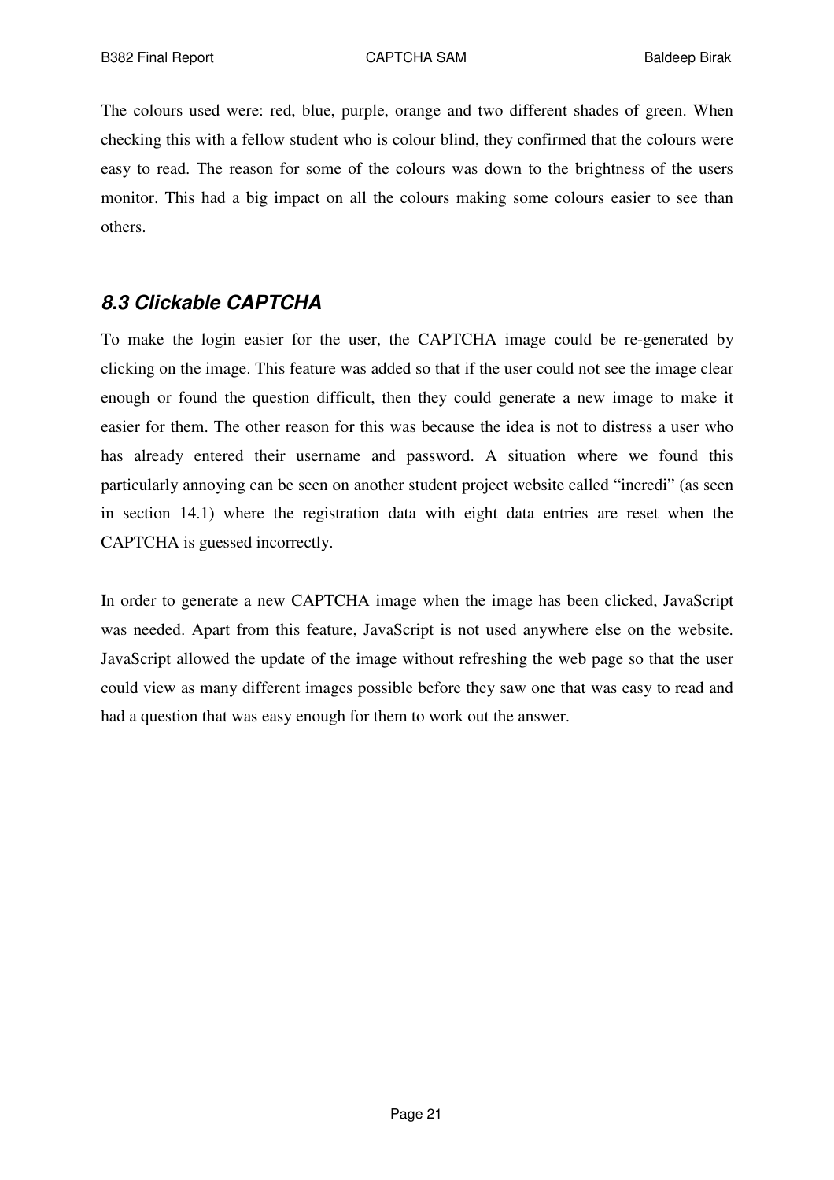The colours used were: red, blue, purple, orange and two different shades of green. When checking this with a fellow student who is colour blind, they confirmed that the colours were easy to read. The reason for some of the colours was down to the brightness of the users monitor. This had a big impact on all the colours making some colours easier to see than others.

### *8.3 Clickable CAPTCHA*

To make the login easier for the user, the CAPTCHA image could be re-generated by clicking on the image. This feature was added so that if the user could not see the image clear enough or found the question difficult, then they could generate a new image to make it easier for them. The other reason for this was because the idea is not to distress a user who has already entered their username and password. A situation where we found this particularly annoying can be seen on another student project website called "incredi" (as seen in section 14.1) where the registration data with eight data entries are reset when the CAPTCHA is guessed incorrectly.

In order to generate a new CAPTCHA image when the image has been clicked, JavaScript was needed. Apart from this feature, JavaScript is not used anywhere else on the website. JavaScript allowed the update of the image without refreshing the web page so that the user could view as many different images possible before they saw one that was easy to read and had a question that was easy enough for them to work out the answer.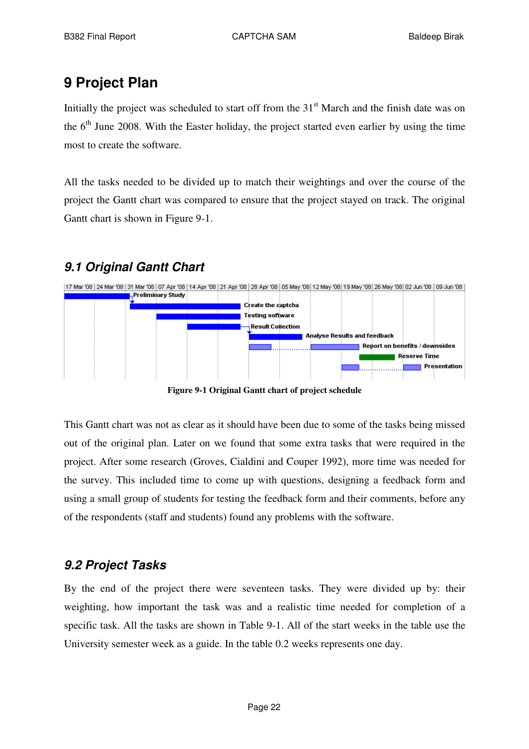# 9 Project Plan

Initially the project was scheduled to start off from the 31st March and the finish date was on the 6th June 2008. With the Easter holiday, the project started even earlier by using the time most to create the software.

All the tasks needed to be divided up to match their weightings and over the course of the project the Gantt chart was compared to ensure that the project stayed on track. The original Gantt chart is shown in Figure 9-1.

## 9.1 Original Gantt Chart

**Figure 9-1 Original Gantt chart of project schedule**

This Gantt chart was not as clear as it should have been due to some of the tasks being missed out of the original plan. Later on we found that some extra tasks that were required in the project. After some research (Groves, Cialdini and Couper 1992), more time was needed for the survey. This included time to come up with questions, designing a feedback form and using a small group of students for testing the feedback form and their comments, before any of the respondents (staff and students) found any problems with the software.

## 9.2 Project Tasks

By the end of the project there were seventeen tasks. They were divided up by: their weighting, how important the task was and a realistic time needed for completion of a specific task. All the tasks are shown in Table 9-1. All of the start weeks in the table use the University semester week as a guide. In the table 0.2 weeks represents one day.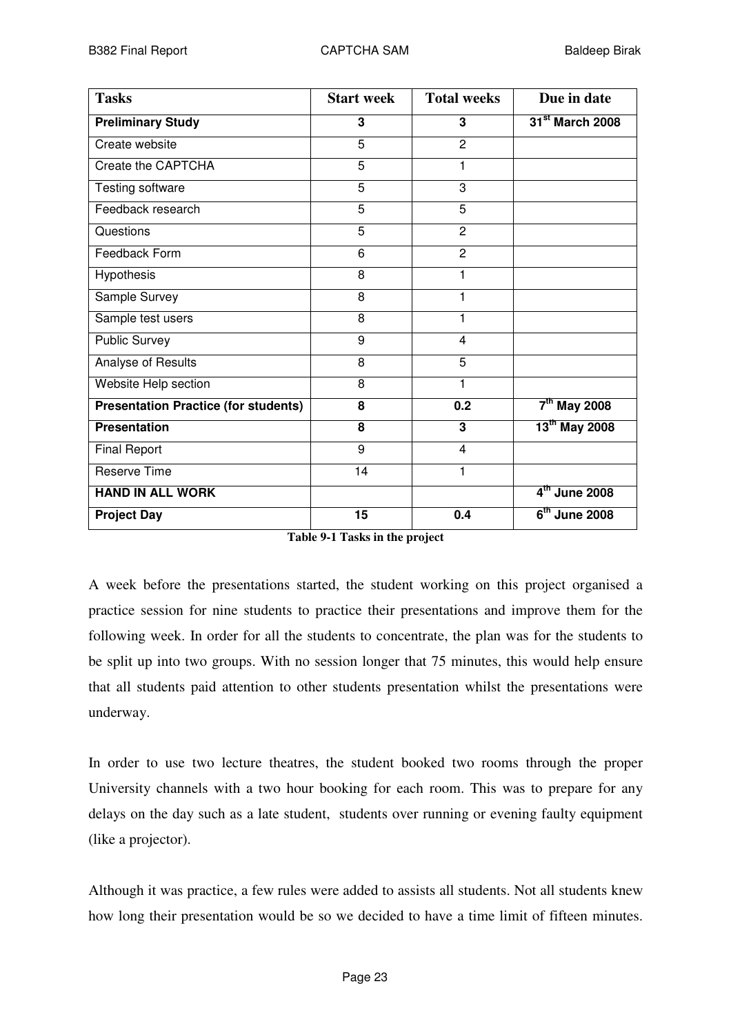| Tasks | Start week | Total weeks | Due in date |
|---|---|---|---|
| **Preliminary Study** | **3** | **3** | **31st March 2008** |
| Create website | 5 | 2 | |
| Create the CAPTCHA | 5 | 1 | |
| Testing software | 5 | 3 | |
| Feedback research | 5 | 5 | |
| Questions | 5 | 2 | |
| Feedback Form | 6 | 2 | |
| Hypothesis | 8 | 1 | |
| Sample Survey | 8 | 1 | |
| Sample test users | 8 | 1 | |
| Public Survey | 9 | 4 | |
| Analyse of Results | 8 | 5 | |
| Website Help section | 8 | 1 | |
| **Presentation Practice (for students)** | **8** | **0.2** | **7th May 2008** |
| **Presentation** | **8** | **3** | **13th May 2008** |
| Final Report | 9 | 4 | |
| Reserve Time | 14 | 1 | |
| **HAND IN ALL WORK** | | | **4th June 2008** |
| **Project Day** | **15** | **0.4** | **6th June 2008** |

**Table 9-1 Tasks in the project**

A week before the presentations started, the student working on this project organised a practice session for nine students to practice their presentations and improve them for the following week. In order for all the students to concentrate, the plan was for the students to be split up into two groups. With no session longer that 75 minutes, this would help ensure that all students paid attention to other students presentation whilst the presentations were underway.

In order to use two lecture theatres, the student booked two rooms through the proper University channels with a two hour booking for each room. This was to prepare for any delays on the day such as a late student, students over running or evening faulty equipment (like a projector).

Although it was practice, a few rules were added to assists all students. Not all students knew how long their presentation would be so we decided to have a time limit of fifteen minutes.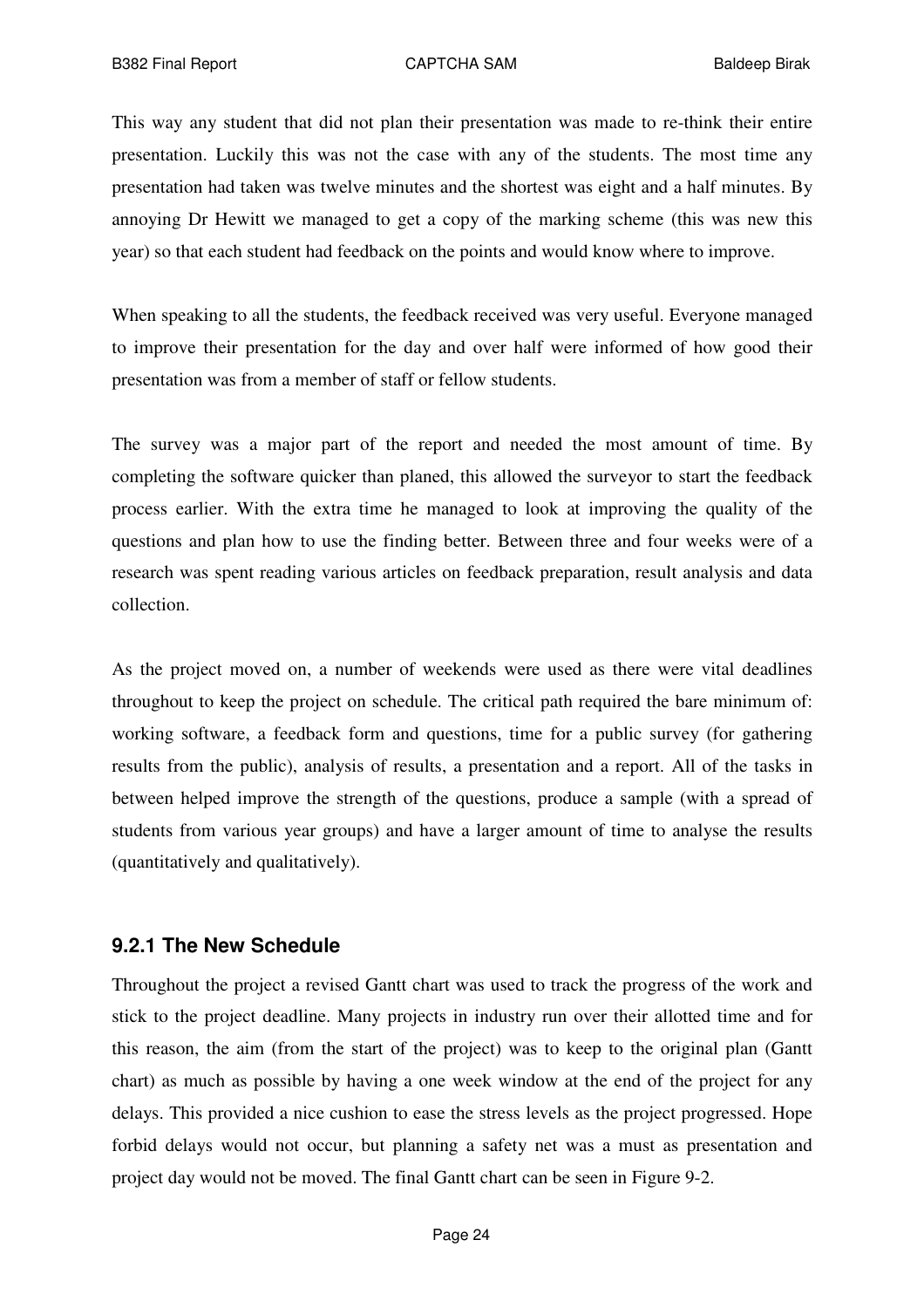This way any student that did not plan their presentation was made to re-think their entire presentation. Luckily this was not the case with any of the students. The most time any presentation had taken was twelve minutes and the shortest was eight and a half minutes. By annoying Dr Hewitt we managed to get a copy of the marking scheme (this was new this year) so that each student had feedback on the points and would know where to improve.

When speaking to all the students, the feedback received was very useful. Everyone managed to improve their presentation for the day and over half were informed of how good their presentation was from a member of staff or fellow students.

The survey was a major part of the report and needed the most amount of time. By completing the software quicker than planed, this allowed the surveyor to start the feedback process earlier. With the extra time he managed to look at improving the quality of the questions and plan how to use the finding better. Between three and four weeks were of a research was spent reading various articles on feedback preparation, result analysis and data collection.

As the project moved on, a number of weekends were used as there were vital deadlines throughout to keep the project on schedule. The critical path required the bare minimum of: working software, a feedback form and questions, time for a public survey (for gathering results from the public), analysis of results, a presentation and a report. All of the tasks in between helped improve the strength of the questions, produce a sample (with a spread of students from various year groups) and have a larger amount of time to analyse the results (quantitatively and qualitatively).

### 9.2.1 The New Schedule

Throughout the project a revised Gantt chart was used to track the progress of the work and stick to the project deadline. Many projects in industry run over their allotted time and for this reason, the aim (from the start of the project) was to keep to the original plan (Gantt chart) as much as possible by having a one week window at the end of the project for any delays. This provided a nice cushion to ease the stress levels as the project progressed. Hope forbid delays would not occur, but planning a safety net was a must as presentation and project day would not be moved. The final Gantt chart can be seen in Figure 9-2.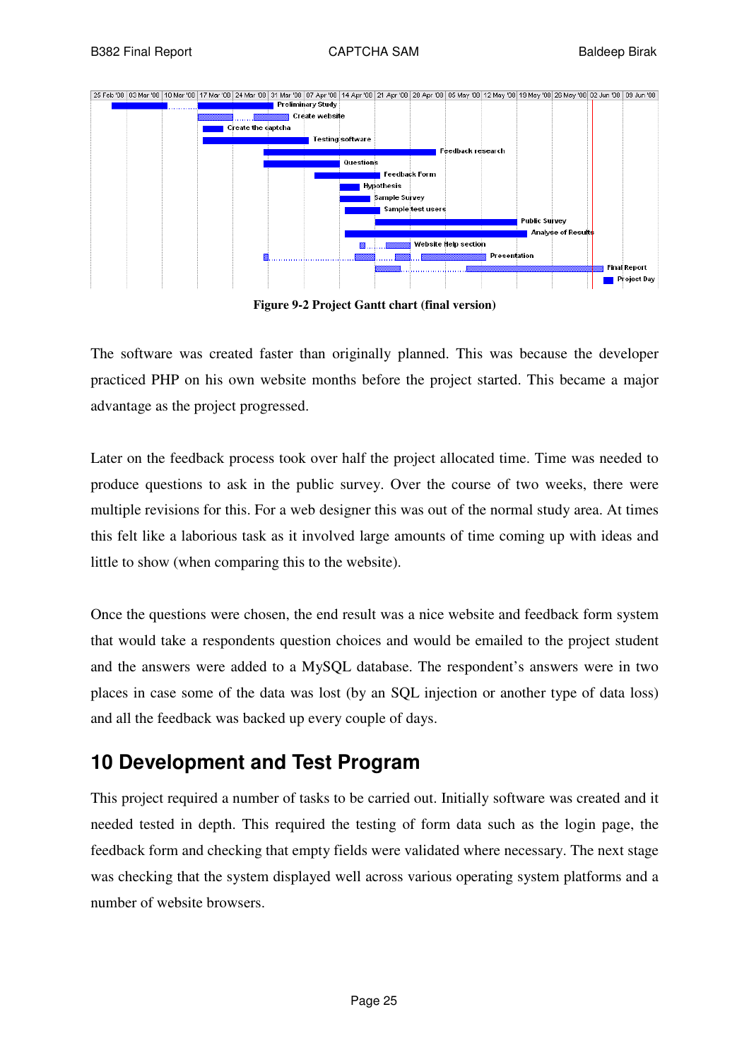Figure 9-2 Project Gantt chart (final version)

The software was created faster than originally planned. This was because the developer practiced PHP on his own website months before the project started. This became a major advantage as the project progressed.

Later on the feedback process took over half the project allocated time. Time was needed to produce questions to ask in the public survey. Over the course of two weeks, there were multiple revisions for this. For a web designer this was out of the normal study area. At times this felt like a laborious task as it involved large amounts of time coming up with ideas and little to show (when comparing this to the website).

Once the questions were chosen, the end result was a nice website and feedback form system that would take a respondents question choices and would be emailed to the project student and the answers were added to a MySQL database. The respondent's answers were in two places in case some of the data was lost (by an SQL injection or another type of data loss) and all the feedback was backed up every couple of days.

# 10 Development and Test Program

This project required a number of tasks to be carried out. Initially software was created and it needed tested in depth. This required the testing of form data such as the login page, the feedback form and checking that empty fields were validated where necessary. The next stage was checking that the system displayed well across various operating system platforms and a number of website browsers.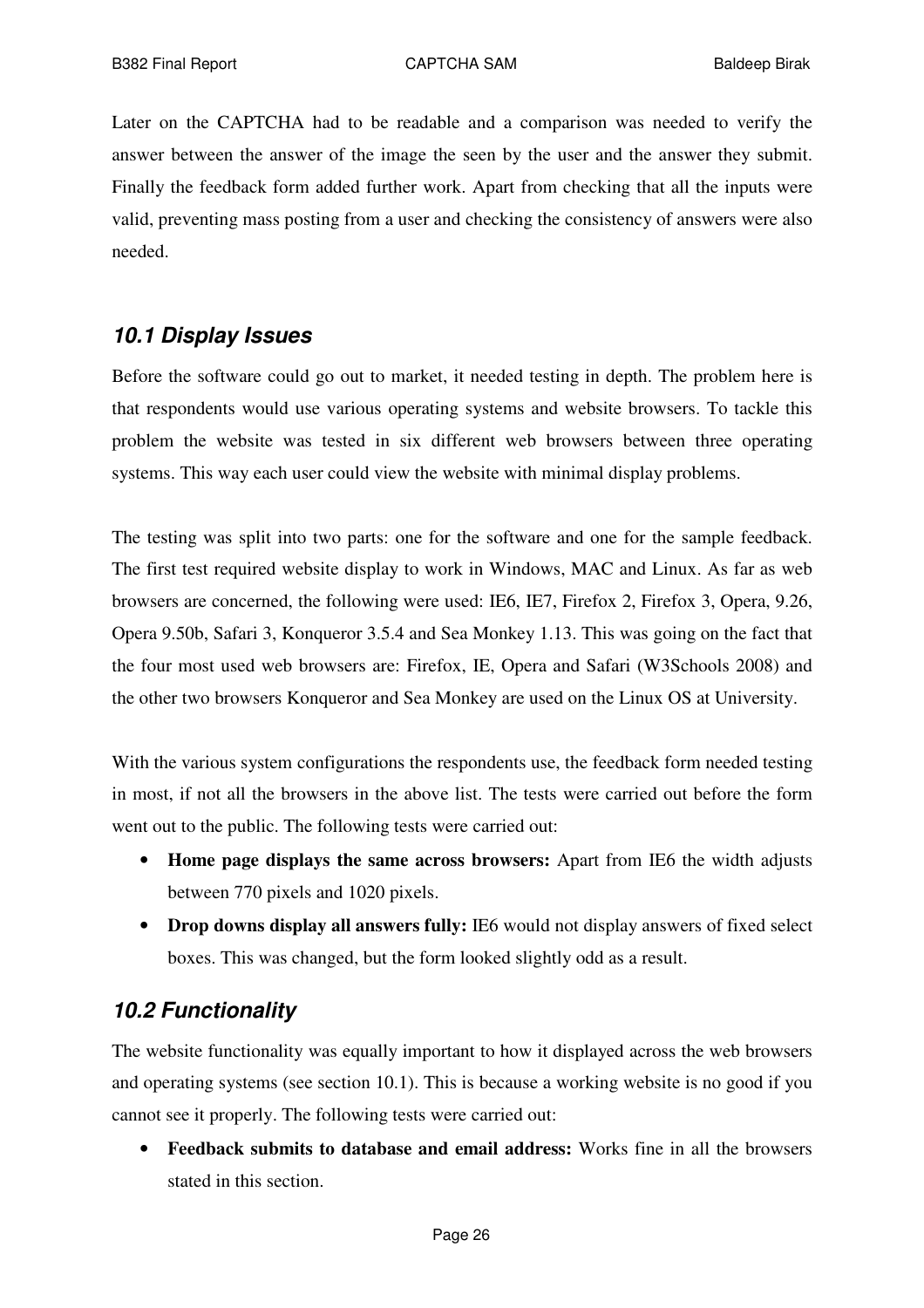Later on the CAPTCHA had to be readable and a comparison was needed to verify the answer between the answer of the image the seen by the user and the answer they submit. Finally the feedback form added further work. Apart from checking that all the inputs were valid, preventing mass posting from a user and checking the consistency of answers were also needed.

### 10.1 Display Issues

Before the software could go out to market, it needed testing in depth. The problem here is that respondents would use various operating systems and website browsers. To tackle this problem the website was tested in six different web browsers between three operating systems. This way each user could view the website with minimal display problems.

The testing was split into two parts: one for the software and one for the sample feedback. The first test required website display to work in Windows, MAC and Linux. As far as web browsers are concerned, the following were used: IE6, IE7, Firefox 2, Firefox 3, Opera, 9.26, Opera 9.50b, Safari 3, Konqueror 3.5.4 and Sea Monkey 1.13. This was going on the fact that the four most used web browsers are: Firefox, IE, Opera and Safari (W3Schools 2008) and the other two browsers Konqueror and Sea Monkey are used on the Linux OS at University.

With the various system configurations the respondents use, the feedback form needed testing in most, if not all the browsers in the above list. The tests were carried out before the form went out to the public. The following tests were carried out:

- **Home page displays the same across browsers:** Apart from IE6 the width adjusts between 770 pixels and 1020 pixels.
- **Drop downs display all answers fully:** IE6 would not display answers of fixed select boxes. This was changed, but the form looked slightly odd as a result.

### 10.2 Functionality

The website functionality was equally important to how it displayed across the web browsers and operating systems (see section 10.1). This is because a working website is no good if you cannot see it properly. The following tests were carried out:

- **Feedback submits to database and email address:** Works fine in all the browsers stated in this section.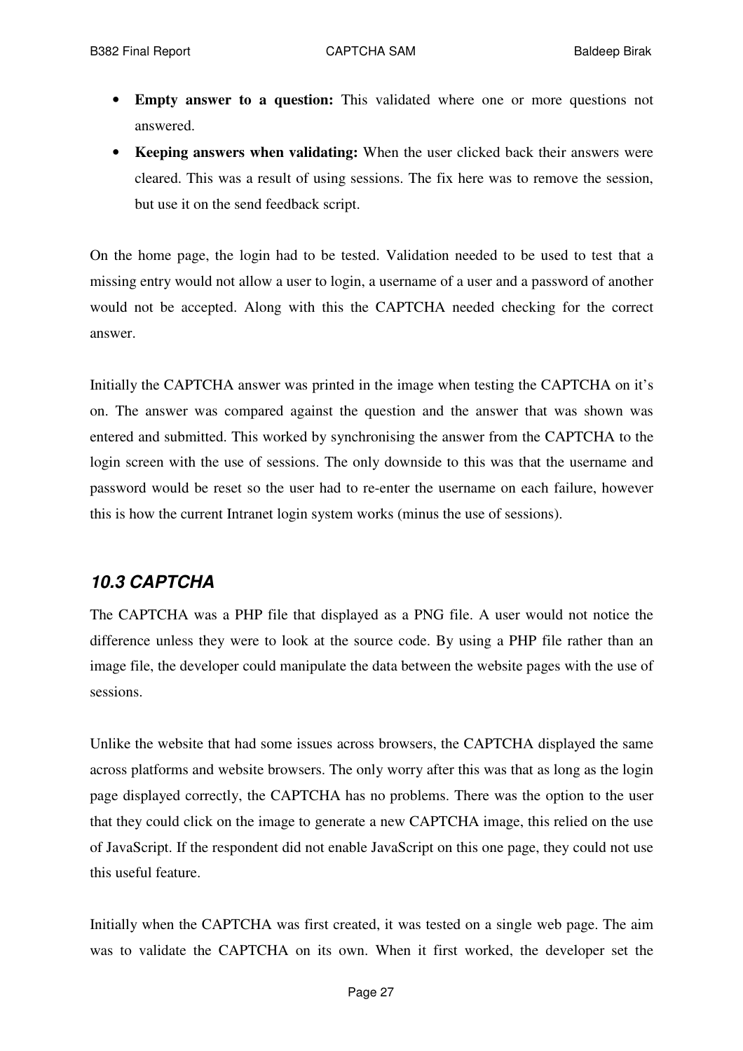- **Empty answer to a question:** This validated where one or more questions not answered.
- **Keeping answers when validating:** When the user clicked back their answers were cleared. This was a result of using sessions. The fix here was to remove the session, but use it on the send feedback script.

On the home page, the login had to be tested. Validation needed to be used to test that a missing entry would not allow a user to login, a username of a user and a password of another would not be accepted. Along with this the CAPTCHA needed checking for the correct answer.

Initially the CAPTCHA answer was printed in the image when testing the CAPTCHA on it's on. The answer was compared against the question and the answer that was shown was entered and submitted. This worked by synchronising the answer from the CAPTCHA to the login screen with the use of sessions. The only downside to this was that the username and password would be reset so the user had to re-enter the username on each failure, however this is how the current Intranet login system works (minus the use of sessions).

### 10.3 CAPTCHA

The CAPTCHA was a PHP file that displayed as a PNG file. A user would not notice the difference unless they were to look at the source code. By using a PHP file rather than an image file, the developer could manipulate the data between the website pages with the use of sessions.

Unlike the website that had some issues across browsers, the CAPTCHA displayed the same across platforms and website browsers. The only worry after this was that as long as the login page displayed correctly, the CAPTCHA has no problems. There was the option to the user that they could click on the image to generate a new CAPTCHA image, this relied on the use of JavaScript. If the respondent did not enable JavaScript on this one page, they could not use this useful feature.

Initially when the CAPTCHA was first created, it was tested on a single web page. The aim was to validate the CAPTCHA on its own. When it first worked, the developer set the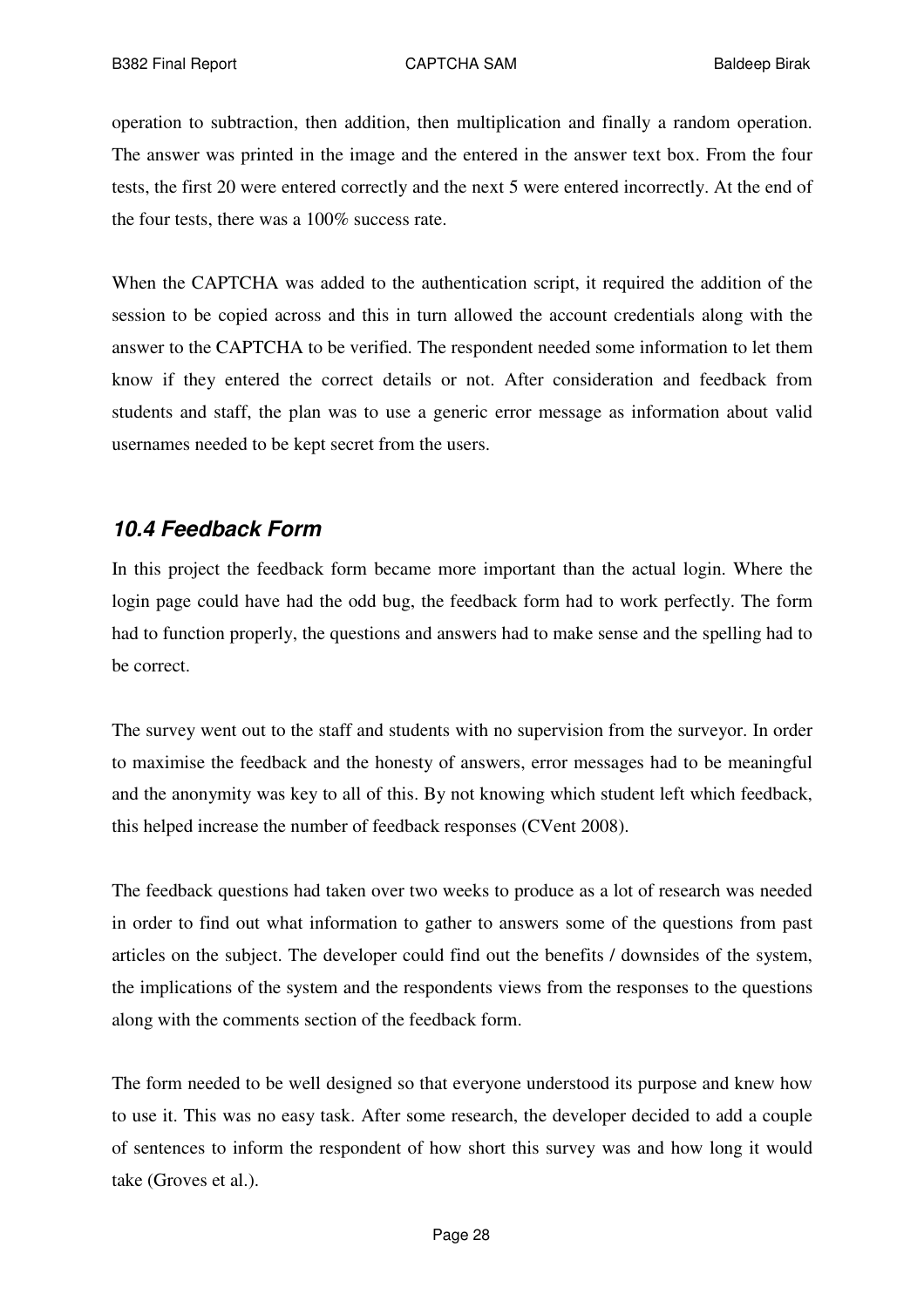operation to subtraction, then addition, then multiplication and finally a random operation. The answer was printed in the image and the entered in the answer text box. From the four tests, the first 20 were entered correctly and the next 5 were entered incorrectly. At the end of the four tests, there was a 100% success rate.

When the CAPTCHA was added to the authentication script, it required the addition of the session to be copied across and this in turn allowed the account credentials along with the answer to the CAPTCHA to be verified. The respondent needed some information to let them know if they entered the correct details or not. After consideration and feedback from students and staff, the plan was to use a generic error message as information about valid usernames needed to be kept secret from the users.

## *10.4 Feedback Form*

In this project the feedback form became more important than the actual login. Where the login page could have had the odd bug, the feedback form had to work perfectly. The form had to function properly, the questions and answers had to make sense and the spelling had to be correct.

The survey went out to the staff and students with no supervision from the surveyor. In order to maximise the feedback and the honesty of answers, error messages had to be meaningful and the anonymity was key to all of this. By not knowing which student left which feedback, this helped increase the number of feedback responses (CVent 2008).

The feedback questions had taken over two weeks to produce as a lot of research was needed in order to find out what information to gather to answers some of the questions from past articles on the subject. The developer could find out the benefits / downsides of the system, the implications of the system and the respondents views from the responses to the questions along with the comments section of the feedback form.

The form needed to be well designed so that everyone understood its purpose and knew how to use it. This was no easy task. After some research, the developer decided to add a couple of sentences to inform the respondent of how short this survey was and how long it would take (Groves et al.).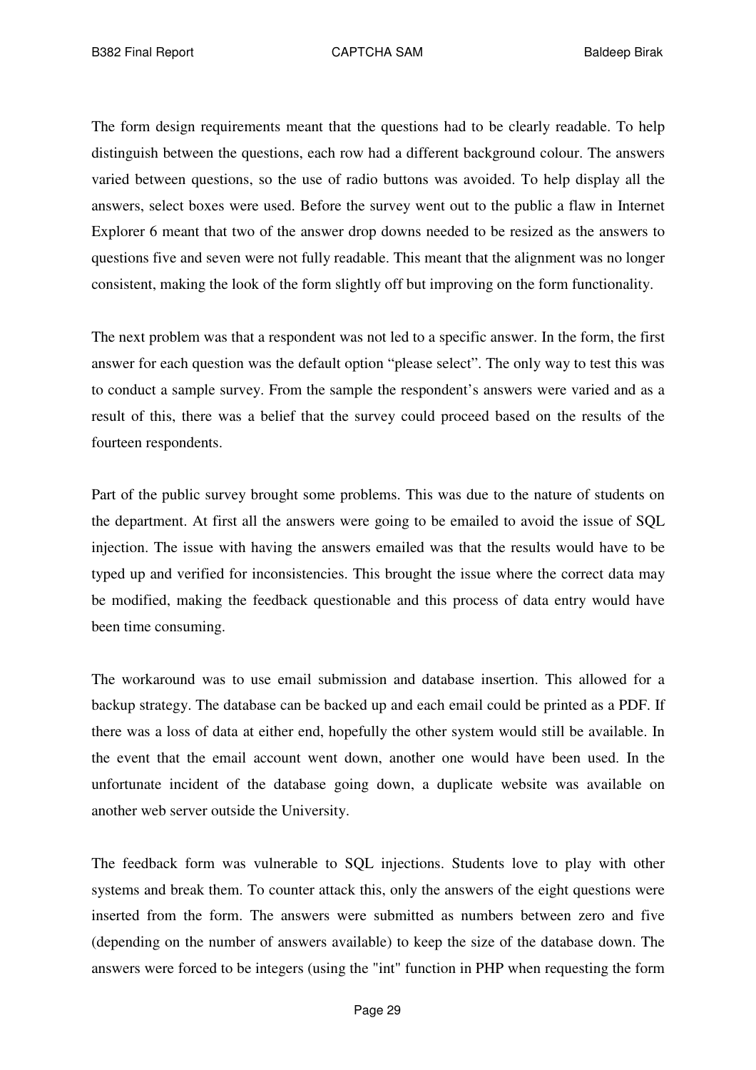The form design requirements meant that the questions had to be clearly readable. To help distinguish between the questions, each row had a different background colour. The answers varied between questions, so the use of radio buttons was avoided. To help display all the answers, select boxes were used. Before the survey went out to the public a flaw in Internet Explorer 6 meant that two of the answer drop downs needed to be resized as the answers to questions five and seven were not fully readable. This meant that the alignment was no longer consistent, making the look of the form slightly off but improving on the form functionality.

The next problem was that a respondent was not led to a specific answer. In the form, the first answer for each question was the default option "please select". The only way to test this was to conduct a sample survey. From the sample the respondent's answers were varied and as a result of this, there was a belief that the survey could proceed based on the results of the fourteen respondents.

Part of the public survey brought some problems. This was due to the nature of students on the department. At first all the answers were going to be emailed to avoid the issue of SQL injection. The issue with having the answers emailed was that the results would have to be typed up and verified for inconsistencies. This brought the issue where the correct data may be modified, making the feedback questionable and this process of data entry would have been time consuming.

The workaround was to use email submission and database insertion. This allowed for a backup strategy. The database can be backed up and each email could be printed as a PDF. If there was a loss of data at either end, hopefully the other system would still be available. In the event that the email account went down, another one would have been used. In the unfortunate incident of the database going down, a duplicate website was available on another web server outside the University.

The feedback form was vulnerable to SQL injections. Students love to play with other systems and break them. To counter attack this, only the answers of the eight questions were inserted from the form. The answers were submitted as numbers between zero and five (depending on the number of answers available) to keep the size of the database down. The answers were forced to be integers (using the "int" function in PHP when requesting the form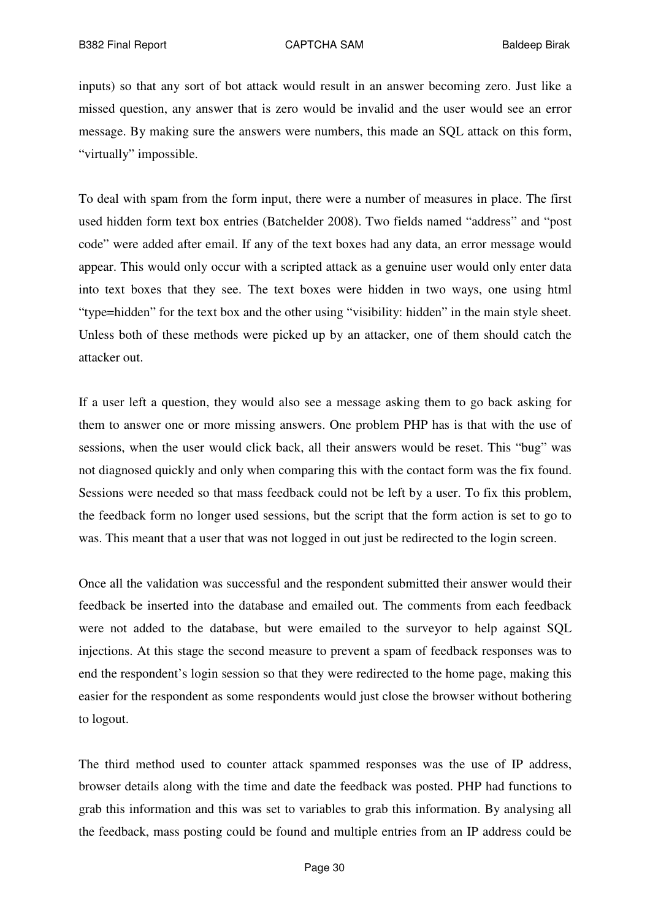inputs) so that any sort of bot attack would result in an answer becoming zero. Just like a missed question, any answer that is zero would be invalid and the user would see an error message. By making sure the answers were numbers, this made an SQL attack on this form, “virtually” impossible.

To deal with spam from the form input, there were a number of measures in place. The first used hidden form text box entries (Batchelder 2008). Two fields named “address” and “post code” were added after email. If any of the text boxes had any data, an error message would appear. This would only occur with a scripted attack as a genuine user would only enter data into text boxes that they see. The text boxes were hidden in two ways, one using html “type=hidden” for the text box and the other using “visibility: hidden” in the main style sheet. Unless both of these methods were picked up by an attacker, one of them should catch the attacker out.

If a user left a question, they would also see a message asking them to go back asking for them to answer one or more missing answers. One problem PHP has is that with the use of sessions, when the user would click back, all their answers would be reset. This “bug” was not diagnosed quickly and only when comparing this with the contact form was the fix found. Sessions were needed so that mass feedback could not be left by a user. To fix this problem, the feedback form no longer used sessions, but the script that the form action is set to go to was. This meant that a user that was not logged in out just be redirected to the login screen.

Once all the validation was successful and the respondent submitted their answer would their feedback be inserted into the database and emailed out. The comments from each feedback were not added to the database, but were emailed to the surveyor to help against SQL injections. At this stage the second measure to prevent a spam of feedback responses was to end the respondent’s login session so that they were redirected to the home page, making this easier for the respondent as some respondents would just close the browser without bothering to logout.

The third method used to counter attack spammed responses was the use of IP address, browser details along with the time and date the feedback was posted. PHP had functions to grab this information and this was set to variables to grab this information. By analysing all the feedback, mass posting could be found and multiple entries from an IP address could be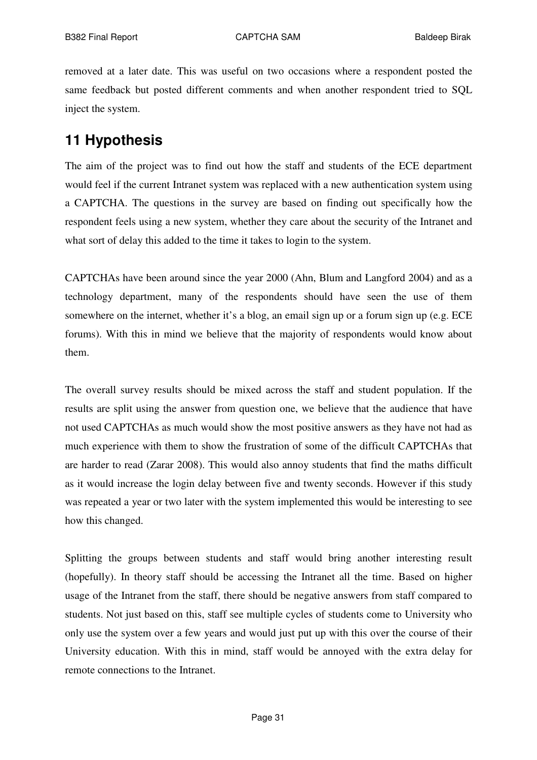removed at a later date. This was useful on two occasions where a respondent posted the same feedback but posted different comments and when another respondent tried to SQL inject the system.

## 11 Hypothesis

The aim of the project was to find out how the staff and students of the ECE department would feel if the current Intranet system was replaced with a new authentication system using a CAPTCHA. The questions in the survey are based on finding out specifically how the respondent feels using a new system, whether they care about the security of the Intranet and what sort of delay this added to the time it takes to login to the system.

CAPTCHAs have been around since the year 2000 (Ahn, Blum and Langford 2004) and as a technology department, many of the respondents should have seen the use of them somewhere on the internet, whether it's a blog, an email sign up or a forum sign up (e.g. ECE forums). With this in mind we believe that the majority of respondents would know about them.

The overall survey results should be mixed across the staff and student population. If the results are split using the answer from question one, we believe that the audience that have not used CAPTCHAs as much would show the most positive answers as they have not had as much experience with them to show the frustration of some of the difficult CAPTCHAs that are harder to read (Zarar 2008). This would also annoy students that find the maths difficult as it would increase the login delay between five and twenty seconds. However if this study was repeated a year or two later with the system implemented this would be interesting to see how this changed.

Splitting the groups between students and staff would bring another interesting result (hopefully). In theory staff should be accessing the Intranet all the time. Based on higher usage of the Intranet from the staff, there should be negative answers from staff compared to students. Not just based on this, staff see multiple cycles of students come to University who only use the system over a few years and would just put up with this over the course of their University education. With this in mind, staff would be annoyed with the extra delay for remote connections to the Intranet.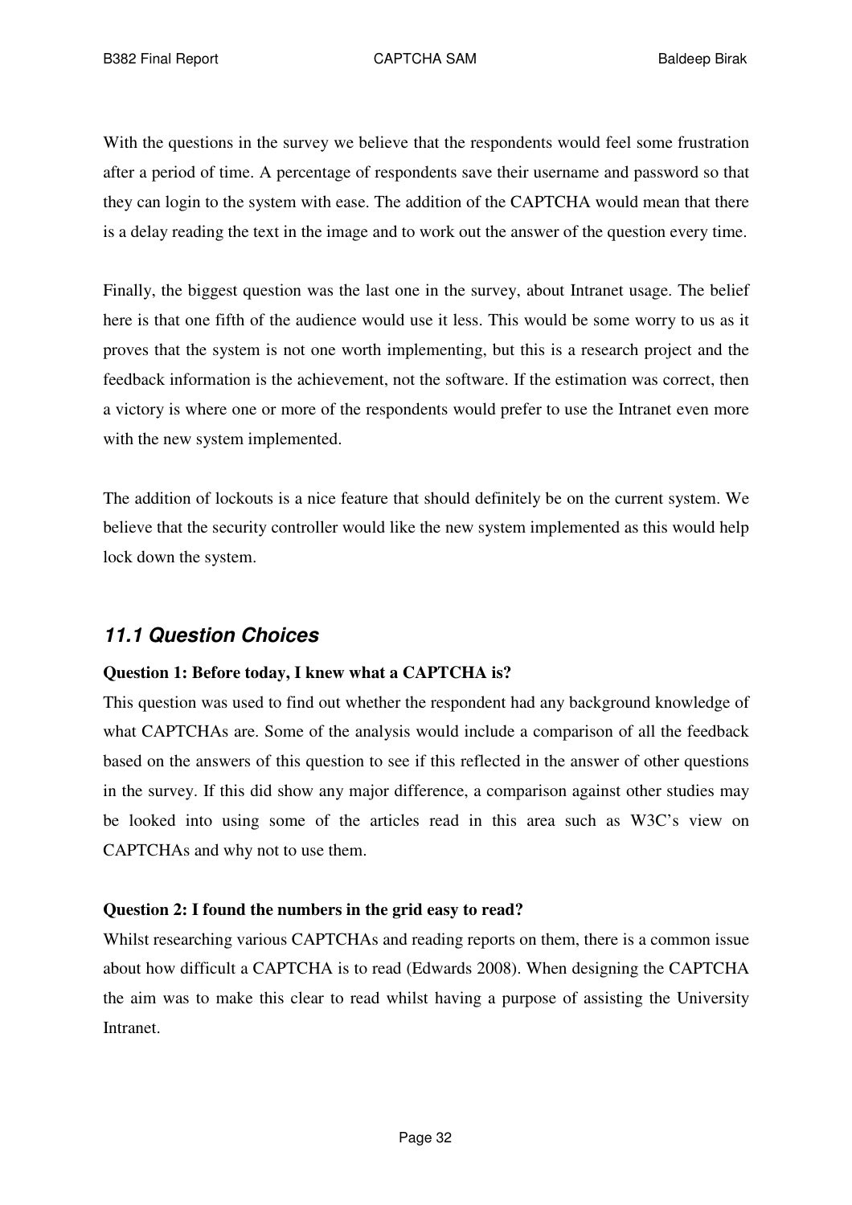With the questions in the survey we believe that the respondents would feel some frustration after a period of time. A percentage of respondents save their username and password so that they can login to the system with ease. The addition of the CAPTCHA would mean that there is a delay reading the text in the image and to work out the answer of the question every time.

Finally, the biggest question was the last one in the survey, about Intranet usage. The belief here is that one fifth of the audience would use it less. This would be some worry to us as it proves that the system is not one worth implementing, but this is a research project and the feedback information is the achievement, not the software. If the estimation was correct, then a victory is where one or more of the respondents would prefer to use the Intranet even more with the new system implemented.

The addition of lockouts is a nice feature that should definitely be on the current system. We believe that the security controller would like the new system implemented as this would help lock down the system.

## *11.1 Question Choices*

**Question 1: Before today, I knew what a CAPTCHA is?**

This question was used to find out whether the respondent had any background knowledge of what CAPTCHAs are. Some of the analysis would include a comparison of all the feedback based on the answers of this question to see if this reflected in the answer of other questions in the survey. If this did show any major difference, a comparison against other studies may be looked into using some of the articles read in this area such as W3C's view on CAPTCHAs and why not to use them.

**Question 2: I found the numbers in the grid easy to read?**

Whilst researching various CAPTCHAs and reading reports on them, there is a common issue about how difficult a CAPTCHA is to read (Edwards 2008). When designing the CAPTCHA the aim was to make this clear to read whilst having a purpose of assisting the University Intranet.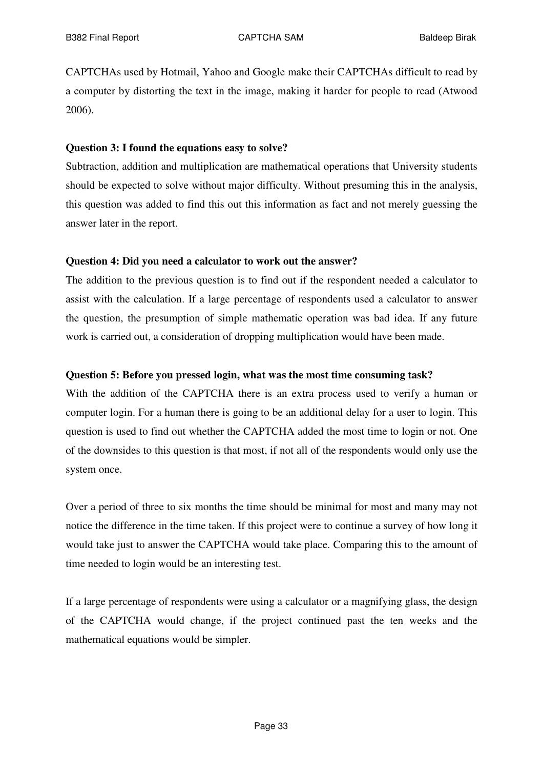CAPTCHAs used by Hotmail, Yahoo and Google make their CAPTCHAs difficult to read by a computer by distorting the text in the image, making it harder for people to read (Atwood 2006).

**Question 3: I found the equations easy to solve?**

Subtraction, addition and multiplication are mathematical operations that University students should be expected to solve without major difficulty. Without presuming this in the analysis, this question was added to find this out this information as fact and not merely guessing the answer later in the report.

**Question 4: Did you need a calculator to work out the answer?**

The addition to the previous question is to find out if the respondent needed a calculator to assist with the calculation. If a large percentage of respondents used a calculator to answer the question, the presumption of simple mathematic operation was bad idea. If any future work is carried out, a consideration of dropping multiplication would have been made.

**Question 5: Before you pressed login, what was the most time consuming task?**

With the addition of the CAPTCHA there is an extra process used to verify a human or computer login. For a human there is going to be an additional delay for a user to login. This question is used to find out whether the CAPTCHA added the most time to login or not. One of the downsides to this question is that most, if not all of the respondents would only use the system once.

Over a period of three to six months the time should be minimal for most and many may not notice the difference in the time taken. If this project were to continue a survey of how long it would take just to answer the CAPTCHA would take place. Comparing this to the amount of time needed to login would be an interesting test.

If a large percentage of respondents were using a calculator or a magnifying glass, the design of the CAPTCHA would change, if the project continued past the ten weeks and the mathematical equations would be simpler.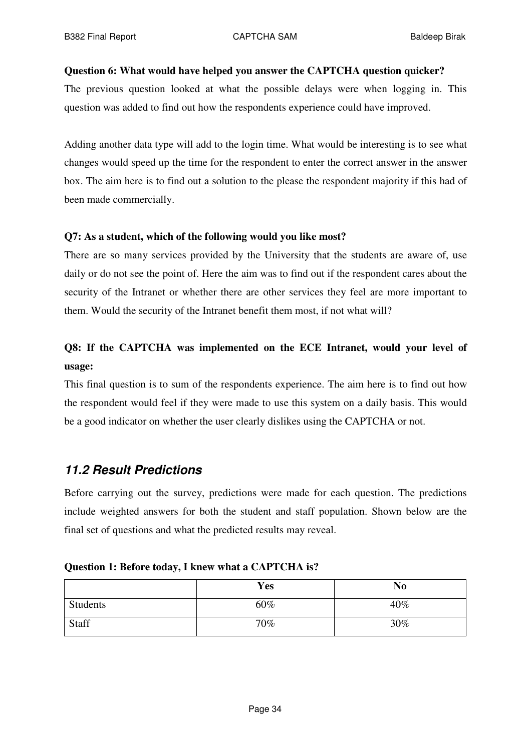**Question 6: What would have helped you answer the CAPTCHA question quicker?**

The previous question looked at what the possible delays were when logging in. This question was added to find out how the respondents experience could have improved.

Adding another data type will add to the login time. What would be interesting is to see what changes would speed up the time for the respondent to enter the correct answer in the answer box. The aim here is to find out a solution to the please the respondent majority if this had of been made commercially.

**Q7: As a student, which of the following would you like most?**

There are so many services provided by the University that the students are aware of, use daily or do not see the point of. Here the aim was to find out if the respondent cares about the security of the Intranet or whether there are other services they feel are more important to them. Would the security of the Intranet benefit them most, if not what will?

**Q8: If the CAPTCHA was implemented on the ECE Intranet, would your level of usage:**

This final question is to sum of the respondents experience. The aim here is to find out how the respondent would feel if they were made to use this system on a daily basis. This would be a good indicator on whether the user clearly dislikes using the CAPTCHA or not.

## *11.2 Result Predictions*

Before carrying out the survey, predictions were made for each question. The predictions include weighted answers for both the student and staff population. Shown below are the final set of questions and what the predicted results may reveal.

**Question 1: Before today, I knew what a CAPTCHA is?**

| | Yes | No |
|---|---|---|
| Students | 60% | 40% |
| Staff | 70% | 30% |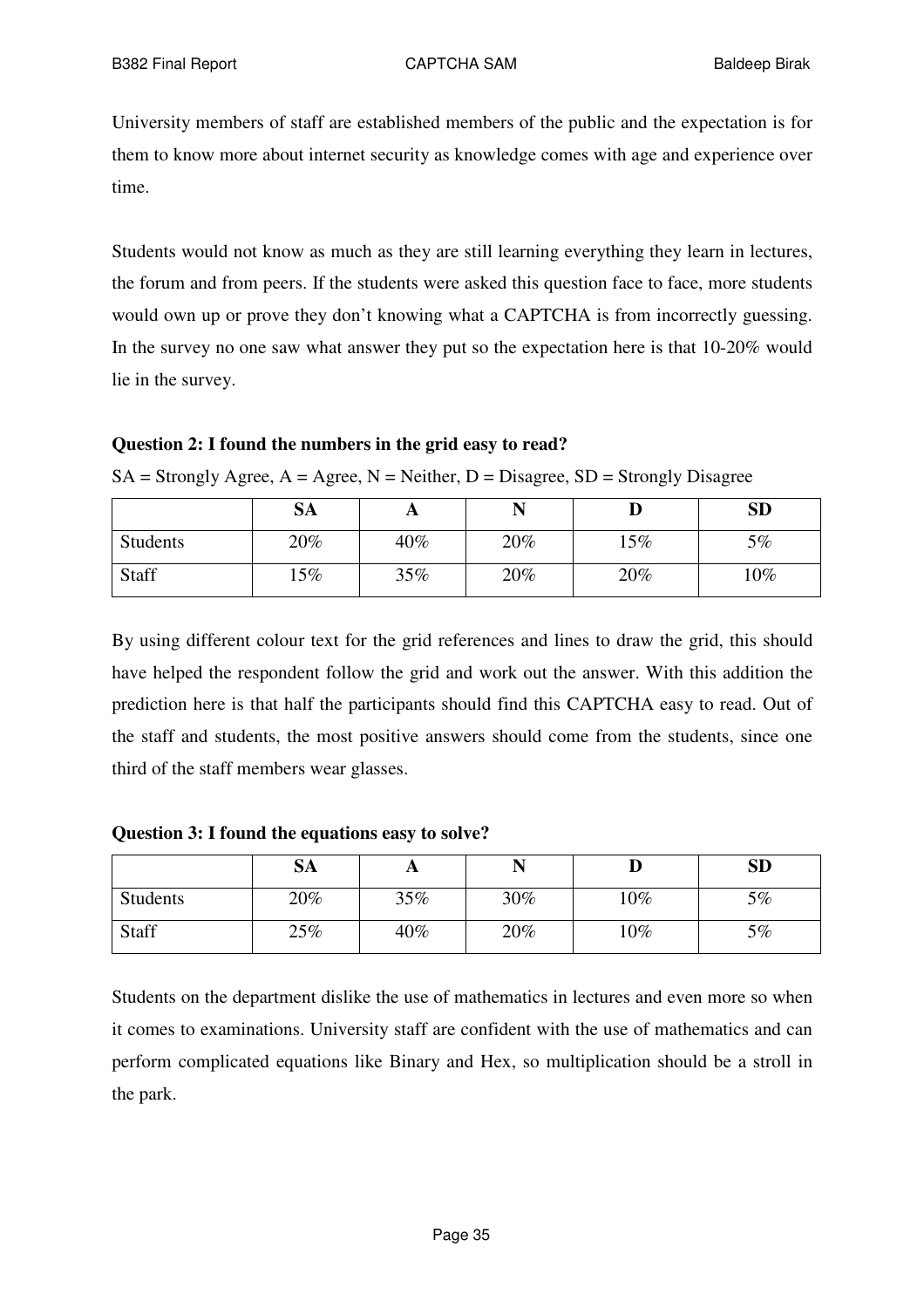University members of staff are established members of the public and the expectation is for them to know more about internet security as knowledge comes with age and experience over time.

Students would not know as much as they are still learning everything they learn in lectures, the forum and from peers. If the students were asked this question face to face, more students would own up or prove they don't knowing what a CAPTCHA is from incorrectly guessing. In the survey no one saw what answer they put so the expectation here is that 10-20% would lie in the survey.

**Question 2: I found the numbers in the grid easy to read?**

SA = Strongly Agree, A = Agree, N = Neither, D = Disagree, SD = Strongly Disagree

| | SA | A | N | D | SD |
|---|---|---|---|---|---|
| Students | 20% | 40% | 20% | 15% | 5% |
| Staff | 15% | 35% | 20% | 20% | 10% |

By using different colour text for the grid references and lines to draw the grid, this should have helped the respondent follow the grid and work out the answer. With this addition the prediction here is that half the participants should find this CAPTCHA easy to read. Out of the staff and students, the most positive answers should come from the students, since one third of the staff members wear glasses.

**Question 3: I found the equations easy to solve?**

| | SA | A | N | D | SD |
|---|---|---|---|---|---|
| Students | 20% | 35% | 30% | 10% | 5% |
| Staff | 25% | 40% | 20% | 10% | 5% |

Students on the department dislike the use of mathematics in lectures and even more so when it comes to examinations. University staff are confident with the use of mathematics and can perform complicated equations like Binary and Hex, so multiplication should be a stroll in the park.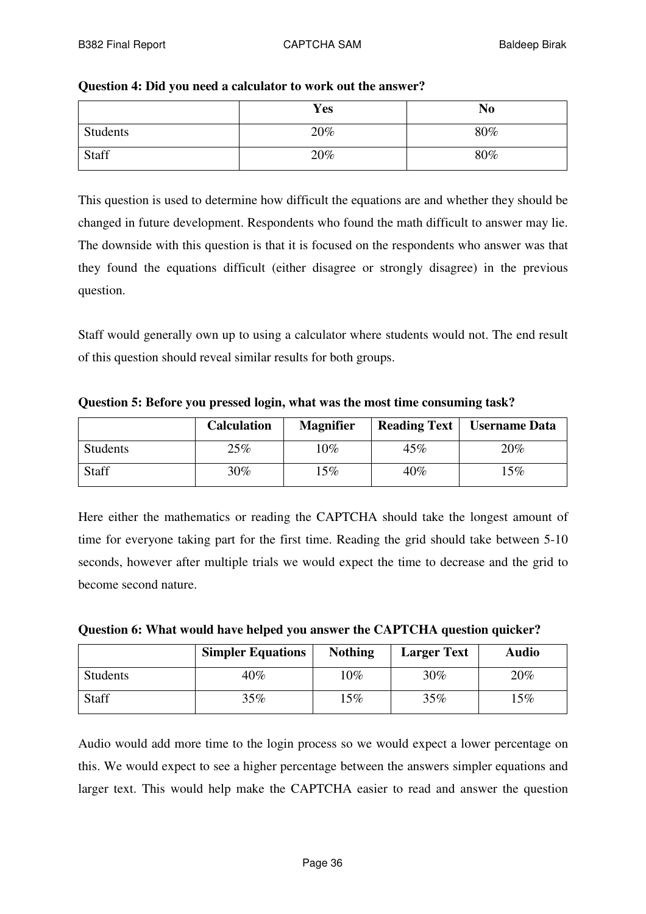**Question 4: Did you need a calculator to work out the answer?**

| | Yes | No |
|---|---|---|
| Students | 20% | 80% |
| Staff | 20% | 80% |

This question is used to determine how difficult the equations are and whether they should be changed in future development. Respondents who found the math difficult to answer may lie. The downside with this question is that it is focused on the respondents who answer was that they found the equations difficult (either disagree or strongly disagree) in the previous question.

Staff would generally own up to using a calculator where students would not. The end result of this question should reveal similar results for both groups.

**Question 5: Before you pressed login, what was the most time consuming task?**

| | Calculation | Magnifier | Reading Text | Username Data |
|---|---|---|---|---|
| Students | 25% | 10% | 45% | 20% |
| Staff | 30% | 15% | 40% | 15% |

Here either the mathematics or reading the CAPTCHA should take the longest amount of time for everyone taking part for the first time. Reading the grid should take between 5-10 seconds, however after multiple trials we would expect the time to decrease and the grid to become second nature.

**Question 6: What would have helped you answer the CAPTCHA question quicker?**

| | Simpler Equations | Nothing | Larger Text | Audio |
|---|---|---|---|---|
| Students | 40% | 10% | 30% | 20% |
| Staff | 35% | 15% | 35% | 15% |

Audio would add more time to the login process so we would expect a lower percentage on this. We would expect to see a higher percentage between the answers simpler equations and larger text. This would help make the CAPTCHA easier to read and answer the question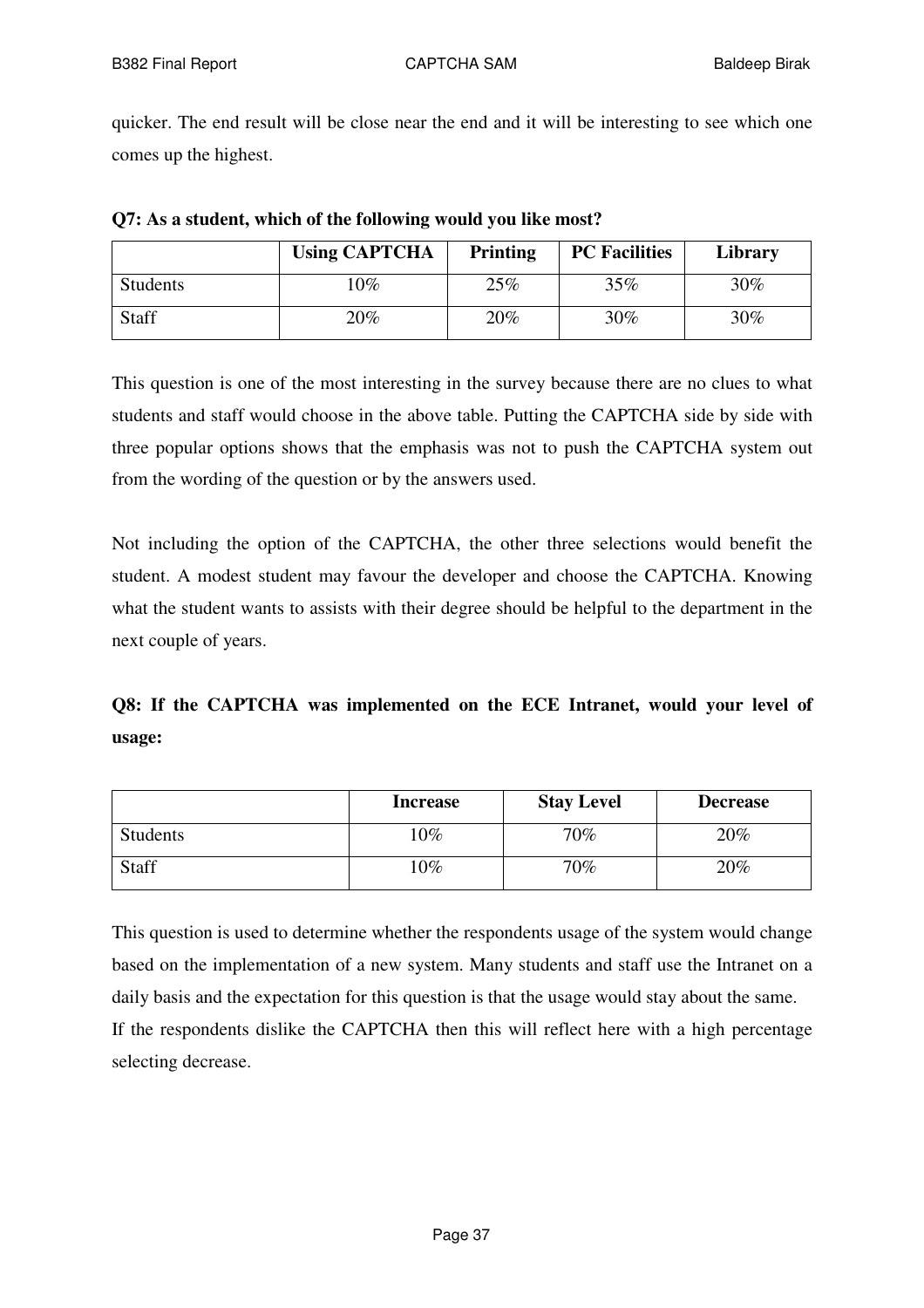quicker. The end result will be close near the end and it will be interesting to see which one comes up the highest.

**Q7: As a student, which of the following would you like most?**

| | Using CAPTCHA | Printing | PC Facilities | Library |
|---|---|---|---|---|
| Students | 10% | 25% | 35% | 30% |
| Staff | 20% | 20% | 30% | 30% |

This question is one of the most interesting in the survey because there are no clues to what students and staff would choose in the above table. Putting the CAPTCHA side by side with three popular options shows that the emphasis was not to push the CAPTCHA system out from the wording of the question or by the answers used.

Not including the option of the CAPTCHA, the other three selections would benefit the student. A modest student may favour the developer and choose the CAPTCHA. Knowing what the student wants to assists with their degree should be helpful to the department in the next couple of years.

**Q8: If the CAPTCHA was implemented on the ECE Intranet, would your level of usage:**

| | Increase | Stay Level | Decrease |
|---|---|---|---|
| Students | 10% | 70% | 20% |
| Staff | 10% | 70% | 20% |

This question is used to determine whether the respondents usage of the system would change based on the implementation of a new system. Many students and staff use the Intranet on a daily basis and the expectation for this question is that the usage would stay about the same.
If the respondents dislike the CAPTCHA then this will reflect here with a high percentage selecting decrease.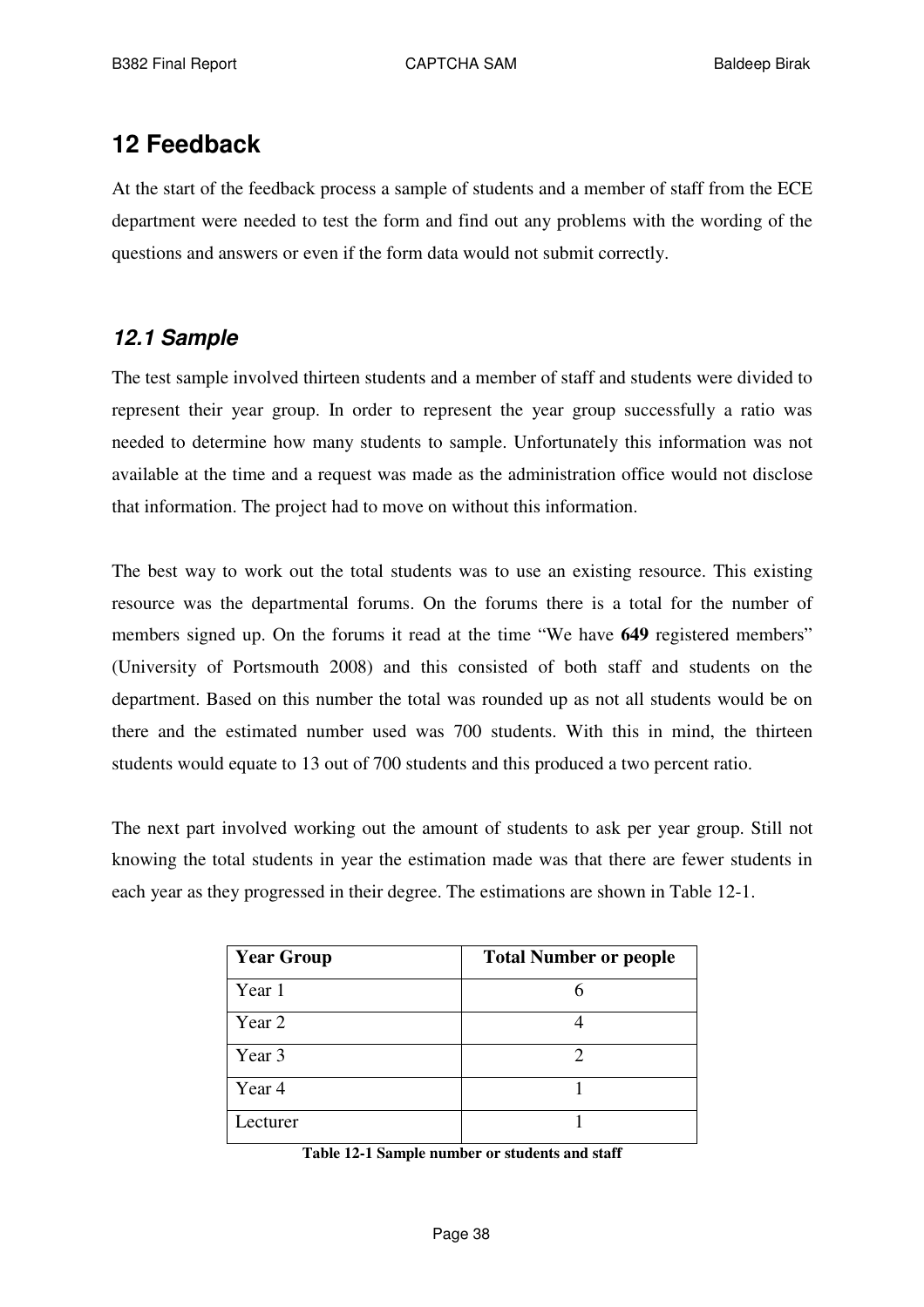# 12 Feedback

At the start of the feedback process a sample of students and a member of staff from the ECE department were needed to test the form and find out any problems with the wording of the questions and answers or even if the form data would not submit correctly.

## *12.1 Sample*

The test sample involved thirteen students and a member of staff and students were divided to represent their year group. In order to represent the year group successfully a ratio was needed to determine how many students to sample. Unfortunately this information was not available at the time and a request was made as the administration office would not disclose that information. The project had to move on without this information.

The best way to work out the total students was to use an existing resource. This existing resource was the departmental forums. On the forums there is a total for the number of members signed up. On the forums it read at the time "We have **649** registered members" (University of Portsmouth 2008) and this consisted of both staff and students on the department. Based on this number the total was rounded up as not all students would be on there and the estimated number used was 700 students. With this in mind, the thirteen students would equate to 13 out of 700 students and this produced a two percent ratio.

The next part involved working out the amount of students to ask per year group. Still not knowing the total students in year the estimation made was that there are fewer students in each year as they progressed in their degree. The estimations are shown in Table 12-1.

| Year Group | Total Number or people |
| --- | --- |
| Year 1 | 6 |
| Year 2 | 4 |
| Year 3 | 2 |
| Year 4 | 1 |
| Lecturer | 1 |

**Table 12-1 Sample number or students and staff**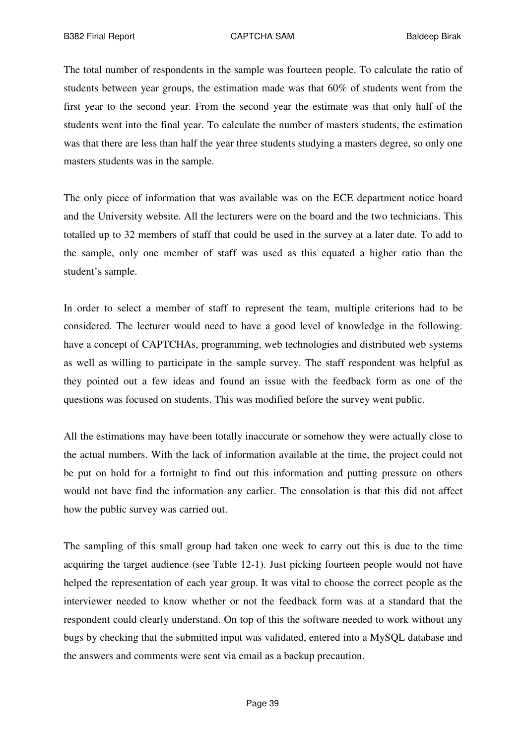The total number of respondents in the sample was fourteen people. To calculate the ratio of students between year groups, the estimation made was that 60% of students went from the first year to the second year. From the second year the estimate was that only half of the students went into the final year. To calculate the number of masters students, the estimation was that there are less than half the year three students studying a masters degree, so only one masters students was in the sample.

The only piece of information that was available was on the ECE department notice board and the University website. All the lecturers were on the board and the two technicians. This totalled up to 32 members of staff that could be used in the survey at a later date. To add to the sample, only one member of staff was used as this equated a higher ratio than the student's sample.

In order to select a member of staff to represent the team, multiple criterions had to be considered. The lecturer would need to have a good level of knowledge in the following: have a concept of CAPTCHAs, programming, web technologies and distributed web systems as well as willing to participate in the sample survey. The staff respondent was helpful as they pointed out a few ideas and found an issue with the feedback form as one of the questions was focused on students. This was modified before the survey went public.

All the estimations may have been totally inaccurate or somehow they were actually close to the actual numbers. With the lack of information available at the time, the project could not be put on hold for a fortnight to find out this information and putting pressure on others would not have find the information any earlier. The consolation is that this did not affect how the public survey was carried out.

The sampling of this small group had taken one week to carry out this is due to the time acquiring the target audience (see Table 12-1). Just picking fourteen people would not have helped the representation of each year group. It was vital to choose the correct people as the interviewer needed to know whether or not the feedback form was at a standard that the respondent could clearly understand. On top of this the software needed to work without any bugs by checking that the submitted input was validated, entered into a MySQL database and the answers and comments were sent via email as a backup precaution.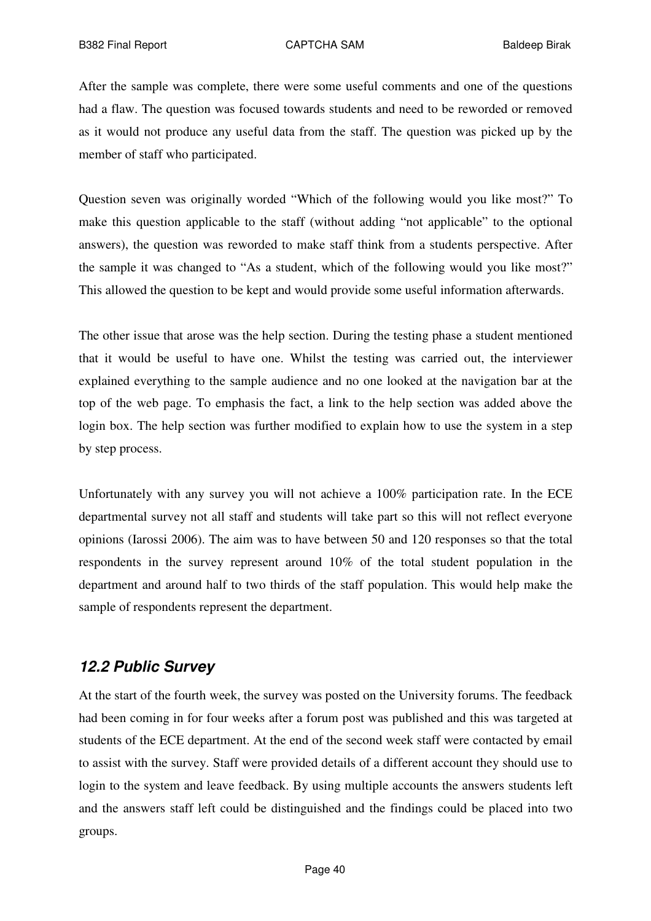After the sample was complete, there were some useful comments and one of the questions had a flaw. The question was focused towards students and need to be reworded or removed as it would not produce any useful data from the staff. The question was picked up by the member of staff who participated.

Question seven was originally worded "Which of the following would you like most?" To make this question applicable to the staff (without adding "not applicable" to the optional answers), the question was reworded to make staff think from a students perspective. After the sample it was changed to "As a student, which of the following would you like most?" This allowed the question to be kept and would provide some useful information afterwards.

The other issue that arose was the help section. During the testing phase a student mentioned that it would be useful to have one. Whilst the testing was carried out, the interviewer explained everything to the sample audience and no one looked at the navigation bar at the top of the web page. To emphasis the fact, a link to the help section was added above the login box. The help section was further modified to explain how to use the system in a step by step process.

Unfortunately with any survey you will not achieve a 100% participation rate. In the ECE departmental survey not all staff and students will take part so this will not reflect everyone opinions (Iarossi 2006). The aim was to have between 50 and 120 responses so that the total respondents in the survey represent around 10% of the total student population in the department and around half to two thirds of the staff population. This would help make the sample of respondents represent the department.

## *12.2 Public Survey*

At the start of the fourth week, the survey was posted on the University forums. The feedback had been coming in for four weeks after a forum post was published and this was targeted at students of the ECE department. At the end of the second week staff were contacted by email to assist with the survey. Staff were provided details of a different account they should use to login to the system and leave feedback. By using multiple accounts the answers students left and the answers staff left could be distinguished and the findings could be placed into two groups.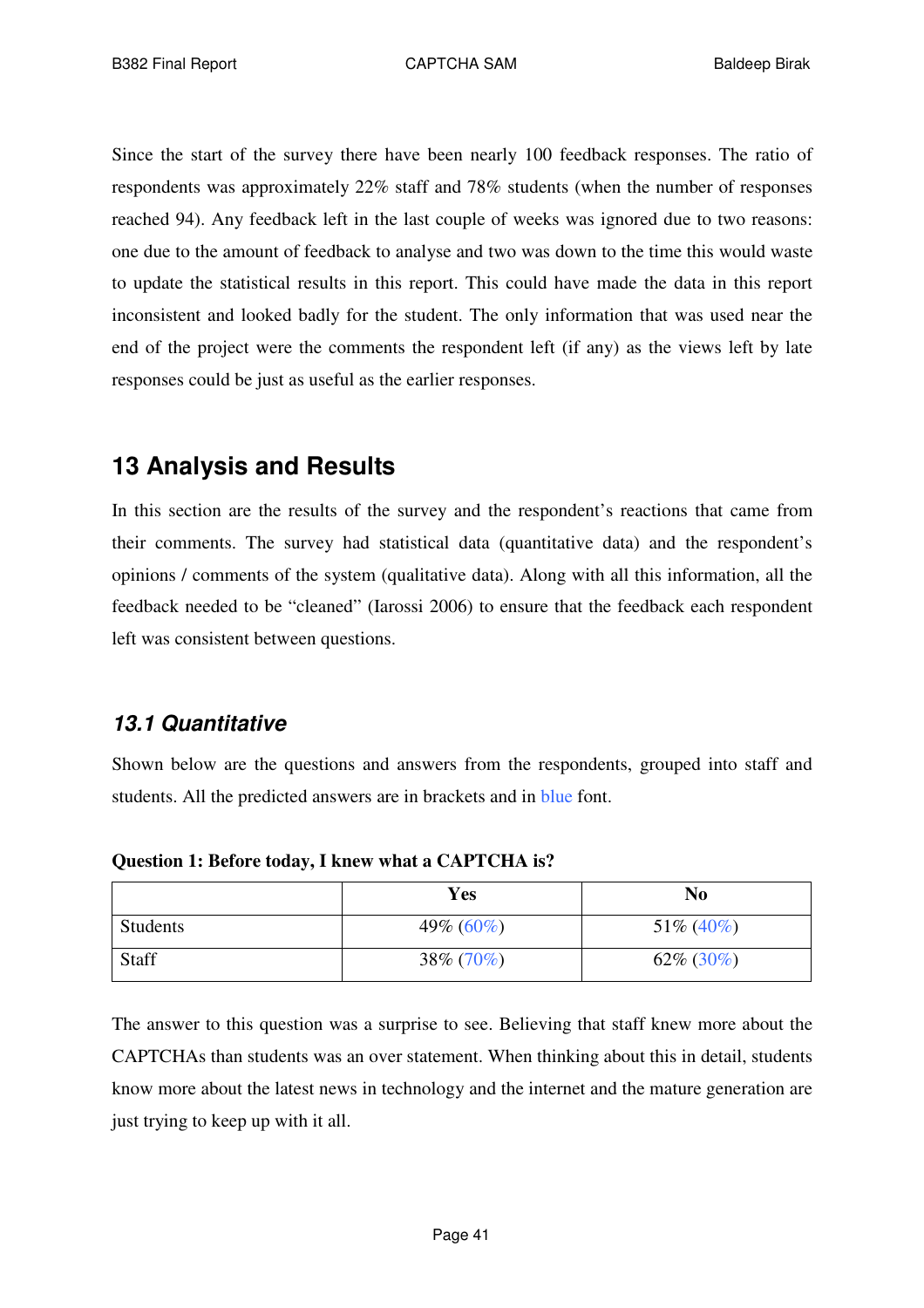Since the start of the survey there have been nearly 100 feedback responses. The ratio of respondents was approximately 22% staff and 78% students (when the number of responses reached 94). Any feedback left in the last couple of weeks was ignored due to two reasons: one due to the amount of feedback to analyse and two was down to the time this would waste to update the statistical results in this report. This could have made the data in this report inconsistent and looked badly for the student. The only information that was used near the end of the project were the comments the respondent left (if any) as the views left by late responses could be just as useful as the earlier responses.

# 13 Analysis and Results

In this section are the results of the survey and the respondent's reactions that came from their comments. The survey had statistical data (quantitative data) and the respondent's opinions / comments of the system (qualitative data). Along with all this information, all the feedback needed to be "cleaned" (Iarossi 2006) to ensure that the feedback each respondent left was consistent between questions.

## *13.1 Quantitative*

Shown below are the questions and answers from the respondents, grouped into staff and students. All the predicted answers are in brackets and in blue font.

**Question 1: Before today, I knew what a CAPTCHA is?**

| | Yes | No |
|---|---|---|
| Students | 49% (60%) | 51% (40%) |
| Staff | 38% (70%) | 62% (30%) |

The answer to this question was a surprise to see. Believing that staff knew more about the CAPTCHAs than students was an over statement. When thinking about this in detail, students know more about the latest news in technology and the internet and the mature generation are just trying to keep up with it all.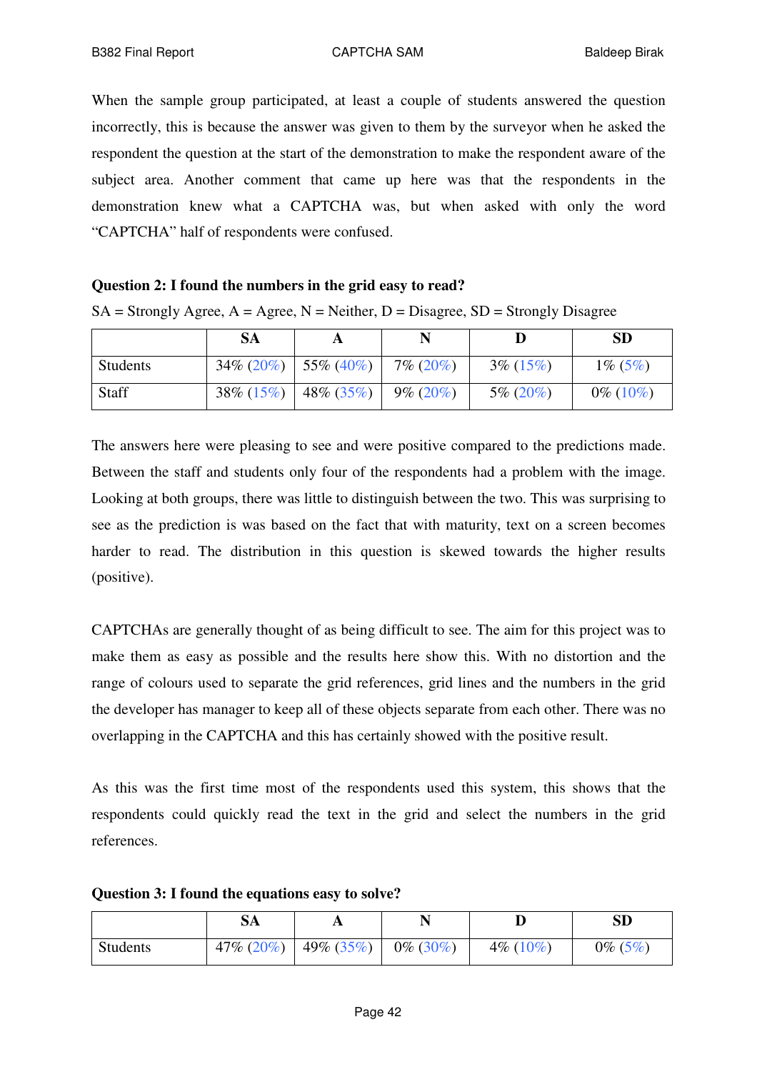When the sample group participated, at least a couple of students answered the question incorrectly, this is because the answer was given to them by the surveyor when he asked the respondent the question at the start of the demonstration to make the respondent aware of the subject area. Another comment that came up here was that the respondents in the demonstration knew what a CAPTCHA was, but when asked with only the word "CAPTCHA" half of respondents were confused.

**Question 2: I found the numbers in the grid easy to read?**

SA = Strongly Agree, A = Agree, N = Neither, D = Disagree, SD = Strongly Disagree

| | SA | A | N | D | SD |
|---|---|---|---|---|---|
| Students | 34% (20%) | 55% (40%) | 7% (20%) | 3% (15%) | 1% (5%) |
| Staff | 38% (15%) | 48% (35%) | 9% (20%) | 5% (20%) | 0% (10%) |

The answers here were pleasing to see and were positive compared to the predictions made. Between the staff and students only four of the respondents had a problem with the image. Looking at both groups, there was little to distinguish between the two. This was surprising to see as the prediction is was based on the fact that with maturity, text on a screen becomes harder to read. The distribution in this question is skewed towards the higher results (positive).

CAPTCHAs are generally thought of as being difficult to see. The aim for this project was to make them as easy as possible and the results here show this. With no distortion and the range of colours used to separate the grid references, grid lines and the numbers in the grid the developer has manager to keep all of these objects separate from each other. There was no overlapping in the CAPTCHA and this has certainly showed with the positive result.

As this was the first time most of the respondents used this system, this shows that the respondents could quickly read the text in the grid and select the numbers in the grid references.

**Question 3: I found the equations easy to solve?**

| | SA | A | N | D | SD |
|---|---|---|---|---|---|
| Students | 47% (20%) | 49% (35%) | 0% (30%) | 4% (10%) | 0% (5%) |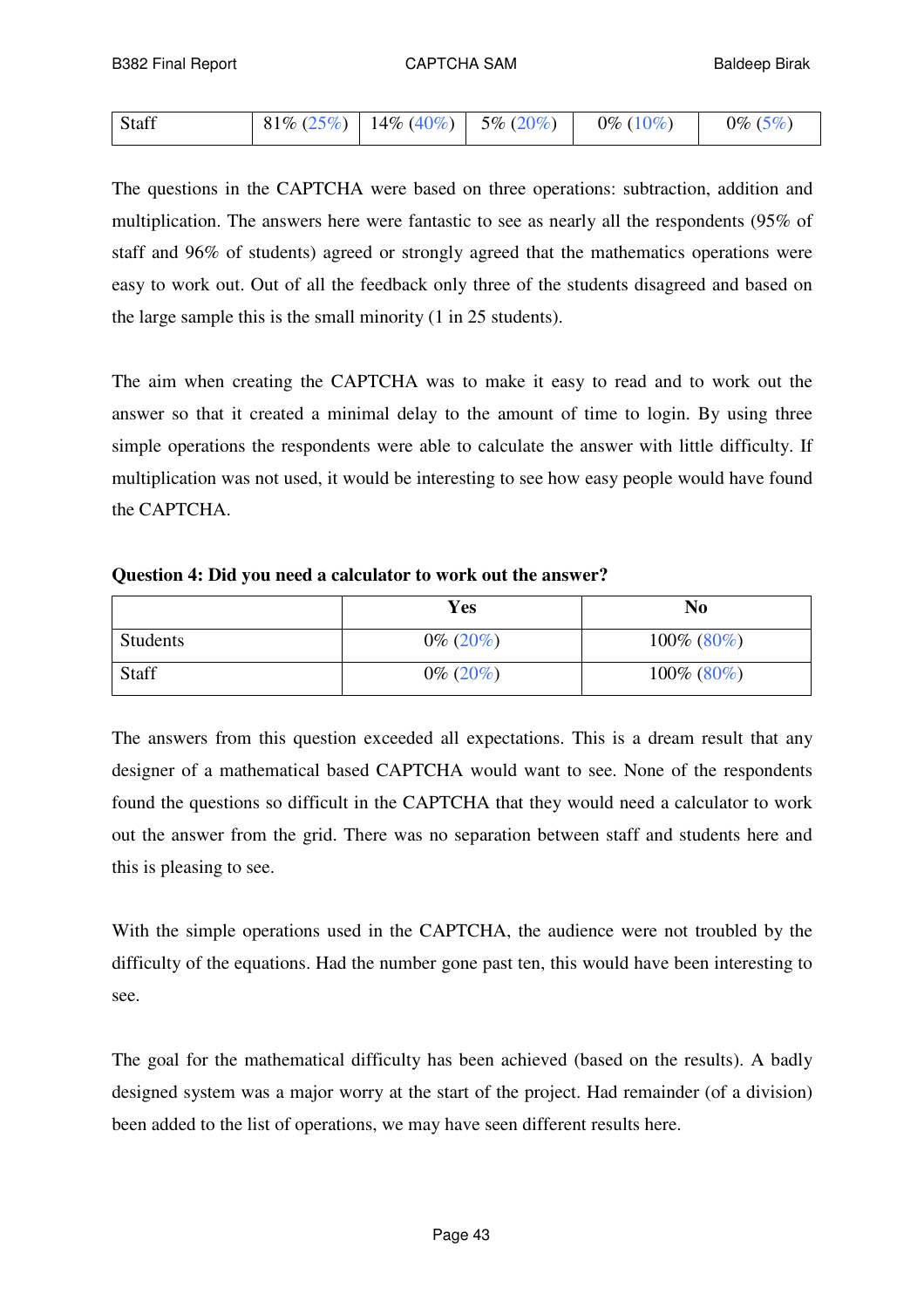| Staff | 81% (25%) | 14% (40%) | 5% (20%) | 0% (10%) | 0% (5%) |
|---|---|---|---|---|---|

The questions in the CAPTCHA were based on three operations: subtraction, addition and multiplication. The answers here were fantastic to see as nearly all the respondents (95% of staff and 96% of students) agreed or strongly agreed that the mathematics operations were easy to work out. Out of all the feedback only three of the students disagreed and based on the large sample this is the small minority (1 in 25 students).

The aim when creating the CAPTCHA was to make it easy to read and to work out the answer so that it created a minimal delay to the amount of time to login. By using three simple operations the respondents were able to calculate the answer with little difficulty. If multiplication was not used, it would be interesting to see how easy people would have found the CAPTCHA.

**Question 4: Did you need a calculator to work out the answer?**

| | Yes | No |
|---|---|---|
| Students | 0% (20%) | 100% (80%) |
| Staff | 0% (20%) | 100% (80%) |

The answers from this question exceeded all expectations. This is a dream result that any designer of a mathematical based CAPTCHA would want to see. None of the respondents found the questions so difficult in the CAPTCHA that they would need a calculator to work out the answer from the grid. There was no separation between staff and students here and this is pleasing to see.

With the simple operations used in the CAPTCHA, the audience were not troubled by the difficulty of the equations. Had the number gone past ten, this would have been interesting to see.

The goal for the mathematical difficulty has been achieved (based on the results). A badly designed system was a major worry at the start of the project. Had remainder (of a division) been added to the list of operations, we may have seen different results here.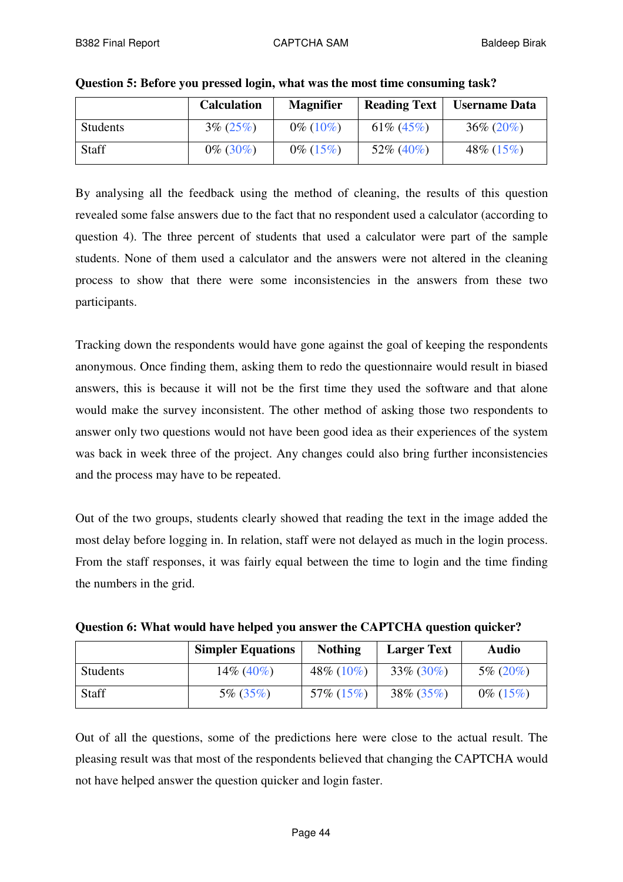**Question 5: Before you pressed login, what was the most time consuming task?**

| | Calculation | Magnifier | Reading Text | Username Data |
|---|---|---|---|---|
| Students | 3% (25%) | 0% (10%) | 61% (45%) | 36% (20%) |
| Staff | 0% (30%) | 0% (15%) | 52% (40%) | 48% (15%) |

By analysing all the feedback using the method of cleaning, the results of this question revealed some false answers due to the fact that no respondent used a calculator (according to question 4). The three percent of students that used a calculator were part of the sample students. None of them used a calculator and the answers were not altered in the cleaning process to show that there were some inconsistencies in the answers from these two participants.

Tracking down the respondents would have gone against the goal of keeping the respondents anonymous. Once finding them, asking them to redo the questionnaire would result in biased answers, this is because it will not be the first time they used the software and that alone would make the survey inconsistent. The other method of asking those two respondents to answer only two questions would not have been good idea as their experiences of the system was back in week three of the project. Any changes could also bring further inconsistencies and the process may have to be repeated.

Out of the two groups, students clearly showed that reading the text in the image added the most delay before logging in. In relation, staff were not delayed as much in the login process. From the staff responses, it was fairly equal between the time to login and the time finding the numbers in the grid.

**Question 6: What would have helped you answer the CAPTCHA question quicker?**

| | Simpler Equations | Nothing | Larger Text | Audio |
|---|---|---|---|---|
| Students | 14% (40%) | 48% (10%) | 33% (30%) | 5% (20%) |
| Staff | 5% (35%) | 57% (15%) | 38% (35%) | 0% (15%) |

Out of all the questions, some of the predictions here were close to the actual result. The pleasing result was that most of the respondents believed that changing the CAPTCHA would not have helped answer the question quicker and login faster.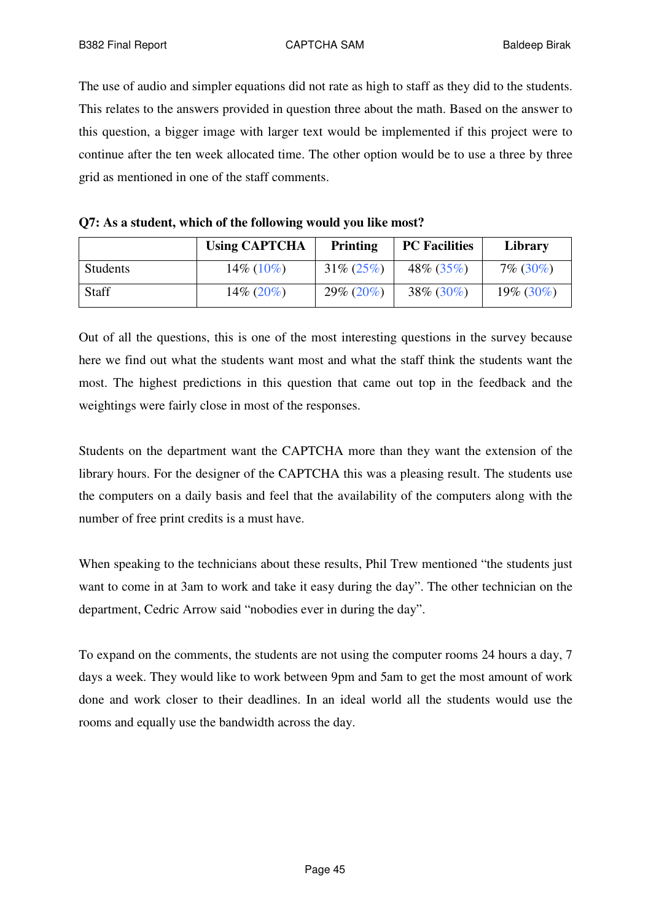The use of audio and simpler equations did not rate as high to staff as they did to the students. This relates to the answers provided in question three about the math. Based on the answer to this question, a bigger image with larger text would be implemented if this project were to continue after the ten week allocated time. The other option would be to use a three by three grid as mentioned in one of the staff comments.

**Q7: As a student, which of the following would you like most?**

| | Using CAPTCHA | Printing | PC Facilities | Library |
|---|---|---|---|---|
| Students | 14% (10%) | 31% (25%) | 48% (35%) | 7% (30%) |
| Staff | 14% (20%) | 29% (20%) | 38% (30%) | 19% (30%) |

Out of all the questions, this is one of the most interesting questions in the survey because here we find out what the students want most and what the staff think the students want the most. The highest predictions in this question that came out top in the feedback and the weightings were fairly close in most of the responses.

Students on the department want the CAPTCHA more than they want the extension of the library hours. For the designer of the CAPTCHA this was a pleasing result. The students use the computers on a daily basis and feel that the availability of the computers along with the number of free print credits is a must have.

When speaking to the technicians about these results, Phil Trew mentioned "the students just want to come in at 3am to work and take it easy during the day". The other technician on the department, Cedric Arrow said "nobodies ever in during the day".

To expand on the comments, the students are not using the computer rooms 24 hours a day, 7 days a week. They would like to work between 9pm and 5am to get the most amount of work done and work closer to their deadlines. In an ideal world all the students would use the rooms and equally use the bandwidth across the day.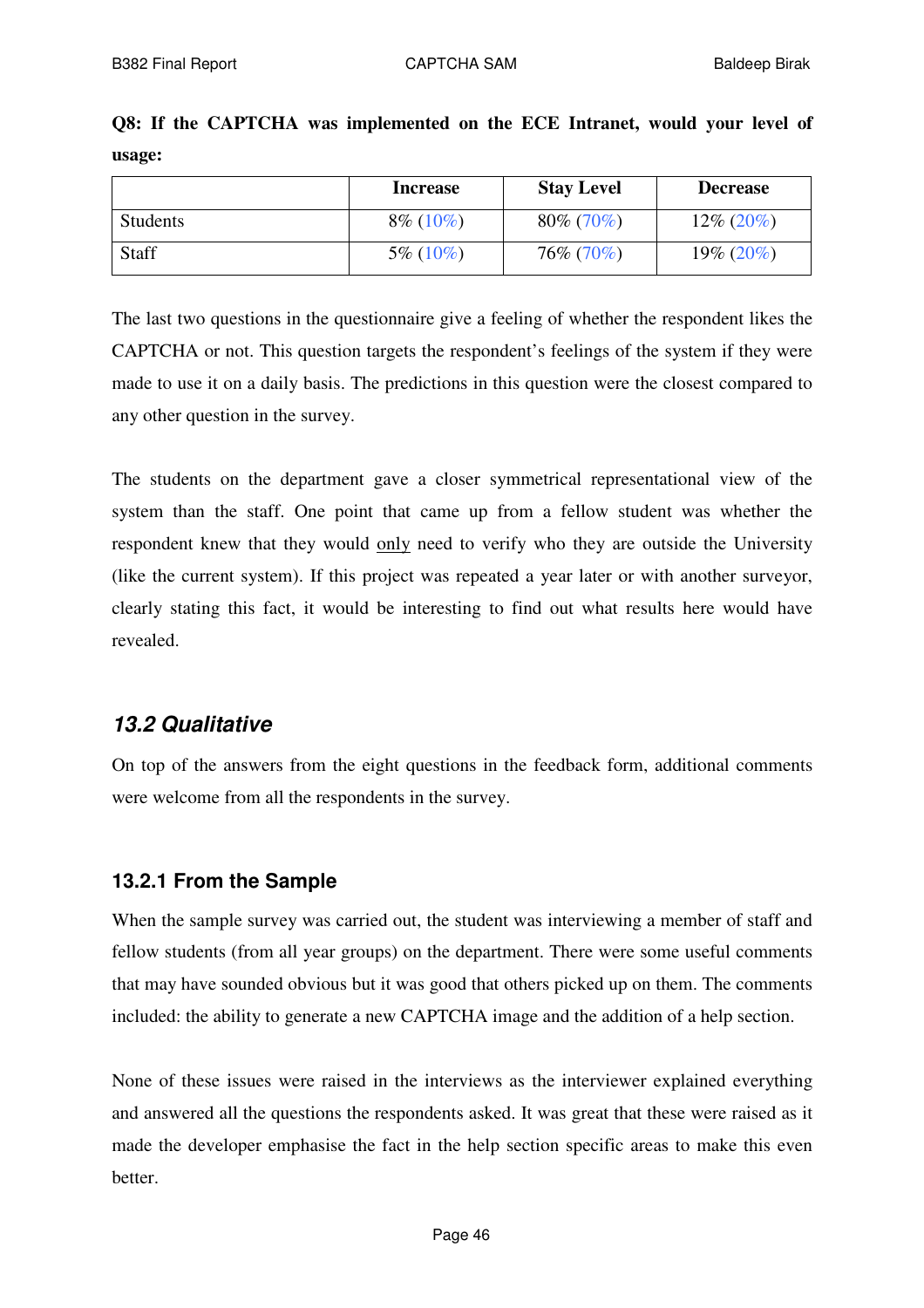**Q8: If the CAPTCHA was implemented on the ECE Intranet, would your level of usage:**

| | Increase | Stay Level | Decrease |
|---|---|---|---|
| Students | 8% (10%) | 80% (70%) | 12% (20%) |
| Staff | 5% (10%) | 76% (70%) | 19% (20%) |

The last two questions in the questionnaire give a feeling of whether the respondent likes the CAPTCHA or not. This question targets the respondent's feelings of the system if they were made to use it on a daily basis. The predictions in this question were the closest compared to any other question in the survey.

The students on the department gave a closer symmetrical representational view of the system than the staff. One point that came up from a fellow student was whether the respondent knew that they would <u>only</u> need to verify who they are outside the University (like the current system). If this project was repeated a year later or with another surveyor, clearly stating this fact, it would be interesting to find out what results here would have revealed.

## *13.2 Qualitative*

On top of the answers from the eight questions in the feedback form, additional comments were welcome from all the respondents in the survey.

### 13.2.1 From the Sample

When the sample survey was carried out, the student was interviewing a member of staff and fellow students (from all year groups) on the department. There were some useful comments that may have sounded obvious but it was good that others picked up on them. The comments included: the ability to generate a new CAPTCHA image and the addition of a help section.

None of these issues were raised in the interviews as the interviewer explained everything and answered all the questions the respondents asked. It was great that these were raised as it made the developer emphasise the fact in the help section specific areas to make this even better.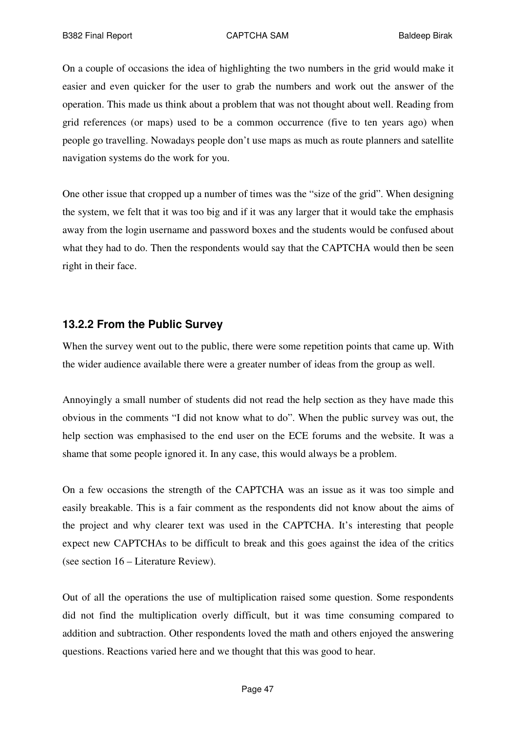On a couple of occasions the idea of highlighting the two numbers in the grid would make it easier and even quicker for the user to grab the numbers and work out the answer of the operation. This made us think about a problem that was not thought about well. Reading from grid references (or maps) used to be a common occurrence (five to ten years ago) when people go travelling. Nowadays people don't use maps as much as route planners and satellite navigation systems do the work for you.

One other issue that cropped up a number of times was the "size of the grid". When designing the system, we felt that it was too big and if it was any larger that it would take the emphasis away from the login username and password boxes and the students would be confused about what they had to do. Then the respondents would say that the CAPTCHA would then be seen right in their face.

### 13.2.2 From the Public Survey

When the survey went out to the public, there were some repetition points that came up. With the wider audience available there were a greater number of ideas from the group as well.

Annoyingly a small number of students did not read the help section as they have made this obvious in the comments "I did not know what to do". When the public survey was out, the help section was emphasised to the end user on the ECE forums and the website. It was a shame that some people ignored it. In any case, this would always be a problem.

On a few occasions the strength of the CAPTCHA was an issue as it was too simple and easily breakable. This is a fair comment as the respondents did not know about the aims of the project and why clearer text was used in the CAPTCHA. It's interesting that people expect new CAPTCHAs to be difficult to break and this goes against the idea of the critics (see section 16 – Literature Review).

Out of all the operations the use of multiplication raised some question. Some respondents did not find the multiplication overly difficult, but it was time consuming compared to addition and subtraction. Other respondents loved the math and others enjoyed the answering questions. Reactions varied here and we thought that this was good to hear.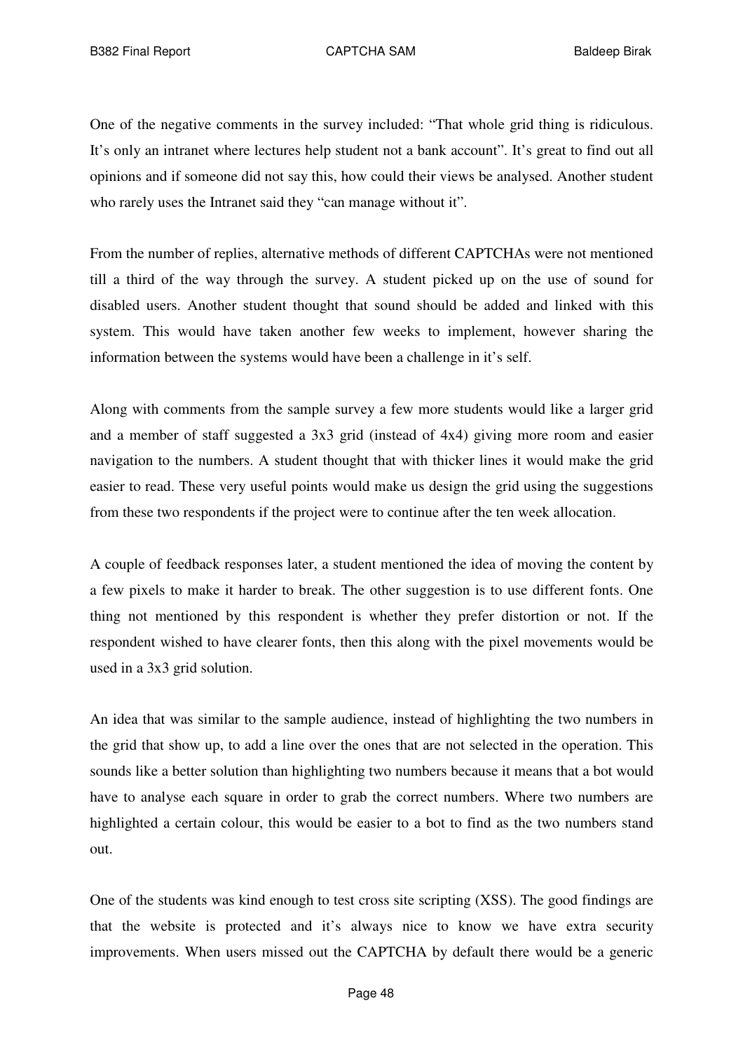One of the negative comments in the survey included: "That whole grid thing is ridiculous. It's only an intranet where lectures help student not a bank account". It's great to find out all opinions and if someone did not say this, how could their views be analysed. Another student who rarely uses the Intranet said they "can manage without it".

From the number of replies, alternative methods of different CAPTCHAs were not mentioned till a third of the way through the survey. A student picked up on the use of sound for disabled users. Another student thought that sound should be added and linked with this system. This would have taken another few weeks to implement, however sharing the information between the systems would have been a challenge in it's self.

Along with comments from the sample survey a few more students would like a larger grid and a member of staff suggested a 3x3 grid (instead of 4x4) giving more room and easier navigation to the numbers. A student thought that with thicker lines it would make the grid easier to read. These very useful points would make us design the grid using the suggestions from these two respondents if the project were to continue after the ten week allocation.

A couple of feedback responses later, a student mentioned the idea of moving the content by a few pixels to make it harder to break. The other suggestion is to use different fonts. One thing not mentioned by this respondent is whether they prefer distortion or not. If the respondent wished to have clearer fonts, then this along with the pixel movements would be used in a 3x3 grid solution.

An idea that was similar to the sample audience, instead of highlighting the two numbers in the grid that show up, to add a line over the ones that are not selected in the operation. This sounds like a better solution than highlighting two numbers because it means that a bot would have to analyse each square in order to grab the correct numbers. Where two numbers are highlighted a certain colour, this would be easier to a bot to find as the two numbers stand out.

One of the students was kind enough to test cross site scripting (XSS). The good findings are that the website is protected and it's always nice to know we have extra security improvements. When users missed out the CAPTCHA by default there would be a generic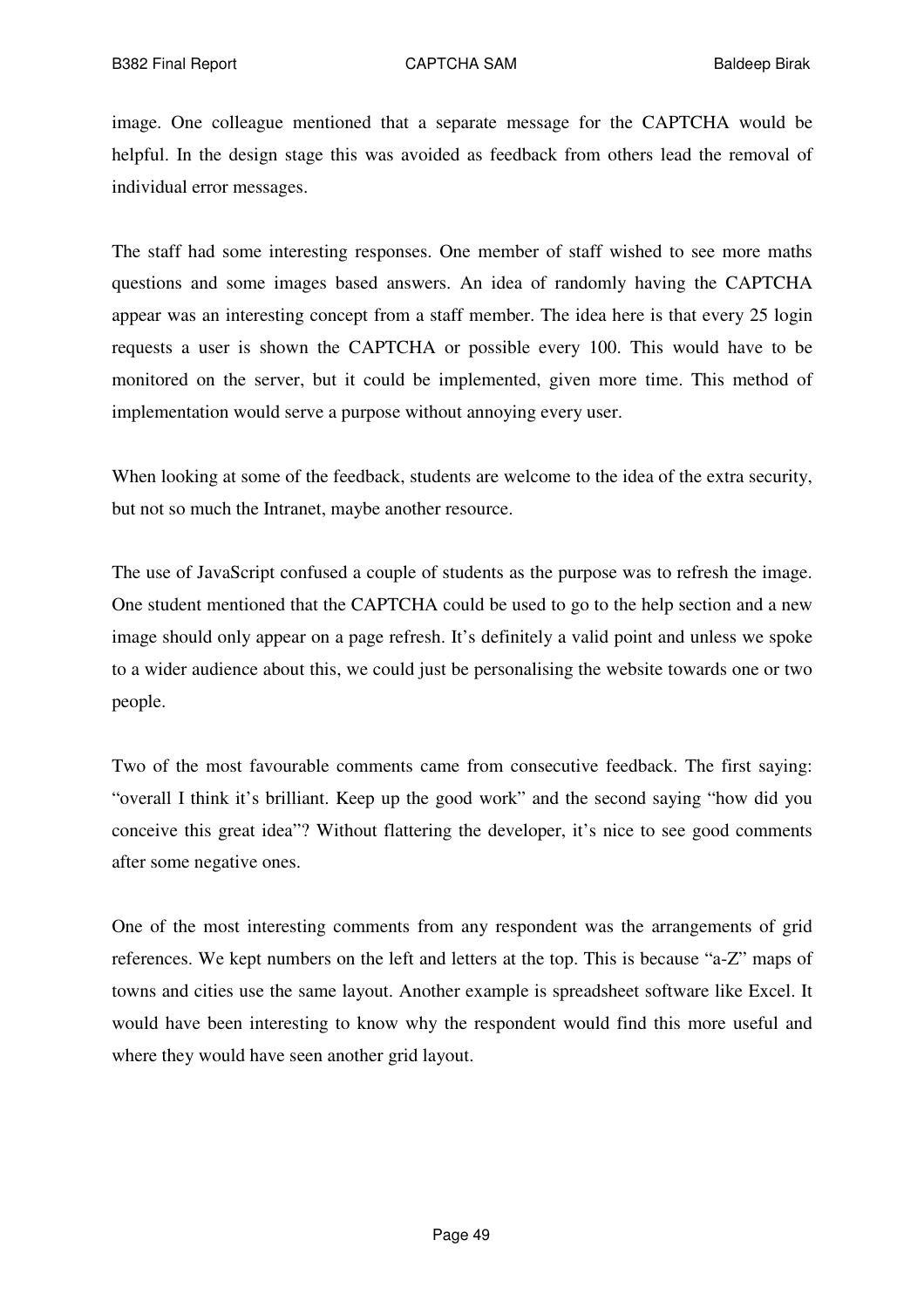image. One colleague mentioned that a separate message for the CAPTCHA would be helpful. In the design stage this was avoided as feedback from others lead the removal of individual error messages.

The staff had some interesting responses. One member of staff wished to see more maths questions and some images based answers. An idea of randomly having the CAPTCHA appear was an interesting concept from a staff member. The idea here is that every 25 login requests a user is shown the CAPTCHA or possible every 100. This would have to be monitored on the server, but it could be implemented, given more time. This method of implementation would serve a purpose without annoying every user.

When looking at some of the feedback, students are welcome to the idea of the extra security, but not so much the Intranet, maybe another resource.

The use of JavaScript confused a couple of students as the purpose was to refresh the image. One student mentioned that the CAPTCHA could be used to go to the help section and a new image should only appear on a page refresh. It's definitely a valid point and unless we spoke to a wider audience about this, we could just be personalising the website towards one or two people.

Two of the most favourable comments came from consecutive feedback. The first saying: "overall I think it's brilliant. Keep up the good work" and the second saying "how did you conceive this great idea"? Without flattering the developer, it's nice to see good comments after some negative ones.

One of the most interesting comments from any respondent was the arrangements of grid references. We kept numbers on the left and letters at the top. This is because "a-Z" maps of towns and cities use the same layout. Another example is spreadsheet software like Excel. It would have been interesting to know why the respondent would find this more useful and where they would have seen another grid layout.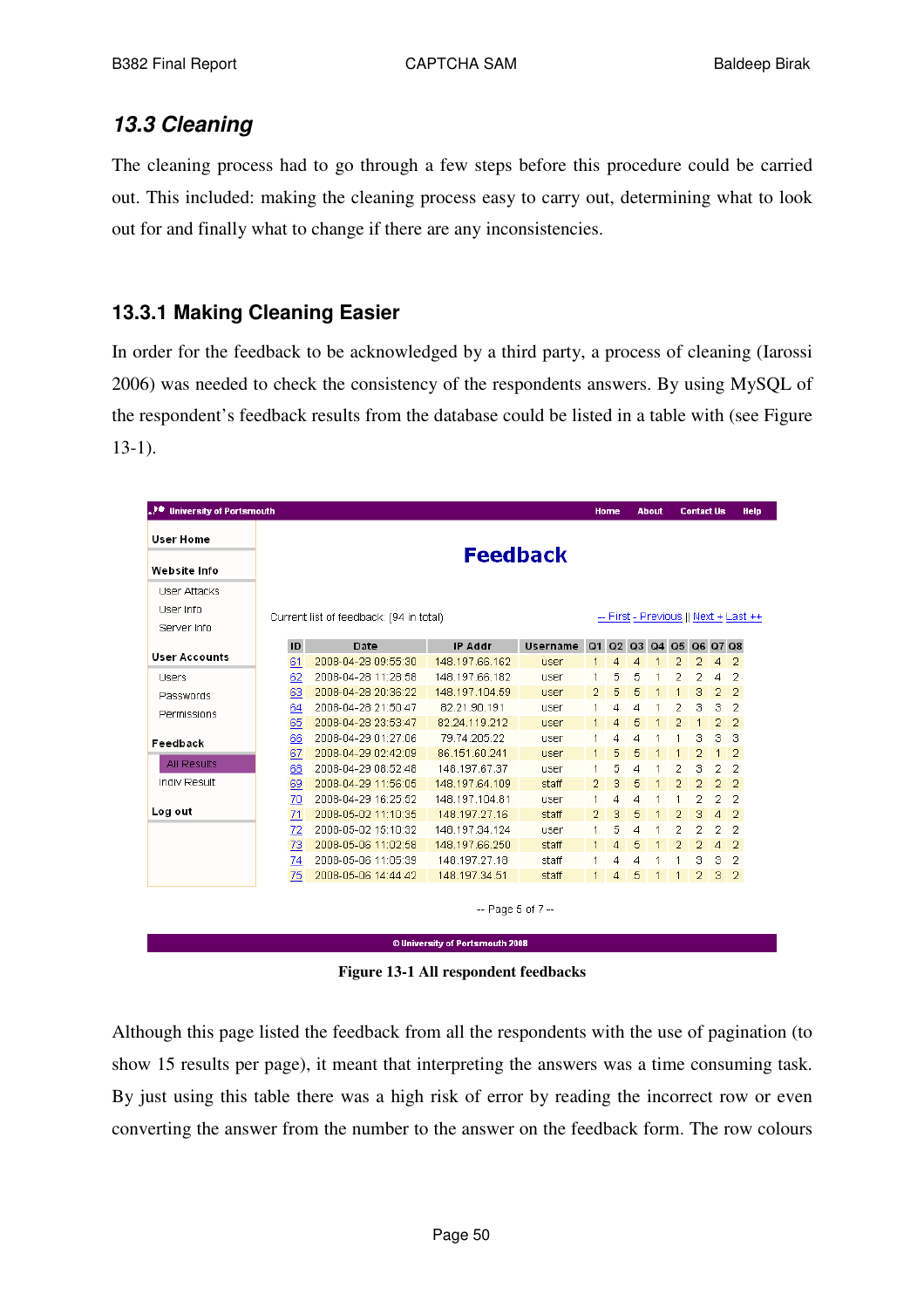## 13.3 Cleaning

The cleaning process had to go through a few steps before this procedure could be carried out. This included: making the cleaning process easy to carry out, determining what to look out for and finally what to change if there are any inconsistencies.

### 13.3.1 Making Cleaning Easier

In order for the feedback to be acknowledged by a third party, a process of cleaning (Iarossi 2006) was needed to check the consistency of the respondents answers. By using MySQL of the respondent's feedback results from the database could be listed in a table with (see Figure 13-1).

University of Portsmouth | Home | About | Contact Us | Help

User Home
Website Info: User Attacks, User Info, Server Info
User Accounts: Users, Passwords, Permissions
Feedback: All Results, Indiv Result
Log out

**Feedback**

Current list of feedback: (94 in total) -- First - Previous || Next + Last ++

| ID | Date | IP Addr | Username | Q1 | Q2 | Q3 | Q4 | Q5 | Q6 | Q7 | Q8 |
|---|---|---|---|---|---|---|---|---|---|---|---|
| 61 | 2008-04-28 09:55:30 | 148.197.66.162 | user | 1 | 4 | 4 | 1 | 2 | 2 | 4 | 2 |
| 62 | 2008-04-28 11:28:58 | 148.197.66.182 | user | 1 | 5 | 5 | 1 | 2 | 2 | 4 | 2 |
| 63 | 2008-04-28 20:36:22 | 148.197.104.59 | user | 2 | 5 | 5 | 1 | 1 | 3 | 2 | 2 |
| 64 | 2008-04-28 21:50:47 | 82.21.90.191 | user | 1 | 4 | 4 | 1 | 2 | 3 | 3 | 2 |
| 65 | 2008-04-28 23:53:47 | 82.24.119.212 | user | 1 | 4 | 5 | 1 | 2 | 1 | 2 | 2 |
| 66 | 2008-04-29 01:27:06 | 79.74.205.22 | user | 1 | 4 | 4 | 1 | 1 | 3 | 3 | 3 |
| 67 | 2008-04-29 02:42:09 | 86.151.60.241 | user | 1 | 5 | 5 | 1 | 1 | 2 | 1 | 2 |
| 68 | 2008-04-29 08:52:48 | 148.197.67.37 | user | 1 | 5 | 4 | 1 | 2 | 3 | 2 | 2 |
| 69 | 2008-04-29 11:56:05 | 148.197.64.109 | staff | 2 | 3 | 5 | 1 | 2 | 2 | 2 | 2 |
| 70 | 2008-04-29 16:25:52 | 148.197.104.81 | user | 1 | 4 | 4 | 1 | 1 | 2 | 2 | 2 |
| 71 | 2008-05-02 11:10:35 | 148.197.27.16 | staff | 2 | 3 | 5 | 1 | 2 | 3 | 4 | 2 |
| 72 | 2008-05-02 15:10:32 | 148.197.34.124 | user | 1 | 5 | 4 | 1 | 2 | 2 | 2 | 2 |
| 73 | 2008-05-06 11:02:58 | 148.197.66.250 | staff | 1 | 4 | 5 | 1 | 2 | 2 | 4 | 2 |
| 74 | 2008-05-06 11:05:39 | 148.197.27.18 | staff | 1 | 4 | 4 | 1 | 1 | 3 | 3 | 2 |
| 75 | 2008-05-06 14:44:42 | 148.197.34.51 | staff | 1 | 4 | 5 | 1 | 1 | 2 | 3 | 2 |

-- Page 5 of 7 --

© University of Portsmouth 2008

**Figure 13-1 All respondent feedbacks**

Although this page listed the feedback from all the respondents with the use of pagination (to show 15 results per page), it meant that interpreting the answers was a time consuming task. By just using this table there was a high risk of error by reading the incorrect row or even converting the answer from the number to the answer on the feedback form. The row colours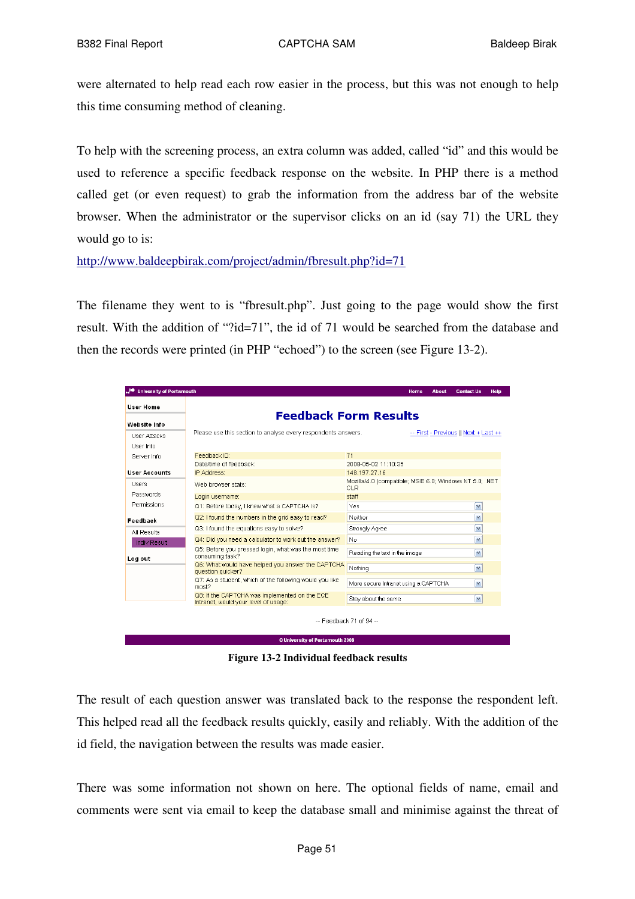were alternated to help read each row easier in the process, but this was not enough to help this time consuming method of cleaning.

To help with the screening process, an extra column was added, called "id" and this would be used to reference a specific feedback response on the website. In PHP there is a method called get (or even request) to grab the information from the address bar of the website browser. When the administrator or the supervisor clicks on an id (say 71) the URL they would go to is:

http://www.baldeepbirak.com/project/admin/fbresult.php?id=71

The filename they went to is "fbresult.php". Just going to the page would show the first result. With the addition of "?id=71", the id of 71 would be searched from the database and then the records were printed (in PHP "echoed") to the screen (see Figure 13-2).

**Figure 13-2 Individual feedback results**

The result of each question answer was translated back to the response the respondent left. This helped read all the feedback results quickly, easily and reliably. With the addition of the id field, the navigation between the results was made easier.

There was some information not shown on here. The optional fields of name, email and comments were sent via email to keep the database small and minimise against the threat of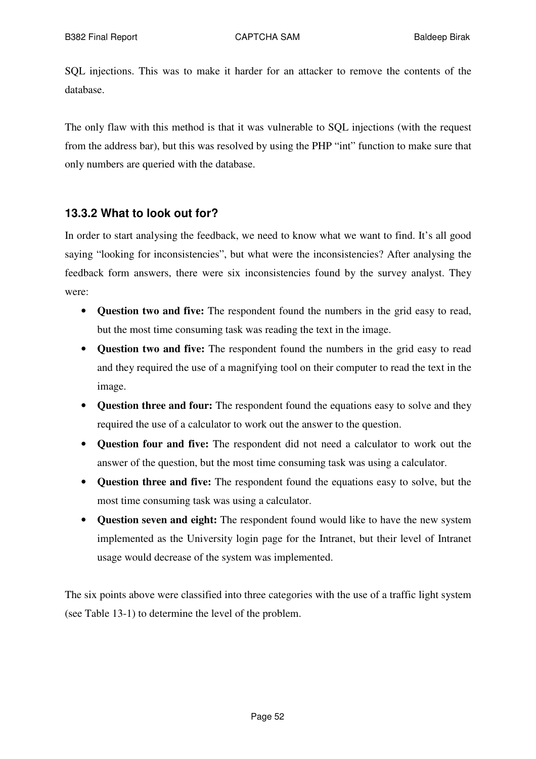SQL injections. This was to make it harder for an attacker to remove the contents of the database.

The only flaw with this method is that it was vulnerable to SQL injections (with the request from the address bar), but this was resolved by using the PHP "int" function to make sure that only numbers are queried with the database.

### 13.3.2 What to look out for?

In order to start analysing the feedback, we need to know what we want to find. It's all good saying "looking for inconsistencies", but what were the inconsistencies? After analysing the feedback form answers, there were six inconsistencies found by the survey analyst. They were:

- **Question two and five:** The respondent found the numbers in the grid easy to read, but the most time consuming task was reading the text in the image.
- **Question two and five:** The respondent found the numbers in the grid easy to read and they required the use of a magnifying tool on their computer to read the text in the image.
- **Question three and four:** The respondent found the equations easy to solve and they required the use of a calculator to work out the answer to the question.
- **Question four and five:** The respondent did not need a calculator to work out the answer of the question, but the most time consuming task was using a calculator.
- **Question three and five:** The respondent found the equations easy to solve, but the most time consuming task was using a calculator.
- **Question seven and eight:** The respondent found would like to have the new system implemented as the University login page for the Intranet, but their level of Intranet usage would decrease of the system was implemented.

The six points above were classified into three categories with the use of a traffic light system (see Table 13-1) to determine the level of the problem.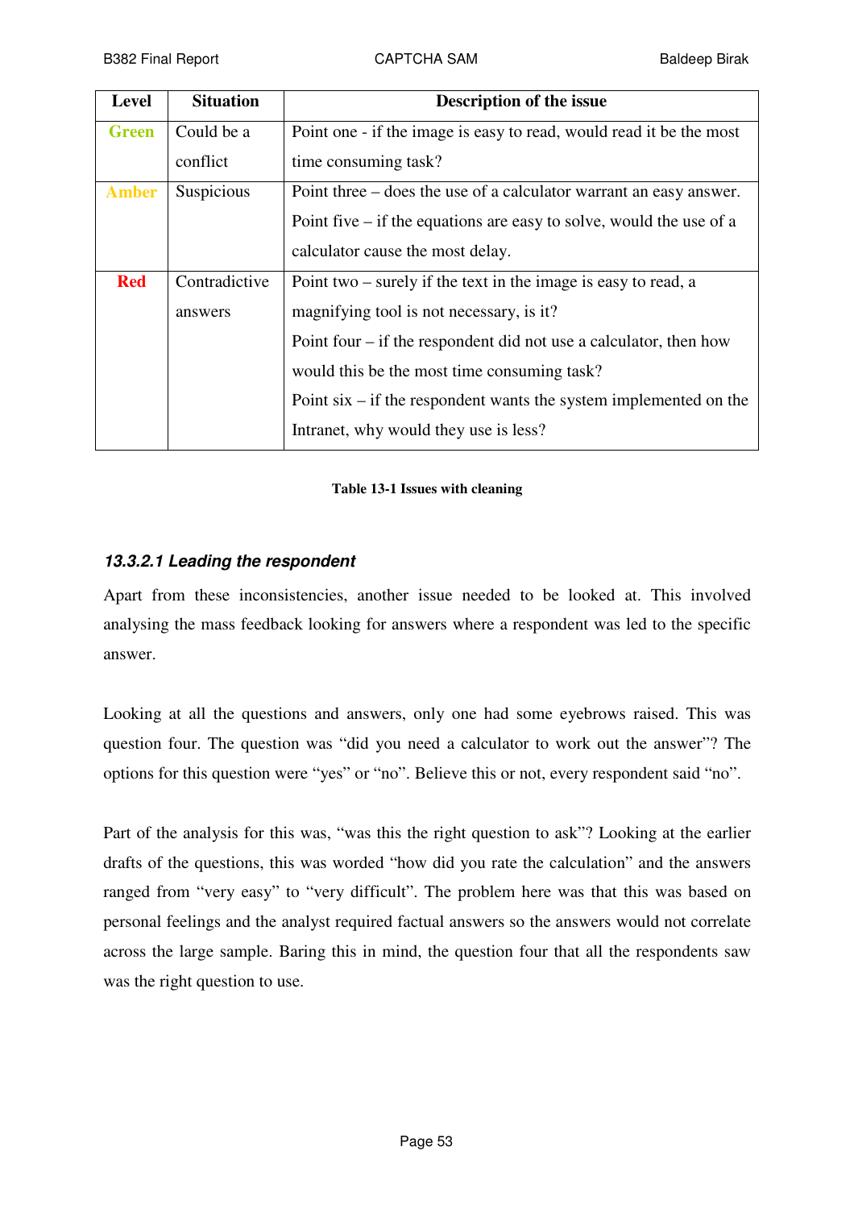| Level | Situation | Description of the issue |
|---|---|---|
| Green | Could be a conflict | Point one - if the image is easy to read, would read it be the most time consuming task? |
| Amber | Suspicious | Point three – does the use of a calculator warrant an easy answer. Point five – if the equations are easy to solve, would the use of a calculator cause the most delay. |
| Red | Contradictive answers | Point two – surely if the text in the image is easy to read, a magnifying tool is not necessary, is it? Point four – if the respondent did not use a calculator, then how would this be the most time consuming task? Point six – if the respondent wants the system implemented on the Intranet, why would they use is less? |

**Table 13-1 Issues with cleaning**

#### *13.3.2.1 Leading the respondent*

Apart from these inconsistencies, another issue needed to be looked at. This involved analysing the mass feedback looking for answers where a respondent was led to the specific answer.

Looking at all the questions and answers, only one had some eyebrows raised. This was question four. The question was "did you need a calculator to work out the answer"? The options for this question were "yes" or "no". Believe this or not, every respondent said "no".

Part of the analysis for this was, "was this the right question to ask"? Looking at the earlier drafts of the questions, this was worded "how did you rate the calculation" and the answers ranged from "very easy" to "very difficult". The problem here was that this was based on personal feelings and the analyst required factual answers so the answers would not correlate across the large sample. Baring this in mind, the question four that all the respondents saw was the right question to use.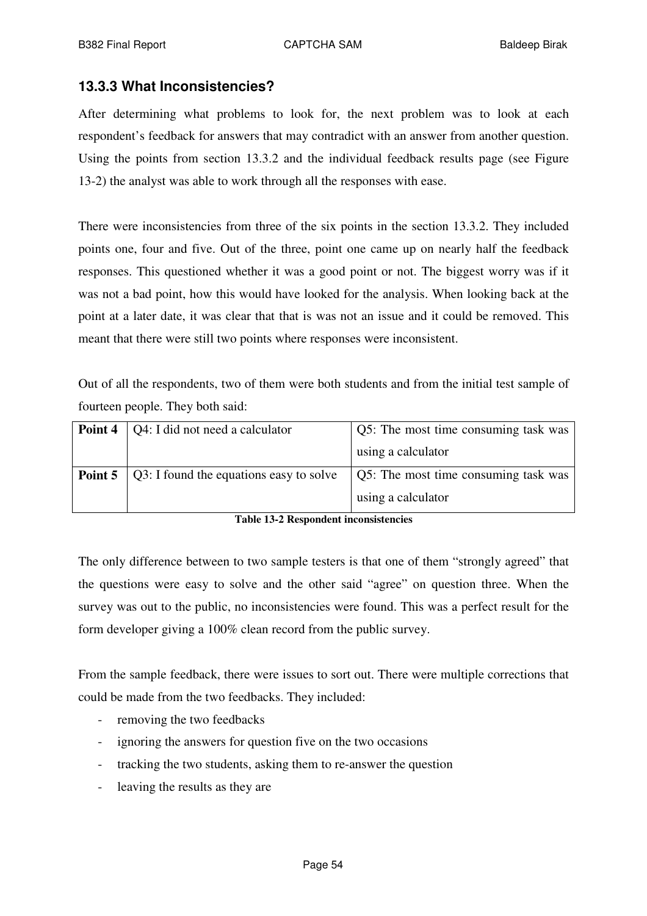### 13.3.3 What Inconsistencies?

After determining what problems to look for, the next problem was to look at each respondent's feedback for answers that may contradict with an answer from another question. Using the points from section 13.3.2 and the individual feedback results page (see Figure 13-2) the analyst was able to work through all the responses with ease.

There were inconsistencies from three of the six points in the section 13.3.2. They included points one, four and five. Out of the three, point one came up on nearly half the feedback responses. This questioned whether it was a good point or not. The biggest worry was if it was not a bad point, how this would have looked for the analysis. When looking back at the point at a later date, it was clear that that is was not an issue and it could be removed. This meant that there were still two points where responses were inconsistent.

Out of all the respondents, two of them were both students and from the initial test sample of fourteen people. They both said:

| | | |
|---|---|---|
| **Point 4** | Q4: I did not need a calculator | Q5: The most time consuming task was using a calculator |
| **Point 5** | Q3: I found the equations easy to solve | Q5: The most time consuming task was using a calculator |

**Table 13-2 Respondent inconsistencies**

The only difference between to two sample testers is that one of them "strongly agreed" that the questions were easy to solve and the other said "agree" on question three. When the survey was out to the public, no inconsistencies were found. This was a perfect result for the form developer giving a 100% clean record from the public survey.

From the sample feedback, there were issues to sort out. There were multiple corrections that could be made from the two feedbacks. They included:

- removing the two feedbacks
- ignoring the answers for question five on the two occasions
- tracking the two students, asking them to re-answer the question
- leaving the results as they are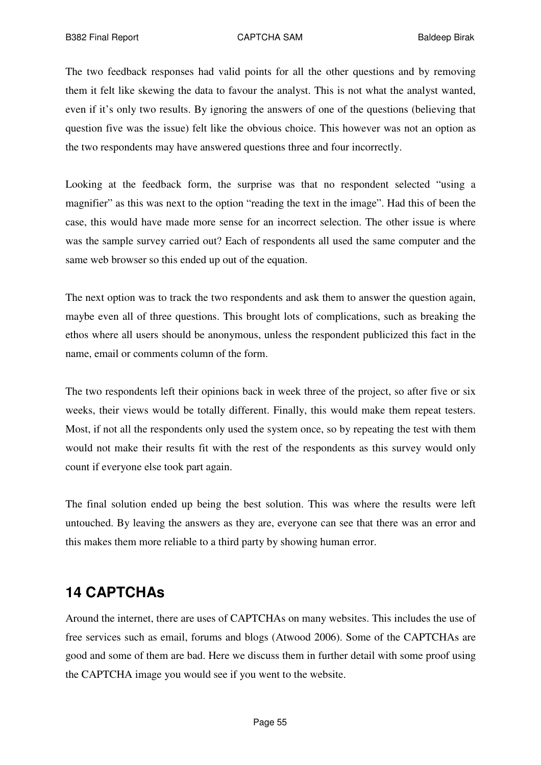The two feedback responses had valid points for all the other questions and by removing them it felt like skewing the data to favour the analyst. This is not what the analyst wanted, even if it's only two results. By ignoring the answers of one of the questions (believing that question five was the issue) felt like the obvious choice. This however was not an option as the two respondents may have answered questions three and four incorrectly.

Looking at the feedback form, the surprise was that no respondent selected "using a magnifier" as this was next to the option "reading the text in the image". Had this of been the case, this would have made more sense for an incorrect selection. The other issue is where was the sample survey carried out? Each of respondents all used the same computer and the same web browser so this ended up out of the equation.

The next option was to track the two respondents and ask them to answer the question again, maybe even all of three questions. This brought lots of complications, such as breaking the ethos where all users should be anonymous, unless the respondent publicized this fact in the name, email or comments column of the form.

The two respondents left their opinions back in week three of the project, so after five or six weeks, their views would be totally different. Finally, this would make them repeat testers. Most, if not all the respondents only used the system once, so by repeating the test with them would not make their results fit with the rest of the respondents as this survey would only count if everyone else took part again.

The final solution ended up being the best solution. This was where the results were left untouched. By leaving the answers as they are, everyone can see that there was an error and this makes them more reliable to a third party by showing human error.

# 14 CAPTCHAs

Around the internet, there are uses of CAPTCHAs on many websites. This includes the use of free services such as email, forums and blogs (Atwood 2006). Some of the CAPTCHAs are good and some of them are bad. Here we discuss them in further detail with some proof using the CAPTCHA image you would see if you went to the website.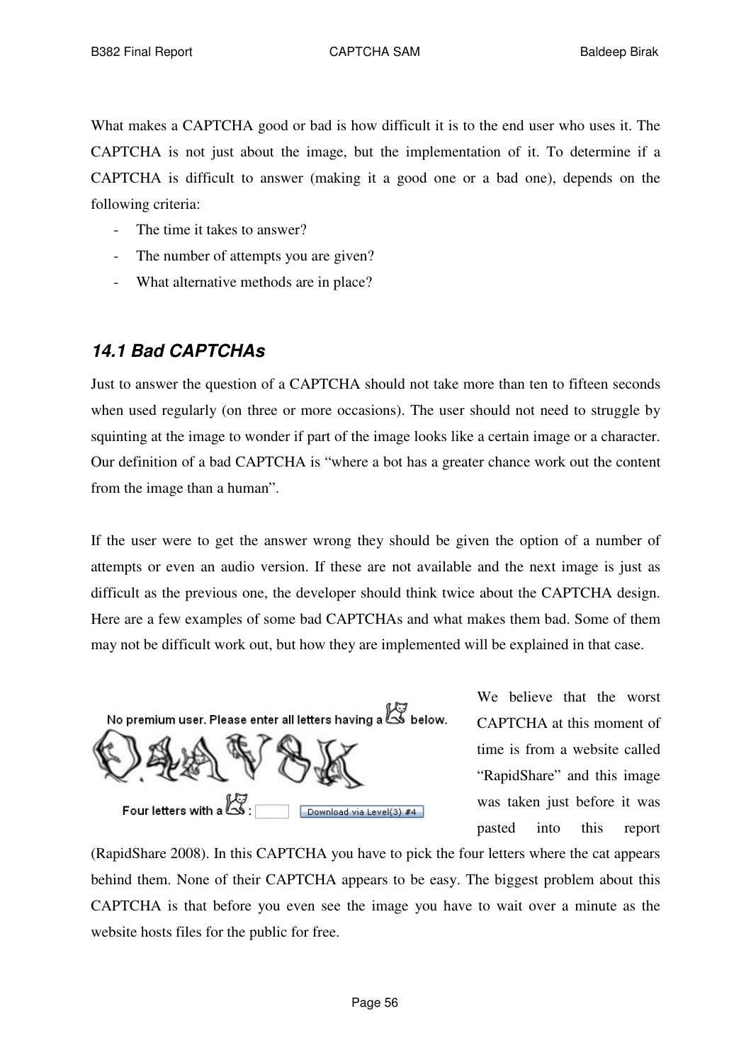What makes a CAPTCHA good or bad is how difficult it is to the end user who uses it. The CAPTCHA is not just about the image, but the implementation of it. To determine if a CAPTCHA is difficult to answer (making it a good one or a bad one), depends on the following criteria:

- The time it takes to answer?
- The number of attempts you are given?
- What alternative methods are in place?

### *14.1 Bad CAPTCHAs*

Just to answer the question of a CAPTCHA should not take more than ten to fifteen seconds when used regularly (on three or more occasions). The user should not need to struggle by squinting at the image to wonder if part of the image looks like a certain image or a character. Our definition of a bad CAPTCHA is "where a bot has a greater chance work out the content from the image than a human".

If the user were to get the answer wrong they should be given the option of a number of attempts or even an audio version. If these are not available and the next image is just as difficult as the previous one, the developer should think twice about the CAPTCHA design. Here are a few examples of some bad CAPTCHAs and what makes them bad. Some of them may not be difficult work out, but how they are implemented will be explained in that case.

We believe that the worst CAPTCHA at this moment of time is from a website called "RapidShare" and this image was taken just before it was pasted into this report (RapidShare 2008). In this CAPTCHA you have to pick the four letters where the cat appears behind them. None of their CAPTCHA appears to be easy. The biggest problem about this CAPTCHA is that before you even see the image you have to wait over a minute as the website hosts files for the public for free.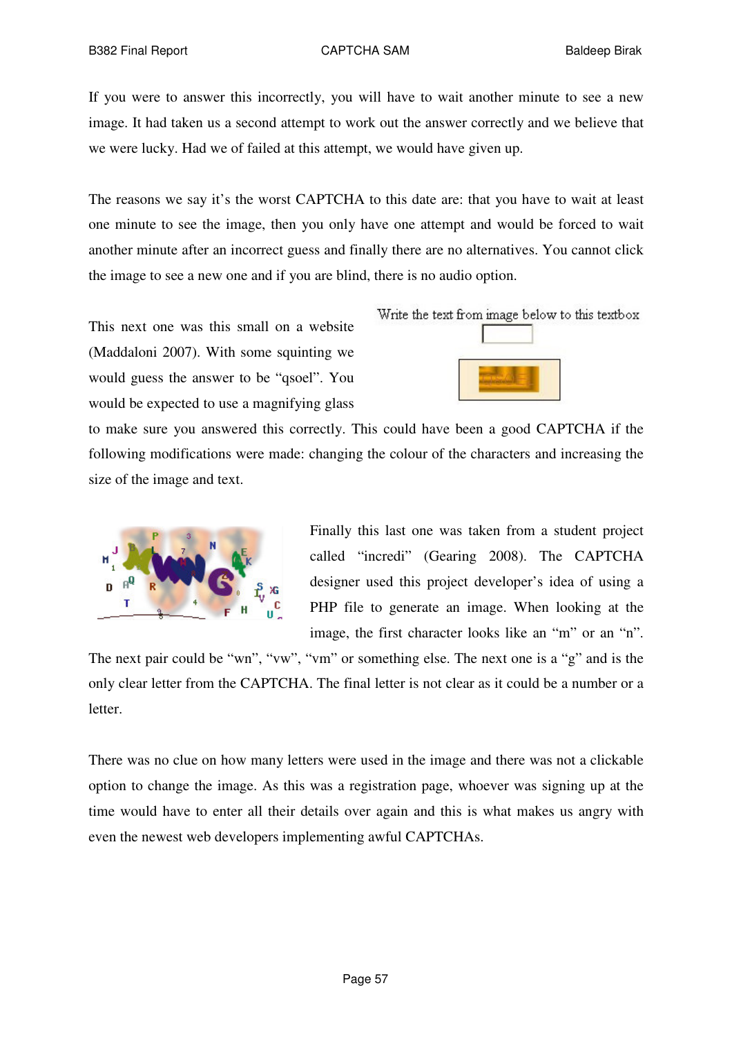If you were to answer this incorrectly, you will have to wait another minute to see a new image. It had taken us a second attempt to work out the answer correctly and we believe that we were lucky. Had we of failed at this attempt, we would have given up.

The reasons we say it's the worst CAPTCHA to this date are: that you have to wait at least one minute to see the image, then you only have one attempt and would be forced to wait another minute after an incorrect guess and finally there are no alternatives. You cannot click the image to see a new one and if you are blind, there is no audio option.

This next one was this small on a website (Maddaloni 2007). With some squinting we would guess the answer to be "qsoel". You would be expected to use a magnifying glass to make sure you answered this correctly. This could have been a good CAPTCHA if the following modifications were made: changing the colour of the characters and increasing the size of the image and text.

Finally this last one was taken from a student project called "incredi" (Gearing 2008). The CAPTCHA designer used this project developer's idea of using a PHP file to generate an image. When looking at the image, the first character looks like an "m" or an "n". The next pair could be "wn", "vw", "vm" or something else. The next one is a "g" and is the only clear letter from the CAPTCHA. The final letter is not clear as it could be a number or a letter.

There was no clue on how many letters were used in the image and there was not a clickable option to change the image. As this was a registration page, whoever was signing up at the time would have to enter all their details over again and this is what makes us angry with even the newest web developers implementing awful CAPTCHAs.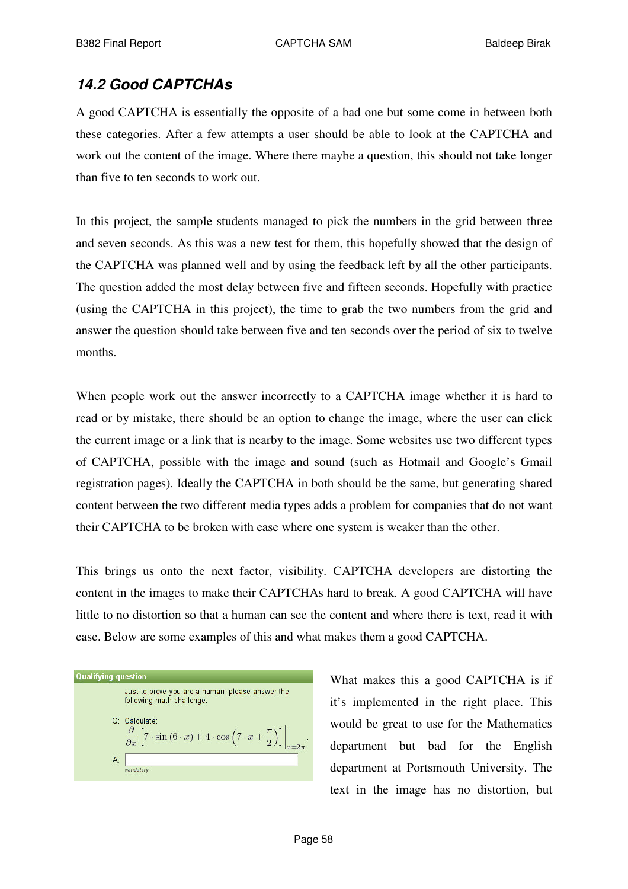### *14.2 Good CAPTCHAs*

A good CAPTCHA is essentially the opposite of a bad one but some come in between both these categories. After a few attempts a user should be able to look at the CAPTCHA and work out the content of the image. Where there maybe a question, this should not take longer than five to ten seconds to work out.

In this project, the sample students managed to pick the numbers in the grid between three and seven seconds. As this was a new test for them, this hopefully showed that the design of the CAPTCHA was planned well and by using the feedback left by all the other participants. The question added the most delay between five and fifteen seconds. Hopefully with practice (using the CAPTCHA in this project), the time to grab the two numbers from the grid and answer the question should take between five and ten seconds over the period of six to twelve months.

When people work out the answer incorrectly to a CAPTCHA image whether it is hard to read or by mistake, there should be an option to change the image, where the user can click the current image or a link that is nearby to the image. Some websites use two different types of CAPTCHA, possible with the image and sound (such as Hotmail and Google's Gmail registration pages). Ideally the CAPTCHA in both should be the same, but generating shared content between the two different media types adds a problem for companies that do not want their CAPTCHA to be broken with ease where one system is weaker than the other.

This brings us onto the next factor, visibility. CAPTCHA developers are distorting the content in the images to make their CAPTCHAs hard to break. A good CAPTCHA will have little to no distortion so that a human can see the content and where there is text, read it with ease. Below are some examples of this and what makes them a good CAPTCHA.

**Qualifying question**

Just to prove you are a human, please answer the following math challenge.

Q: Calculate:

$$\frac{\partial}{\partial x}\left[7 \cdot \sin(6 \cdot x) + 4 \cdot \cos\left(7 \cdot x + \frac{\pi}{2}\right)\right]\Bigg|_{x=2\pi}.$$

A:

mandatory

What makes this a good CAPTCHA is if it's implemented in the right place. This would be great to use for the Mathematics department but bad for the English department at Portsmouth University. The text in the image has no distortion, but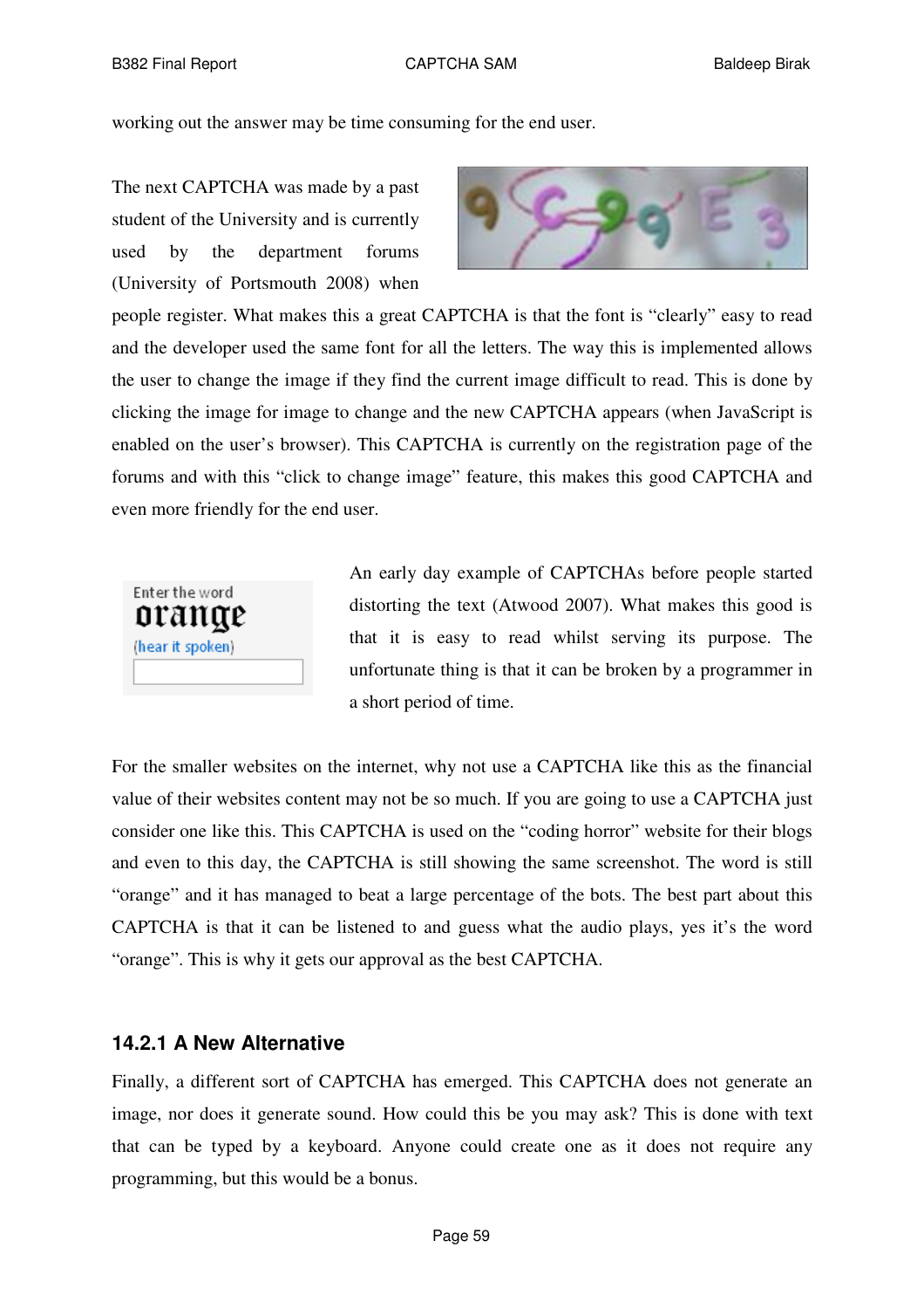working out the answer may be time consuming for the end user.

The next CAPTCHA was made by a past student of the University and is currently used by the department forums (University of Portsmouth 2008) when people register. What makes this a great CAPTCHA is that the font is "clearly" easy to read and the developer used the same font for all the letters. The way this is implemented allows the user to change the image if they find the current image difficult to read. This is done by clicking the image for image to change and the new CAPTCHA appears (when JavaScript is enabled on the user's browser). This CAPTCHA is currently on the registration page of the forums and with this "click to change image" feature, this makes this good CAPTCHA and even more friendly for the end user.

An early day example of CAPTCHAs before people started distorting the text (Atwood 2007). What makes this good is that it is easy to read whilst serving its purpose. The unfortunate thing is that it can be broken by a programmer in a short period of time.

For the smaller websites on the internet, why not use a CAPTCHA like this as the financial value of their websites content may not be so much. If you are going to use a CAPTCHA just consider one like this. This CAPTCHA is used on the "coding horror" website for their blogs and even to this day, the CAPTCHA is still showing the same screenshot. The word is still "orange" and it has managed to beat a large percentage of the bots. The best part about this CAPTCHA is that it can be listened to and guess what the audio plays, yes it's the word "orange". This is why it gets our approval as the best CAPTCHA.

### 14.2.1 A New Alternative

Finally, a different sort of CAPTCHA has emerged. This CAPTCHA does not generate an image, nor does it generate sound. How could this be you may ask? This is done with text that can be typed by a keyboard. Anyone could create one as it does not require any programming, but this would be a bonus.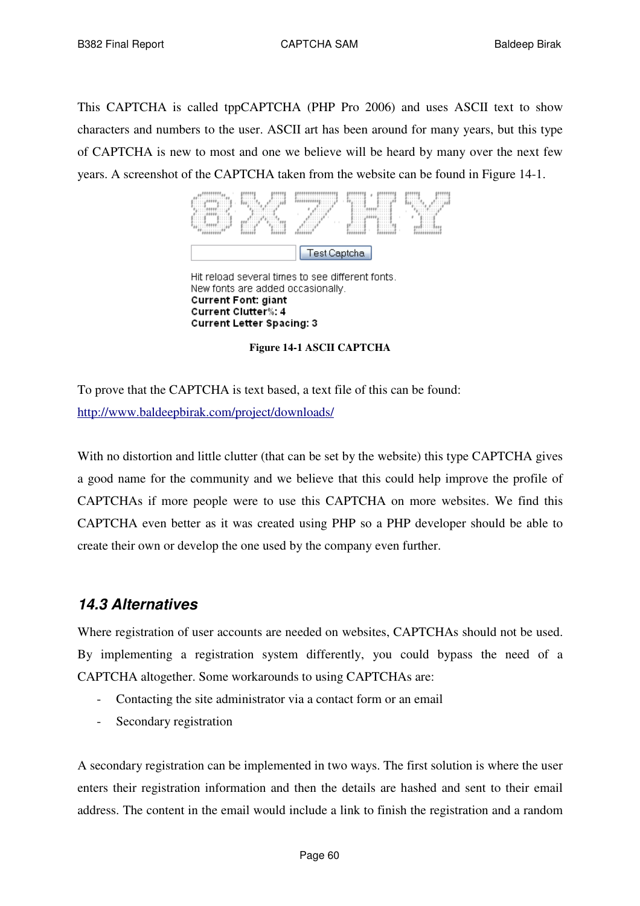This CAPTCHA is called tppCAPTCHA (PHP Pro 2006) and uses ASCII text to show characters and numbers to the user. ASCII art has been around for many years, but this type of CAPTCHA is new to most and one we believe will be heard by many over the next few years. A screenshot of the CAPTCHA taken from the website can be found in Figure 14-1.

Hit reload several times to see different fonts.
New fonts are added occasionally.
**Current Font: giant**
**Current Clutter%: 4**
**Current Letter Spacing: 3**

**Figure 14-1 ASCII CAPTCHA**

To prove that the CAPTCHA is text based, a text file of this can be found:
http://www.baldeepbirak.com/project/downloads/

With no distortion and little clutter (that can be set by the website) this type CAPTCHA gives a good name for the community and we believe that this could help improve the profile of CAPTCHAs if more people were to use this CAPTCHA on more websites. We find this CAPTCHA even better as it was created using PHP so a PHP developer should be able to create their own or develop the one used by the company even further.

### *14.3 Alternatives*

Where registration of user accounts are needed on websites, CAPTCHAs should not be used. By implementing a registration system differently, you could bypass the need of a CAPTCHA altogether. Some workarounds to using CAPTCHAs are:

- Contacting the site administrator via a contact form or an email
- Secondary registration

A secondary registration can be implemented in two ways. The first solution is where the user enters their registration information and then the details are hashed and sent to their email address. The content in the email would include a link to finish the registration and a random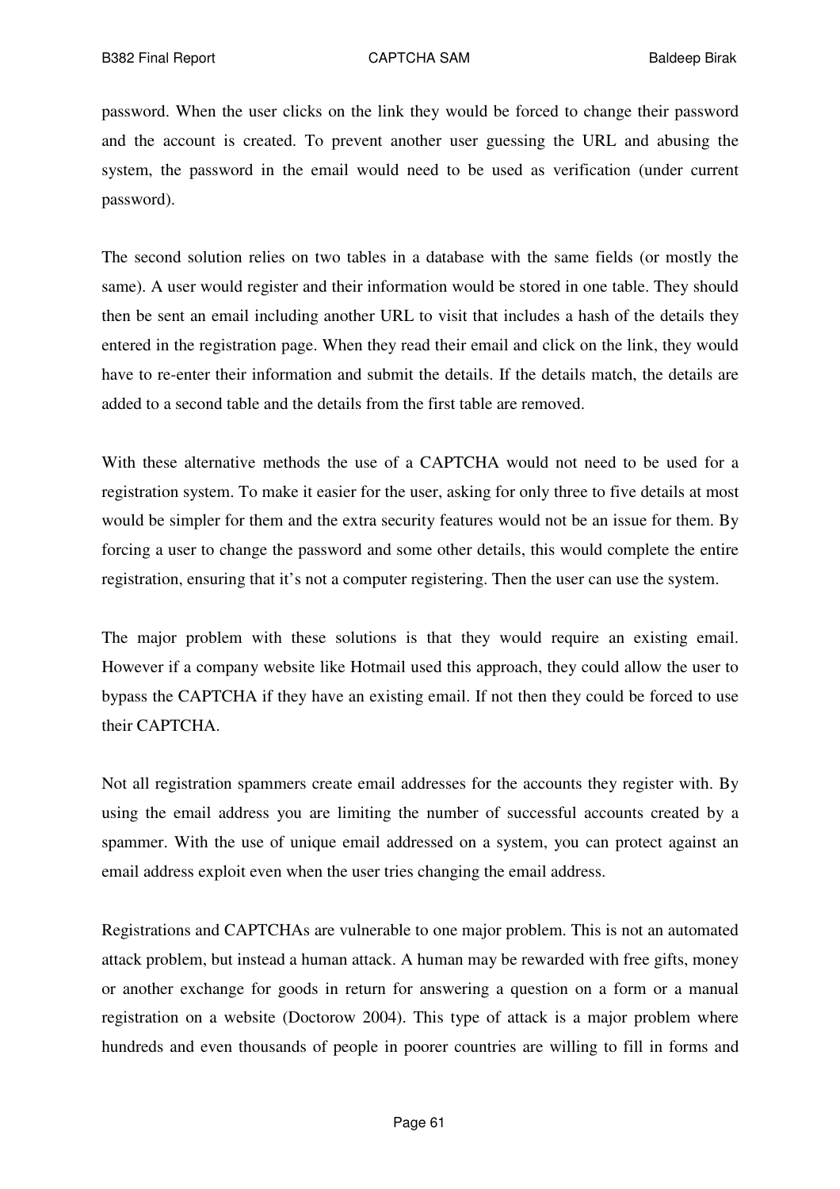password. When the user clicks on the link they would be forced to change their password and the account is created. To prevent another user guessing the URL and abusing the system, the password in the email would need to be used as verification (under current password).

The second solution relies on two tables in a database with the same fields (or mostly the same). A user would register and their information would be stored in one table. They should then be sent an email including another URL to visit that includes a hash of the details they entered in the registration page. When they read their email and click on the link, they would have to re-enter their information and submit the details. If the details match, the details are added to a second table and the details from the first table are removed.

With these alternative methods the use of a CAPTCHA would not need to be used for a registration system. To make it easier for the user, asking for only three to five details at most would be simpler for them and the extra security features would not be an issue for them. By forcing a user to change the password and some other details, this would complete the entire registration, ensuring that it's not a computer registering. Then the user can use the system.

The major problem with these solutions is that they would require an existing email. However if a company website like Hotmail used this approach, they could allow the user to bypass the CAPTCHA if they have an existing email. If not then they could be forced to use their CAPTCHA.

Not all registration spammers create email addresses for the accounts they register with. By using the email address you are limiting the number of successful accounts created by a spammer. With the use of unique email addressed on a system, you can protect against an email address exploit even when the user tries changing the email address.

Registrations and CAPTCHAs are vulnerable to one major problem. This is not an automated attack problem, but instead a human attack. A human may be rewarded with free gifts, money or another exchange for goods in return for answering a question on a form or a manual registration on a website (Doctorow 2004). This type of attack is a major problem where hundreds and even thousands of people in poorer countries are willing to fill in forms and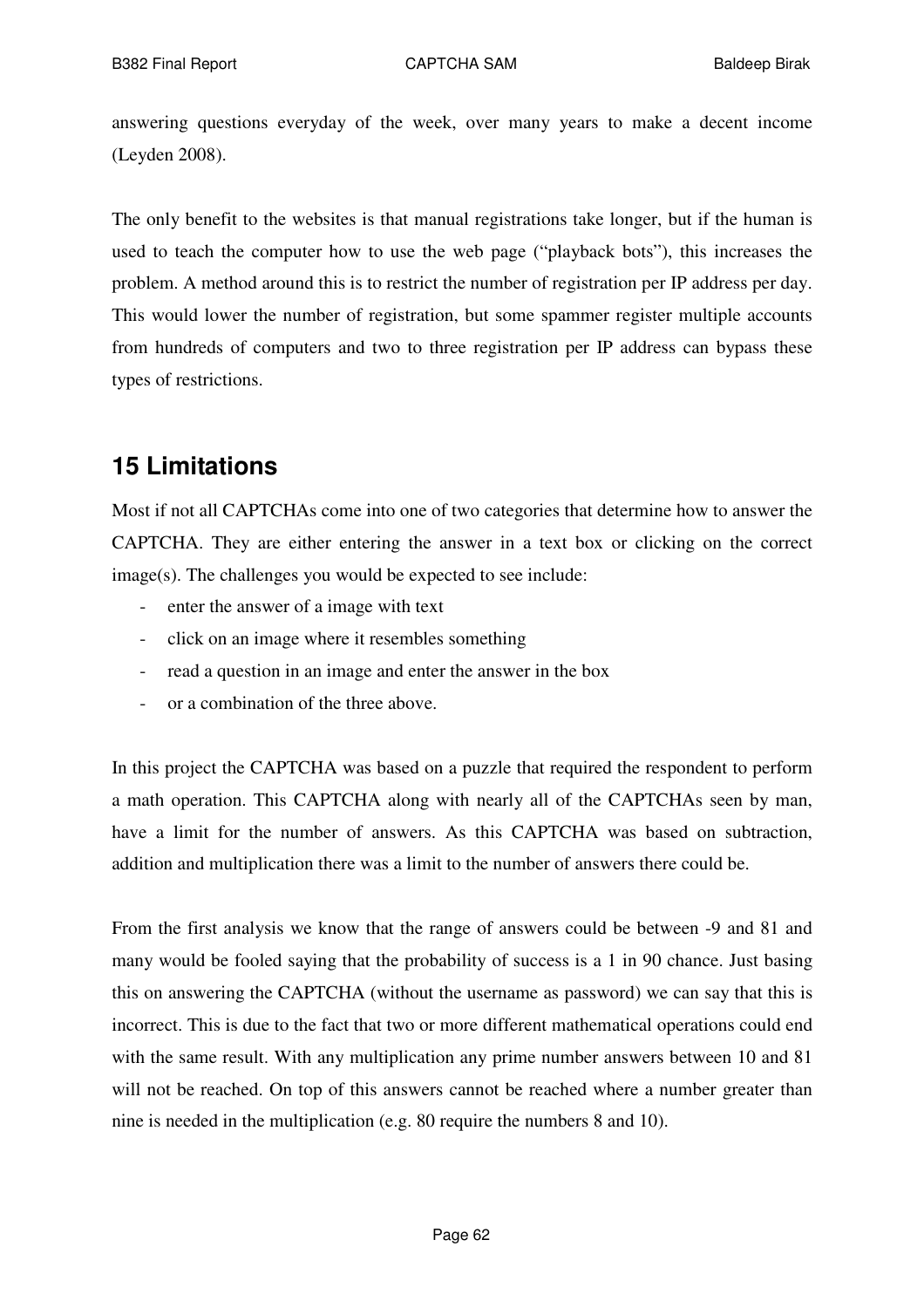answering questions everyday of the week, over many years to make a decent income (Leyden 2008).

The only benefit to the websites is that manual registrations take longer, but if the human is used to teach the computer how to use the web page ("playback bots"), this increases the problem. A method around this is to restrict the number of registration per IP address per day. This would lower the number of registration, but some spammer register multiple accounts from hundreds of computers and two to three registration per IP address can bypass these types of restrictions.

## 15 Limitations

Most if not all CAPTCHAs come into one of two categories that determine how to answer the CAPTCHA. They are either entering the answer in a text box or clicking on the correct image(s). The challenges you would be expected to see include:

- enter the answer of a image with text
- click on an image where it resembles something
- read a question in an image and enter the answer in the box
- or a combination of the three above.

In this project the CAPTCHA was based on a puzzle that required the respondent to perform a math operation. This CAPTCHA along with nearly all of the CAPTCHAs seen by man, have a limit for the number of answers. As this CAPTCHA was based on subtraction, addition and multiplication there was a limit to the number of answers there could be.

From the first analysis we know that the range of answers could be between -9 and 81 and many would be fooled saying that the probability of success is a 1 in 90 chance. Just basing this on answering the CAPTCHA (without the username as password) we can say that this is incorrect. This is due to the fact that two or more different mathematical operations could end with the same result. With any multiplication any prime number answers between 10 and 81 will not be reached. On top of this answers cannot be reached where a number greater than nine is needed in the multiplication (e.g. 80 require the numbers 8 and 10).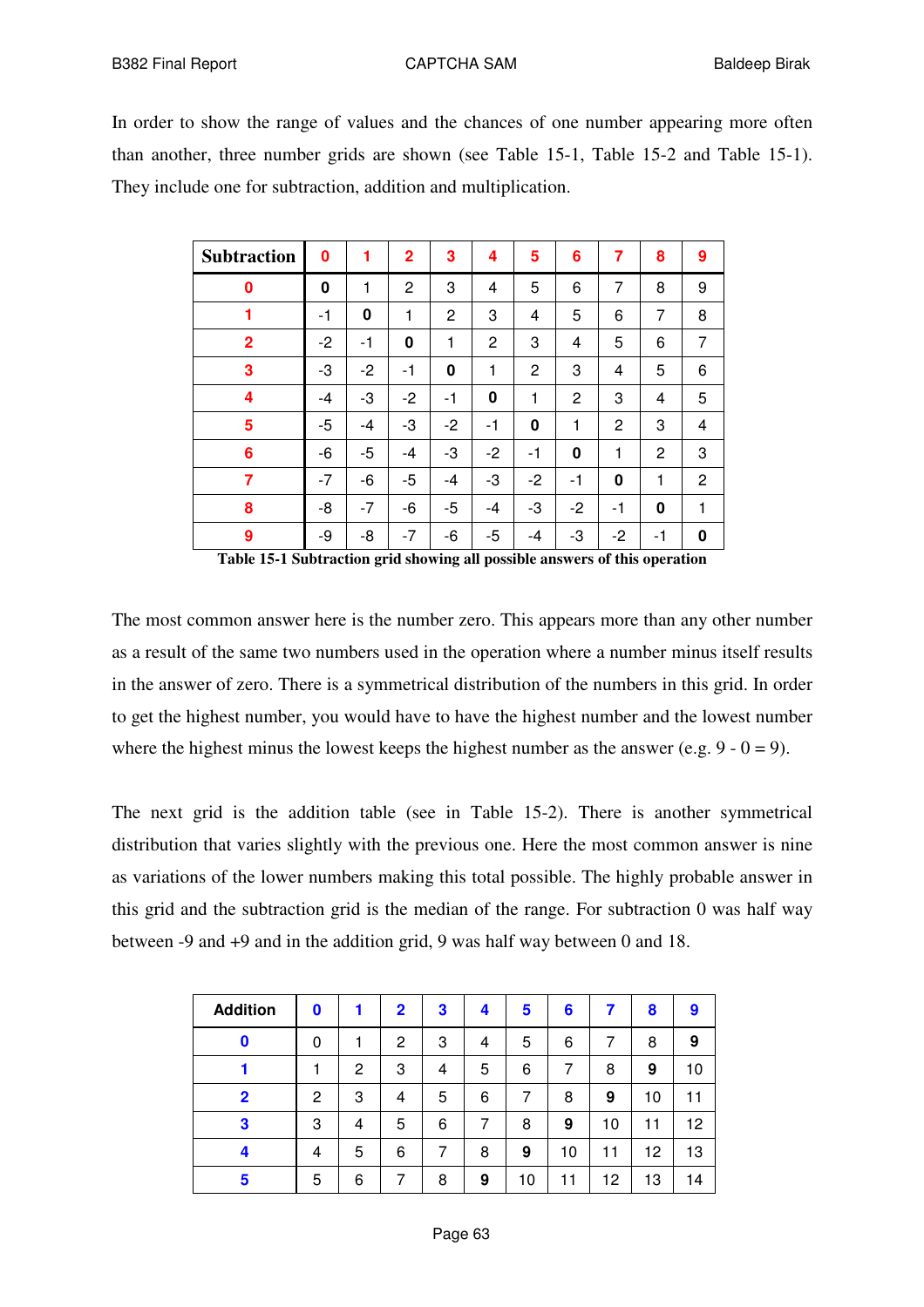In order to show the range of values and the chances of one number appearing more often than another, three number grids are shown (see Table 15-1, Table 15-2 and Table 15-1). They include one for subtraction, addition and multiplication.

| Subtraction | 0 | 1 | 2 | 3 | 4 | 5 | 6 | 7 | 8 | 9 |
|---|---|---|---|---|---|---|---|---|---|---|
| 0 | **0** | 1 | 2 | 3 | 4 | 5 | 6 | 7 | 8 | 9 |
| 1 | -1 | **0** | 1 | 2 | 3 | 4 | 5 | 6 | 7 | 8 |
| 2 | -2 | -1 | **0** | 1 | 2 | 3 | 4 | 5 | 6 | 7 |
| 3 | -3 | -2 | -1 | **0** | 1 | 2 | 3 | 4 | 5 | 6 |
| 4 | -4 | -3 | -2 | -1 | **0** | 1 | 2 | 3 | 4 | 5 |
| 5 | -5 | -4 | -3 | -2 | -1 | **0** | 1 | 2 | 3 | 4 |
| 6 | -6 | -5 | -4 | -3 | -2 | -1 | **0** | 1 | 2 | 3 |
| 7 | -7 | -6 | -5 | -4 | -3 | -2 | -1 | **0** | 1 | 2 |
| 8 | -8 | -7 | -6 | -5 | -4 | -3 | -2 | -1 | **0** | 1 |
| 9 | -9 | -8 | -7 | -6 | -5 | -4 | -3 | -2 | -1 | **0** |

**Table 15-1 Subtraction grid showing all possible answers of this operation**

The most common answer here is the number zero. This appears more than any other number as a result of the same two numbers used in the operation where a number minus itself results in the answer of zero. There is a symmetrical distribution of the numbers in this grid. In order to get the highest number, you would have to have the highest number and the lowest number where the highest minus the lowest keeps the highest number as the answer (e.g. 9 - 0 = 9).

The next grid is the addition table (see in Table 15-2). There is another symmetrical distribution that varies slightly with the previous one. Here the most common answer is nine as variations of the lower numbers making this total possible. The highly probable answer in this grid and the subtraction grid is the median of the range. For subtraction 0 was half way between -9 and +9 and in the addition grid, 9 was half way between 0 and 18.

| Addition | 0 | 1 | 2 | 3 | 4 | 5 | 6 | 7 | 8 | 9 |
|---|---|---|---|---|---|---|---|---|---|---|
| 0 | 0 | 1 | 2 | 3 | 4 | 5 | 6 | 7 | 8 | **9** |
| 1 | 1 | 2 | 3 | 4 | 5 | 6 | 7 | 8 | **9** | 10 |
| 2 | 2 | 3 | 4 | 5 | 6 | 7 | 8 | **9** | 10 | 11 |
| 3 | 3 | 4 | 5 | 6 | 7 | 8 | **9** | 10 | 11 | 12 |
| 4 | 4 | 5 | 6 | 7 | 8 | **9** | 10 | 11 | 12 | 13 |
| 5 | 5 | 6 | 7 | 8 | **9** | 10 | 11 | 12 | 13 | 14 |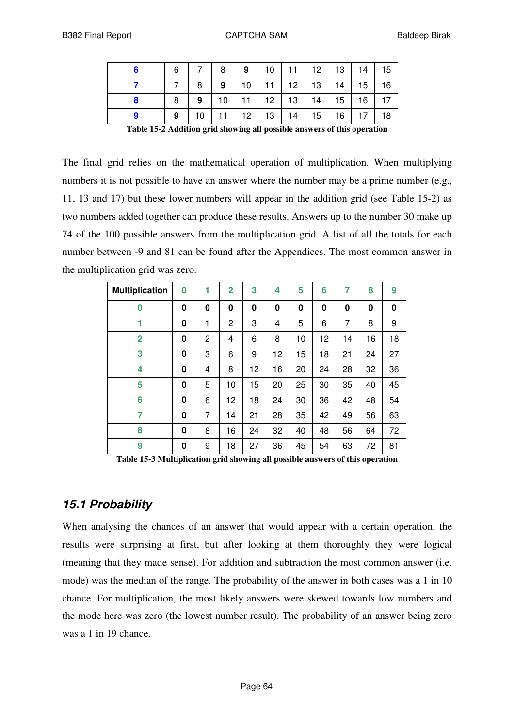| 6 | 6 | 7 | 8 | **9** | 10 | 11 | 12 | 13 | 14 | 15 |
|---|---|---|---|---|---|---|---|---|---|---|
| 7 | 7 | 8 | **9** | 10 | 11 | 12 | 13 | 14 | 15 | 16 |
| 8 | 8 | **9** | 10 | 11 | 12 | 13 | 14 | 15 | 16 | 17 |
| 9 | **9** | 10 | 11 | 12 | 13 | 14 | 15 | 16 | 17 | 18 |

**Table 15-2 Addition grid showing all possible answers of this operation**

The final grid relies on the mathematical operation of multiplication. When multiplying numbers it is not possible to have an answer where the number may be a prime number (e.g., 11, 13 and 17) but these lower numbers will appear in the addition grid (see Table 15-2) as two numbers added together can produce these results. Answers up to the number 30 make up 74 of the 100 possible answers from the multiplication grid. A list of all the totals for each number between -9 and 81 can be found after the Appendices. The most common answer in the multiplication grid was zero.

| Multiplication | 0 | 1 | 2 | 3 | 4 | 5 | 6 | 7 | 8 | 9 |
|---|---|---|---|---|---|---|---|---|---|---|
| 0 | **0** | **0** | **0** | **0** | **0** | **0** | **0** | **0** | **0** | **0** |
| 1 | **0** | 1 | 2 | 3 | 4 | 5 | 6 | 7 | 8 | 9 |
| 2 | **0** | 2 | 4 | 6 | 8 | 10 | 12 | 14 | 16 | 18 |
| 3 | **0** | 3 | 6 | 9 | 12 | 15 | 18 | 21 | 24 | 27 |
| 4 | **0** | 4 | 8 | 12 | 16 | 20 | 24 | 28 | 32 | 36 |
| 5 | **0** | 5 | 10 | 15 | 20 | 25 | 30 | 35 | 40 | 45 |
| 6 | **0** | 6 | 12 | 18 | 24 | 30 | 36 | 42 | 48 | 54 |
| 7 | **0** | 7 | 14 | 21 | 28 | 35 | 42 | 49 | 56 | 63 |
| 8 | **0** | 8 | 16 | 24 | 32 | 40 | 48 | 56 | 64 | 72 |
| 9 | **0** | 9 | 18 | 27 | 36 | 45 | 54 | 63 | 72 | 81 |

**Table 15-3 Multiplication grid showing all possible answers of this operation**

## *15.1 Probability*

When analysing the chances of an answer that would appear with a certain operation, the results were surprising at first, but after looking at them thoroughly they were logical (meaning that they made sense). For addition and subtraction the most common answer (i.e. mode) was the median of the range. The probability of the answer in both cases was a 1 in 10 chance. For multiplication, the most likely answers were skewed towards low numbers and the mode here was zero (the lowest number result). The probability of an answer being zero was a 1 in 19 chance.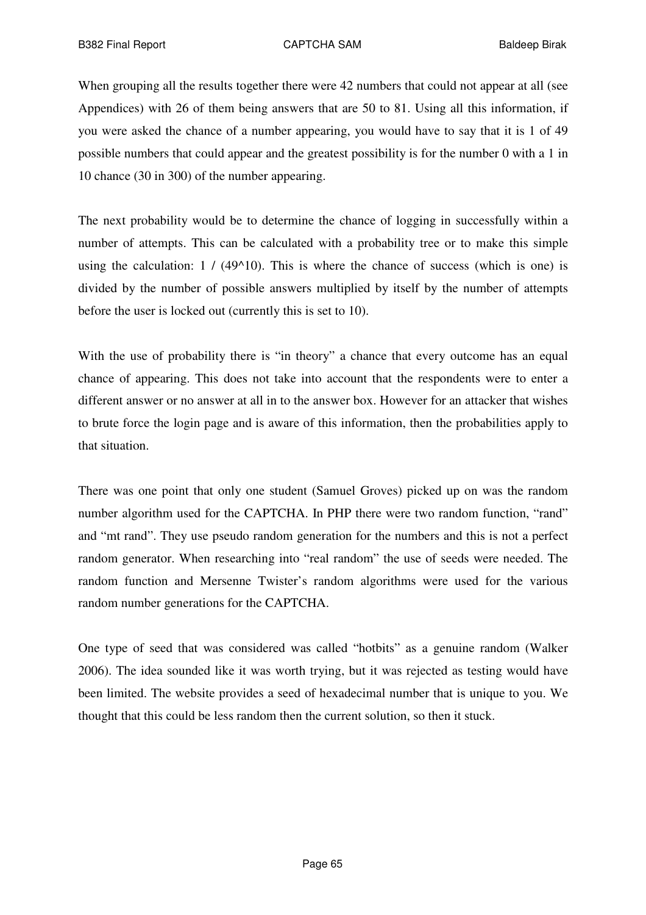When grouping all the results together there were 42 numbers that could not appear at all (see Appendices) with 26 of them being answers that are 50 to 81. Using all this information, if you were asked the chance of a number appearing, you would have to say that it is 1 of 49 possible numbers that could appear and the greatest possibility is for the number 0 with a 1 in 10 chance (30 in 300) of the number appearing.

The next probability would be to determine the chance of logging in successfully within a number of attempts. This can be calculated with a probability tree or to make this simple using the calculation: 1 / (49^10). This is where the chance of success (which is one) is divided by the number of possible answers multiplied by itself by the number of attempts before the user is locked out (currently this is set to 10).

With the use of probability there is "in theory" a chance that every outcome has an equal chance of appearing. This does not take into account that the respondents were to enter a different answer or no answer at all in to the answer box. However for an attacker that wishes to brute force the login page and is aware of this information, then the probabilities apply to that situation.

There was one point that only one student (Samuel Groves) picked up on was the random number algorithm used for the CAPTCHA. In PHP there were two random function, "rand" and "mt rand". They use pseudo random generation for the numbers and this is not a perfect random generator. When researching into "real random" the use of seeds were needed. The random function and Mersenne Twister's random algorithms were used for the various random number generations for the CAPTCHA.

One type of seed that was considered was called "hotbits" as a genuine random (Walker 2006). The idea sounded like it was worth trying, but it was rejected as testing would have been limited. The website provides a seed of hexadecimal number that is unique to you. We thought that this could be less random then the current solution, so then it stuck.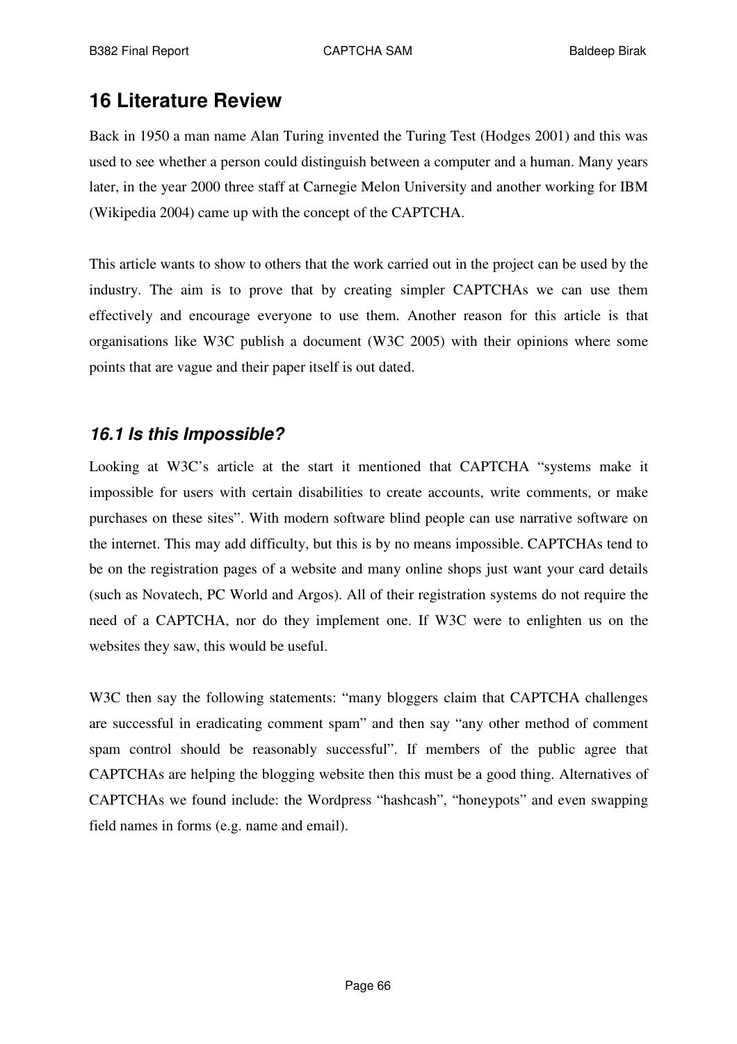## 16 Literature Review

Back in 1950 a man name Alan Turing invented the Turing Test (Hodges 2001) and this was used to see whether a person could distinguish between a computer and a human. Many years later, in the year 2000 three staff at Carnegie Melon University and another working for IBM (Wikipedia 2004) came up with the concept of the CAPTCHA.

This article wants to show to others that the work carried out in the project can be used by the industry. The aim is to prove that by creating simpler CAPTCHAs we can use them effectively and encourage everyone to use them. Another reason for this article is that organisations like W3C publish a document (W3C 2005) with their opinions where some points that are vague and their paper itself is out dated.

### *16.1 Is this Impossible?*

Looking at W3C's article at the start it mentioned that CAPTCHA "systems make it impossible for users with certain disabilities to create accounts, write comments, or make purchases on these sites". With modern software blind people can use narrative software on the internet. This may add difficulty, but this is by no means impossible. CAPTCHAs tend to be on the registration pages of a website and many online shops just want your card details (such as Novatech, PC World and Argos). All of their registration systems do not require the need of a CAPTCHA, nor do they implement one. If W3C were to enlighten us on the websites they saw, this would be useful.

W3C then say the following statements: "many bloggers claim that CAPTCHA challenges are successful in eradicating comment spam" and then say "any other method of comment spam control should be reasonably successful". If members of the public agree that CAPTCHAs are helping the blogging website then this must be a good thing. Alternatives of CAPTCHAs we found include: the Wordpress "hashcash", "honeypots" and even swapping field names in forms (e.g. name and email).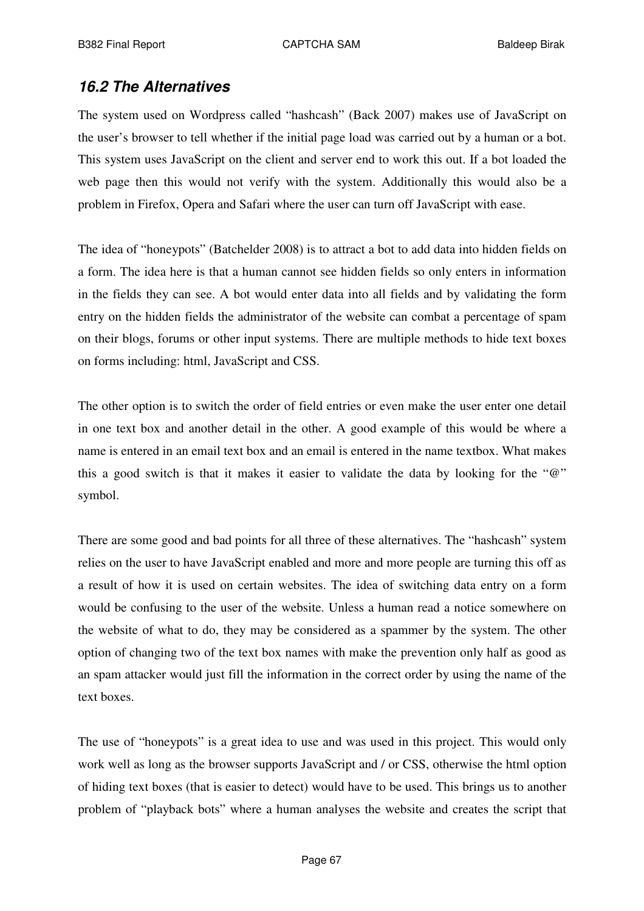## *16.2 The Alternatives*

The system used on Wordpress called "hashcash" (Back 2007) makes use of JavaScript on the user's browser to tell whether if the initial page load was carried out by a human or a bot. This system uses JavaScript on the client and server end to work this out. If a bot loaded the web page then this would not verify with the system. Additionally this would also be a problem in Firefox, Opera and Safari where the user can turn off JavaScript with ease.

The idea of "honeypots" (Batchelder 2008) is to attract a bot to add data into hidden fields on a form. The idea here is that a human cannot see hidden fields so only enters in information in the fields they can see. A bot would enter data into all fields and by validating the form entry on the hidden fields the administrator of the website can combat a percentage of spam on their blogs, forums or other input systems. There are multiple methods to hide text boxes on forms including: html, JavaScript and CSS.

The other option is to switch the order of field entries or even make the user enter one detail in one text box and another detail in the other. A good example of this would be where a name is entered in an email text box and an email is entered in the name textbox. What makes this a good switch is that it makes it easier to validate the data by looking for the "@" symbol.

There are some good and bad points for all three of these alternatives. The "hashcash" system relies on the user to have JavaScript enabled and more and more people are turning this off as a result of how it is used on certain websites. The idea of switching data entry on a form would be confusing to the user of the website. Unless a human read a notice somewhere on the website of what to do, they may be considered as a spammer by the system. The other option of changing two of the text box names with make the prevention only half as good as an spam attacker would just fill the information in the correct order by using the name of the text boxes.

The use of "honeypots" is a great idea to use and was used in this project. This would only work well as long as the browser supports JavaScript and / or CSS, otherwise the html option of hiding text boxes (that is easier to detect) would have to be used. This brings us to another problem of "playback bots" where a human analyses the website and creates the script that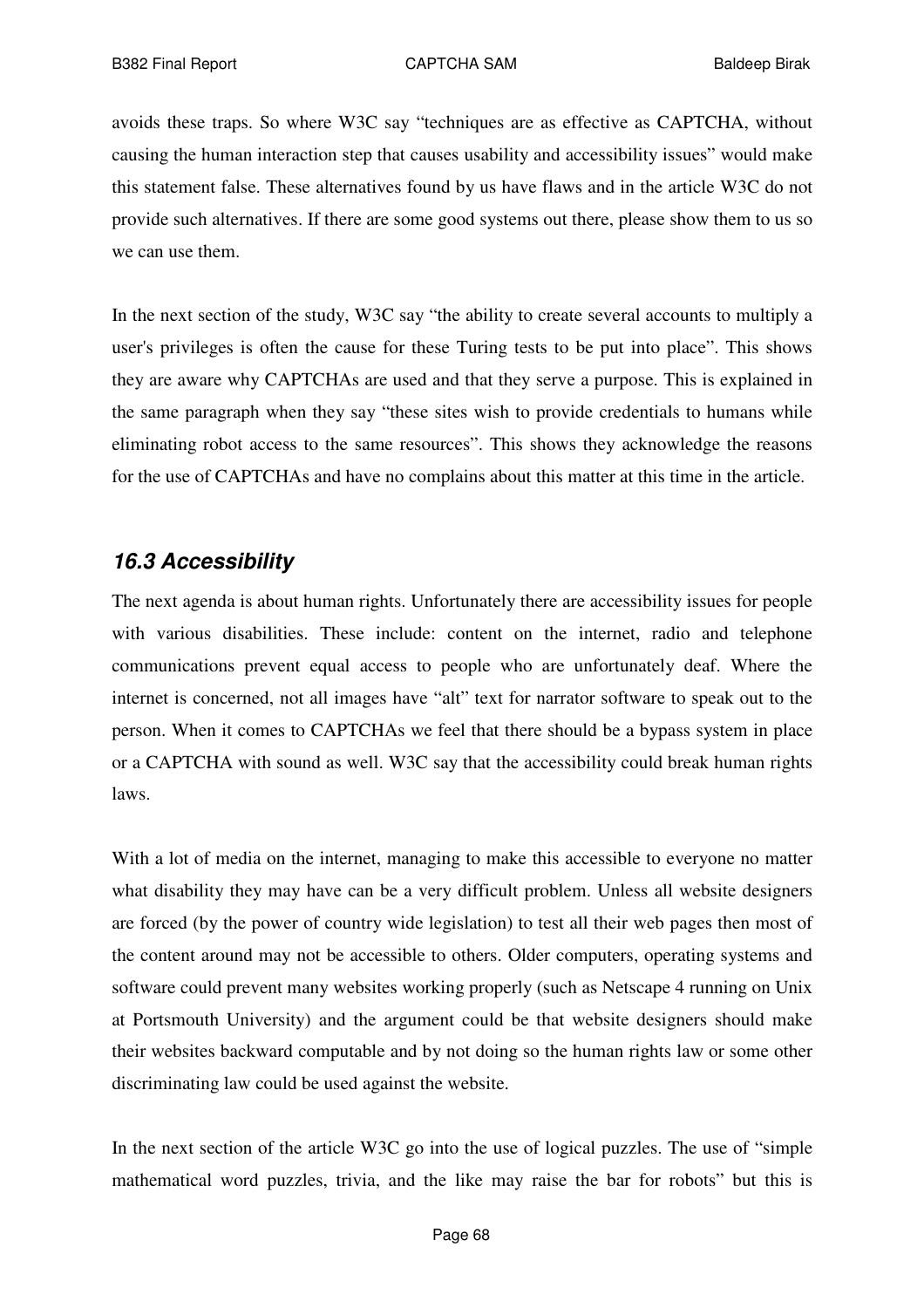avoids these traps. So where W3C say "techniques are as effective as CAPTCHA, without causing the human interaction step that causes usability and accessibility issues" would make this statement false. These alternatives found by us have flaws and in the article W3C do not provide such alternatives. If there are some good systems out there, please show them to us so we can use them.

In the next section of the study, W3C say "the ability to create several accounts to multiply a user's privileges is often the cause for these Turing tests to be put into place". This shows they are aware why CAPTCHAs are used and that they serve a purpose. This is explained in the same paragraph when they say "these sites wish to provide credentials to humans while eliminating robot access to the same resources". This shows they acknowledge the reasons for the use of CAPTCHAs and have no complains about this matter at this time in the article.

### *16.3 Accessibility*

The next agenda is about human rights. Unfortunately there are accessibility issues for people with various disabilities. These include: content on the internet, radio and telephone communications prevent equal access to people who are unfortunately deaf. Where the internet is concerned, not all images have "alt" text for narrator software to speak out to the person. When it comes to CAPTCHAs we feel that there should be a bypass system in place or a CAPTCHA with sound as well. W3C say that the accessibility could break human rights laws.

With a lot of media on the internet, managing to make this accessible to everyone no matter what disability they may have can be a very difficult problem. Unless all website designers are forced (by the power of country wide legislation) to test all their web pages then most of the content around may not be accessible to others. Older computers, operating systems and software could prevent many websites working properly (such as Netscape 4 running on Unix at Portsmouth University) and the argument could be that website designers should make their websites backward computable and by not doing so the human rights law or some other discriminating law could be used against the website.

In the next section of the article W3C go into the use of logical puzzles. The use of "simple mathematical word puzzles, trivia, and the like may raise the bar for robots" but this is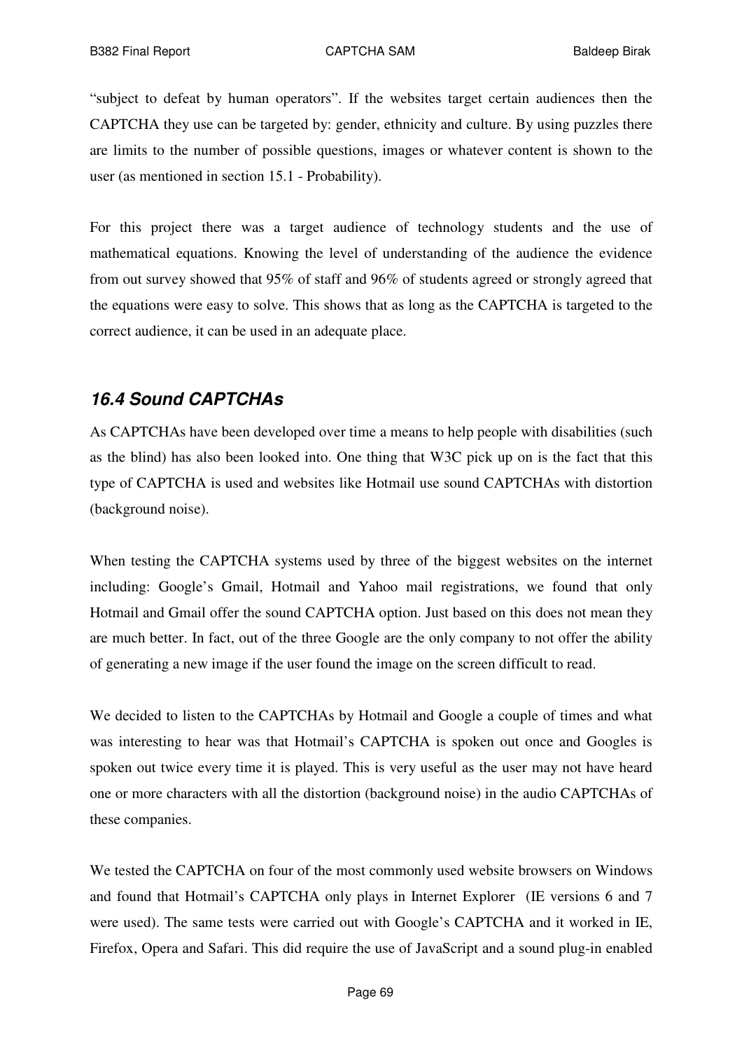"subject to defeat by human operators". If the websites target certain audiences then the CAPTCHA they use can be targeted by: gender, ethnicity and culture. By using puzzles there are limits to the number of possible questions, images or whatever content is shown to the user (as mentioned in section 15.1 - Probability).

For this project there was a target audience of technology students and the use of mathematical equations. Knowing the level of understanding of the audience the evidence from out survey showed that 95% of staff and 96% of students agreed or strongly agreed that the equations were easy to solve. This shows that as long as the CAPTCHA is targeted to the correct audience, it can be used in an adequate place.

### *16.4 Sound CAPTCHAs*

As CAPTCHAs have been developed over time a means to help people with disabilities (such as the blind) has also been looked into. One thing that W3C pick up on is the fact that this type of CAPTCHA is used and websites like Hotmail use sound CAPTCHAs with distortion (background noise).

When testing the CAPTCHA systems used by three of the biggest websites on the internet including: Google's Gmail, Hotmail and Yahoo mail registrations, we found that only Hotmail and Gmail offer the sound CAPTCHA option. Just based on this does not mean they are much better. In fact, out of the three Google are the only company to not offer the ability of generating a new image if the user found the image on the screen difficult to read.

We decided to listen to the CAPTCHAs by Hotmail and Google a couple of times and what was interesting to hear was that Hotmail's CAPTCHA is spoken out once and Googles is spoken out twice every time it is played. This is very useful as the user may not have heard one or more characters with all the distortion (background noise) in the audio CAPTCHAs of these companies.

We tested the CAPTCHA on four of the most commonly used website browsers on Windows and found that Hotmail's CAPTCHA only plays in Internet Explorer (IE versions 6 and 7 were used). The same tests were carried out with Google's CAPTCHA and it worked in IE, Firefox, Opera and Safari. This did require the use of JavaScript and a sound plug-in enabled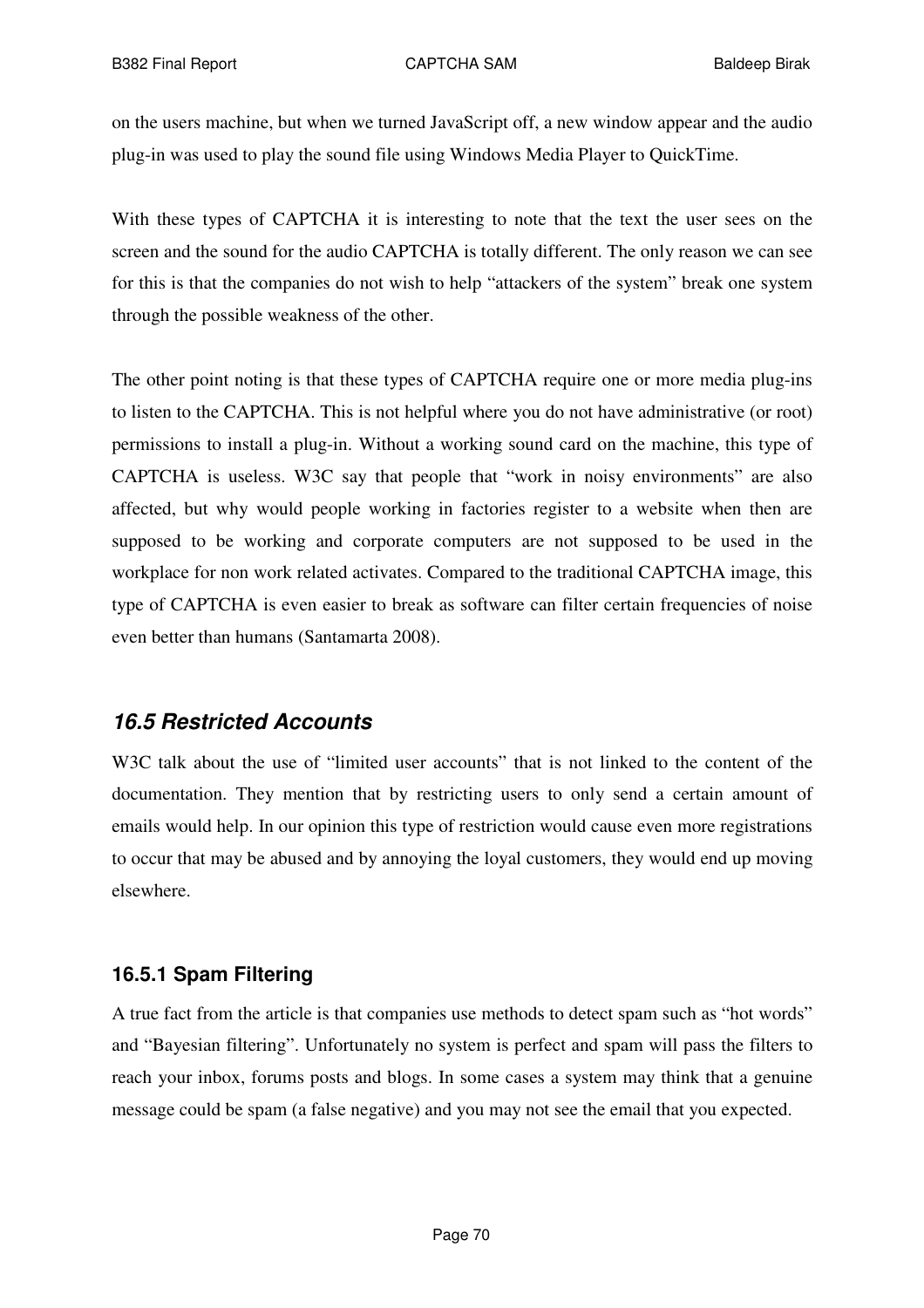on the users machine, but when we turned JavaScript off, a new window appear and the audio plug-in was used to play the sound file using Windows Media Player to QuickTime.

With these types of CAPTCHA it is interesting to note that the text the user sees on the screen and the sound for the audio CAPTCHA is totally different. The only reason we can see for this is that the companies do not wish to help "attackers of the system" break one system through the possible weakness of the other.

The other point noting is that these types of CAPTCHA require one or more media plug-ins to listen to the CAPTCHA. This is not helpful where you do not have administrative (or root) permissions to install a plug-in. Without a working sound card on the machine, this type of CAPTCHA is useless. W3C say that people that "work in noisy environments" are also affected, but why would people working in factories register to a website when then are supposed to be working and corporate computers are not supposed to be used in the workplace for non work related activates. Compared to the traditional CAPTCHA image, this type of CAPTCHA is even easier to break as software can filter certain frequencies of noise even better than humans (Santamarta 2008).

## *16.5 Restricted Accounts*

W3C talk about the use of "limited user accounts" that is not linked to the content of the documentation. They mention that by restricting users to only send a certain amount of emails would help. In our opinion this type of restriction would cause even more registrations to occur that may be abused and by annoying the loyal customers, they would end up moving elsewhere.

### 16.5.1 Spam Filtering

A true fact from the article is that companies use methods to detect spam such as "hot words" and "Bayesian filtering". Unfortunately no system is perfect and spam will pass the filters to reach your inbox, forums posts and blogs. In some cases a system may think that a genuine message could be spam (a false negative) and you may not see the email that you expected.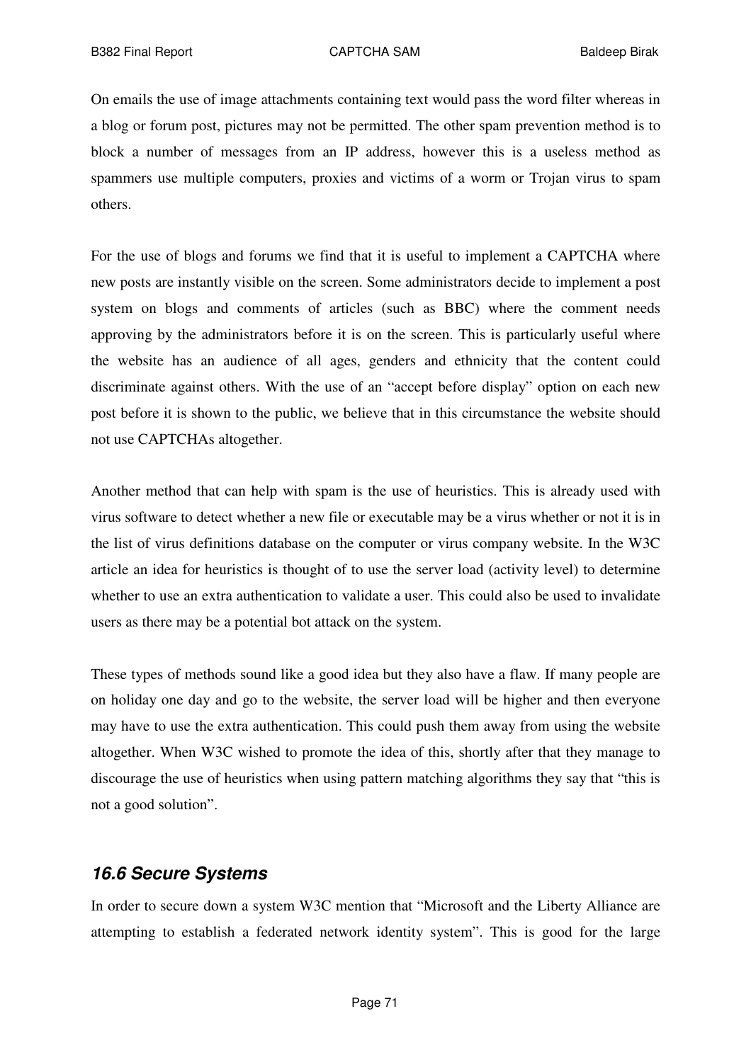On emails the use of image attachments containing text would pass the word filter whereas in a blog or forum post, pictures may not be permitted. The other spam prevention method is to block a number of messages from an IP address, however this is a useless method as spammers use multiple computers, proxies and victims of a worm or Trojan virus to spam others.

For the use of blogs and forums we find that it is useful to implement a CAPTCHA where new posts are instantly visible on the screen. Some administrators decide to implement a post system on blogs and comments of articles (such as BBC) where the comment needs approving by the administrators before it is on the screen. This is particularly useful where the website has an audience of all ages, genders and ethnicity that the content could discriminate against others. With the use of an "accept before display" option on each new post before it is shown to the public, we believe that in this circumstance the website should not use CAPTCHAs altogether.

Another method that can help with spam is the use of heuristics. This is already used with virus software to detect whether a new file or executable may be a virus whether or not it is in the list of virus definitions database on the computer or virus company website. In the W3C article an idea for heuristics is thought of to use the server load (activity level) to determine whether to use an extra authentication to validate a user. This could also be used to invalidate users as there may be a potential bot attack on the system.

These types of methods sound like a good idea but they also have a flaw. If many people are on holiday one day and go to the website, the server load will be higher and then everyone may have to use the extra authentication. This could push them away from using the website altogether. When W3C wished to promote the idea of this, shortly after that they manage to discourage the use of heuristics when using pattern matching algorithms they say that "this is not a good solution".

## 16.6 Secure Systems

In order to secure down a system W3C mention that "Microsoft and the Liberty Alliance are attempting to establish a federated network identity system". This is good for the large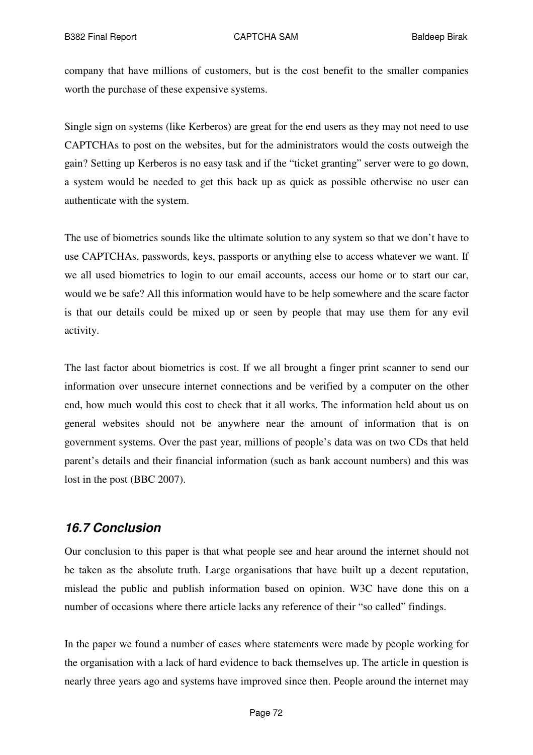company that have millions of customers, but is the cost benefit to the smaller companies worth the purchase of these expensive systems.

Single sign on systems (like Kerberos) are great for the end users as they may not need to use CAPTCHAs to post on the websites, but for the administrators would the costs outweigh the gain? Setting up Kerberos is no easy task and if the "ticket granting" server were to go down, a system would be needed to get this back up as quick as possible otherwise no user can authenticate with the system.

The use of biometrics sounds like the ultimate solution to any system so that we don't have to use CAPTCHAs, passwords, keys, passports or anything else to access whatever we want. If we all used biometrics to login to our email accounts, access our home or to start our car, would we be safe? All this information would have to be help somewhere and the scare factor is that our details could be mixed up or seen by people that may use them for any evil activity.

The last factor about biometrics is cost. If we all brought a finger print scanner to send our information over unsecure internet connections and be verified by a computer on the other end, how much would this cost to check that it all works. The information held about us on general websites should not be anywhere near the amount of information that is on government systems. Over the past year, millions of people's data was on two CDs that held parent's details and their financial information (such as bank account numbers) and this was lost in the post (BBC 2007).

### *16.7 Conclusion*

Our conclusion to this paper is that what people see and hear around the internet should not be taken as the absolute truth. Large organisations that have built up a decent reputation, mislead the public and publish information based on opinion. W3C have done this on a number of occasions where there article lacks any reference of their "so called" findings.

In the paper we found a number of cases where statements were made by people working for the organisation with a lack of hard evidence to back themselves up. The article in question is nearly three years ago and systems have improved since then. People around the internet may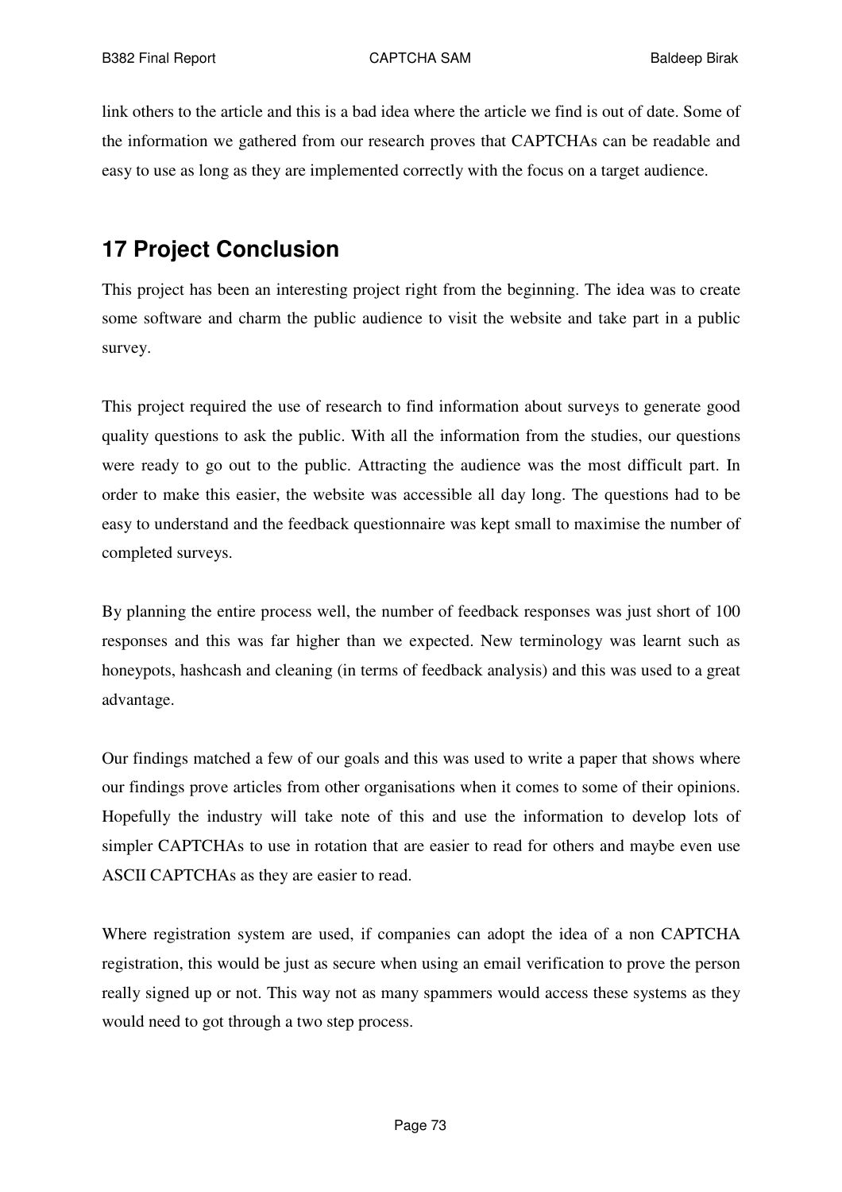link others to the article and this is a bad idea where the article we find is out of date. Some of the information we gathered from our research proves that CAPTCHAs can be readable and easy to use as long as they are implemented correctly with the focus on a target audience.

# 17 Project Conclusion

This project has been an interesting project right from the beginning. The idea was to create some software and charm the public audience to visit the website and take part in a public survey.

This project required the use of research to find information about surveys to generate good quality questions to ask the public. With all the information from the studies, our questions were ready to go out to the public. Attracting the audience was the most difficult part. In order to make this easier, the website was accessible all day long. The questions had to be easy to understand and the feedback questionnaire was kept small to maximise the number of completed surveys.

By planning the entire process well, the number of feedback responses was just short of 100 responses and this was far higher than we expected. New terminology was learnt such as honeypots, hashcash and cleaning (in terms of feedback analysis) and this was used to a great advantage.

Our findings matched a few of our goals and this was used to write a paper that shows where our findings prove articles from other organisations when it comes to some of their opinions. Hopefully the industry will take note of this and use the information to develop lots of simpler CAPTCHAs to use in rotation that are easier to read for others and maybe even use ASCII CAPTCHAs as they are easier to read.

Where registration system are used, if companies can adopt the idea of a non CAPTCHA registration, this would be just as secure when using an email verification to prove the person really signed up or not. This way not as many spammers would access these systems as they would need to got through a two step process.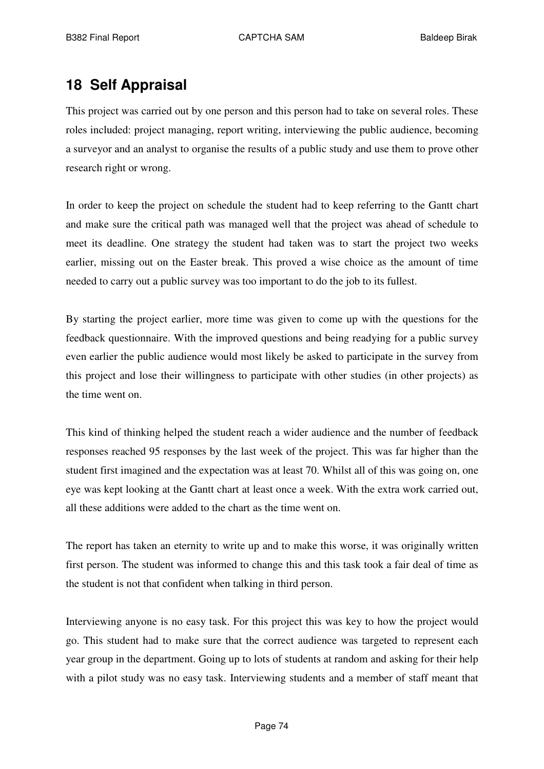## 18 Self Appraisal

This project was carried out by one person and this person had to take on several roles. These roles included: project managing, report writing, interviewing the public audience, becoming a surveyor and an analyst to organise the results of a public study and use them to prove other research right or wrong.

In order to keep the project on schedule the student had to keep referring to the Gantt chart and make sure the critical path was managed well that the project was ahead of schedule to meet its deadline. One strategy the student had taken was to start the project two weeks earlier, missing out on the Easter break. This proved a wise choice as the amount of time needed to carry out a public survey was too important to do the job to its fullest.

By starting the project earlier, more time was given to come up with the questions for the feedback questionnaire. With the improved questions and being readying for a public survey even earlier the public audience would most likely be asked to participate in the survey from this project and lose their willingness to participate with other studies (in other projects) as the time went on.

This kind of thinking helped the student reach a wider audience and the number of feedback responses reached 95 responses by the last week of the project. This was far higher than the student first imagined and the expectation was at least 70. Whilst all of this was going on, one eye was kept looking at the Gantt chart at least once a week. With the extra work carried out, all these additions were added to the chart as the time went on.

The report has taken an eternity to write up and to make this worse, it was originally written first person. The student was informed to change this and this task took a fair deal of time as the student is not that confident when talking in third person.

Interviewing anyone is no easy task. For this project this was key to how the project would go. This student had to make sure that the correct audience was targeted to represent each year group in the department. Going up to lots of students at random and asking for their help with a pilot study was no easy task. Interviewing students and a member of staff meant that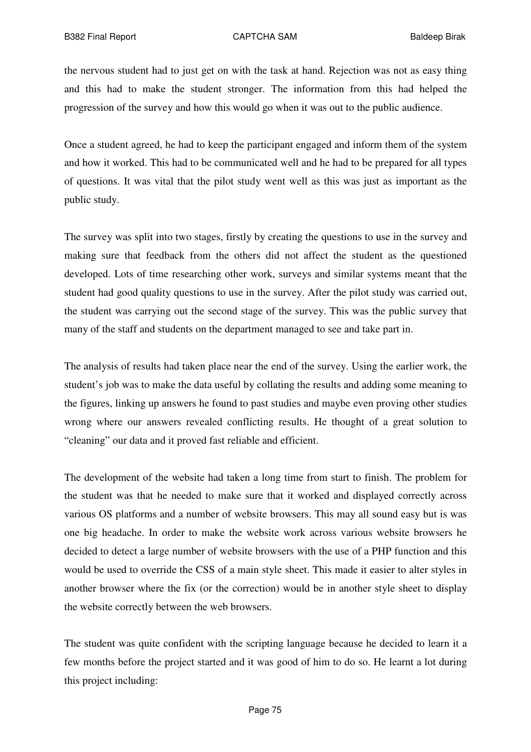the nervous student had to just get on with the task at hand. Rejection was not as easy thing and this had to make the student stronger. The information from this had helped the progression of the survey and how this would go when it was out to the public audience.

Once a student agreed, he had to keep the participant engaged and inform them of the system and how it worked. This had to be communicated well and he had to be prepared for all types of questions. It was vital that the pilot study went well as this was just as important as the public study.

The survey was split into two stages, firstly by creating the questions to use in the survey and making sure that feedback from the others did not affect the student as the questioned developed. Lots of time researching other work, surveys and similar systems meant that the student had good quality questions to use in the survey. After the pilot study was carried out, the student was carrying out the second stage of the survey. This was the public survey that many of the staff and students on the department managed to see and take part in.

The analysis of results had taken place near the end of the survey. Using the earlier work, the student's job was to make the data useful by collating the results and adding some meaning to the figures, linking up answers he found to past studies and maybe even proving other studies wrong where our answers revealed conflicting results. He thought of a great solution to "cleaning" our data and it proved fast reliable and efficient.

The development of the website had taken a long time from start to finish. The problem for the student was that he needed to make sure that it worked and displayed correctly across various OS platforms and a number of website browsers. This may all sound easy but is was one big headache. In order to make the website work across various website browsers he decided to detect a large number of website browsers with the use of a PHP function and this would be used to override the CSS of a main style sheet. This made it easier to alter styles in another browser where the fix (or the correction) would be in another style sheet to display the website correctly between the web browsers.

The student was quite confident with the scripting language because he decided to learn it a few months before the project started and it was good of him to do so. He learnt a lot during this project including: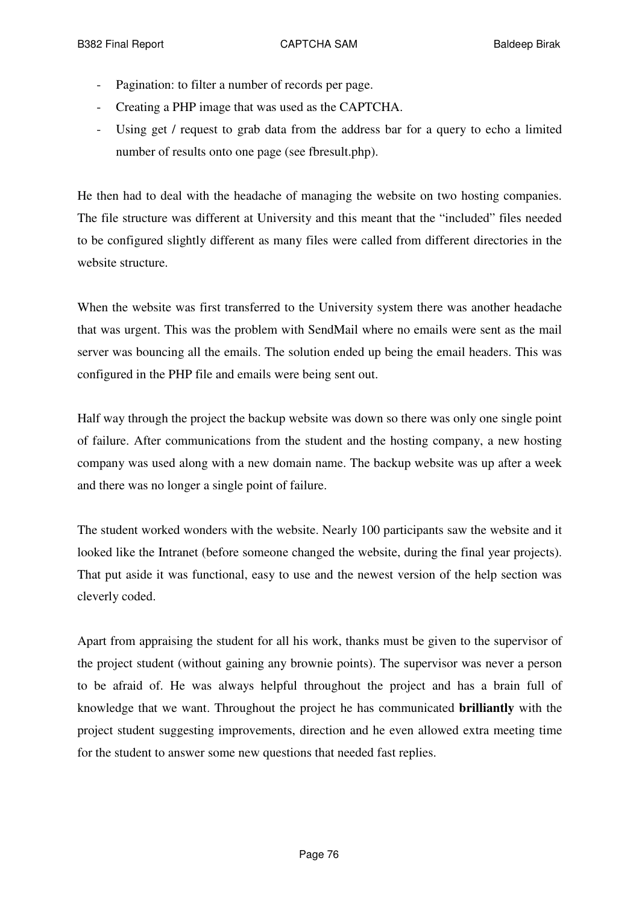- Pagination: to filter a number of records per page.
- Creating a PHP image that was used as the CAPTCHA.
- Using get / request to grab data from the address bar for a query to echo a limited number of results onto one page (see fbresult.php).

He then had to deal with the headache of managing the website on two hosting companies. The file structure was different at University and this meant that the "included" files needed to be configured slightly different as many files were called from different directories in the website structure.

When the website was first transferred to the University system there was another headache that was urgent. This was the problem with SendMail where no emails were sent as the mail server was bouncing all the emails. The solution ended up being the email headers. This was configured in the PHP file and emails were being sent out.

Half way through the project the backup website was down so there was only one single point of failure. After communications from the student and the hosting company, a new hosting company was used along with a new domain name. The backup website was up after a week and there was no longer a single point of failure.

The student worked wonders with the website. Nearly 100 participants saw the website and it looked like the Intranet (before someone changed the website, during the final year projects). That put aside it was functional, easy to use and the newest version of the help section was cleverly coded.

Apart from appraising the student for all his work, thanks must be given to the supervisor of the project student (without gaining any brownie points). The supervisor was never a person to be afraid of. He was always helpful throughout the project and has a brain full of knowledge that we want. Throughout the project he has communicated **brilliantly** with the project student suggesting improvements, direction and he even allowed extra meeting time for the student to answer some new questions that needed fast replies.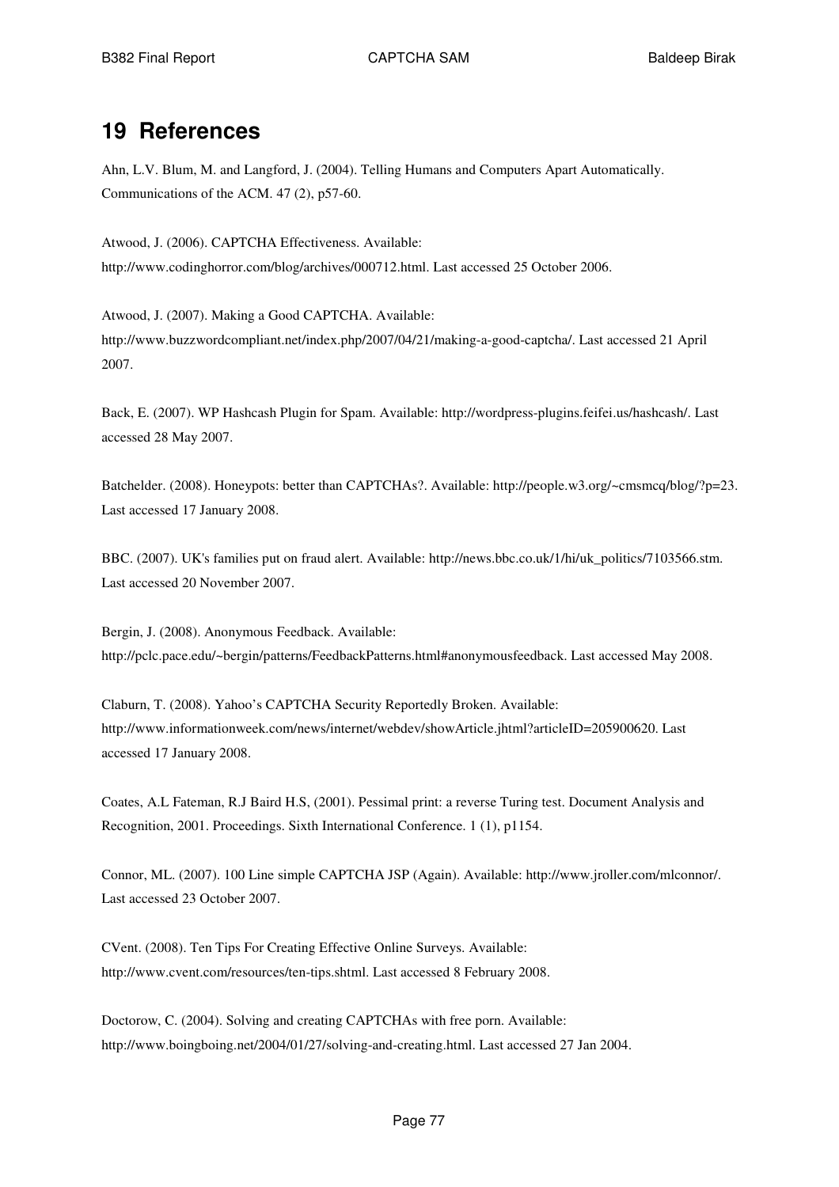# 19 References

Ahn, L.V. Blum, M. and Langford, J. (2004). Telling Humans and Computers Apart Automatically. Communications of the ACM. 47 (2), p57-60.

Atwood, J. (2006). CAPTCHA Effectiveness. Available: http://www.codinghorror.com/blog/archives/000712.html. Last accessed 25 October 2006.

Atwood, J. (2007). Making a Good CAPTCHA. Available: http://www.buzzwordcompliant.net/index.php/2007/04/21/making-a-good-captcha/. Last accessed 21 April 2007.

Back, E. (2007). WP Hashcash Plugin for Spam. Available: http://wordpress-plugins.feifei.us/hashcash/. Last accessed 28 May 2007.

Batchelder. (2008). Honeypots: better than CAPTCHAs?. Available: http://people.w3.org/~cmsmcq/blog/?p=23. Last accessed 17 January 2008.

BBC. (2007). UK's families put on fraud alert. Available: http://news.bbc.co.uk/1/hi/uk_politics/7103566.stm. Last accessed 20 November 2007.

Bergin, J. (2008). Anonymous Feedback. Available: http://pclc.pace.edu/~bergin/patterns/FeedbackPatterns.html#anonymousfeedback. Last accessed May 2008.

Claburn, T. (2008). Yahoo's CAPTCHA Security Reportedly Broken. Available: http://www.informationweek.com/news/internet/webdev/showArticle.jhtml?articleID=205900620. Last accessed 17 January 2008.

Coates, A.L Fateman, R.J Baird H.S, (2001). Pessimal print: a reverse Turing test. Document Analysis and Recognition, 2001. Proceedings. Sixth International Conference. 1 (1), p1154.

Connor, ML. (2007). 100 Line simple CAPTCHA JSP (Again). Available: http://www.jroller.com/mlconnor/. Last accessed 23 October 2007.

CVent. (2008). Ten Tips For Creating Effective Online Surveys. Available: http://www.cvent.com/resources/ten-tips.shtml. Last accessed 8 February 2008.

Doctorow, C. (2004). Solving and creating CAPTCHAs with free porn. Available: http://www.boingboing.net/2004/01/27/solving-and-creating.html. Last accessed 27 Jan 2004.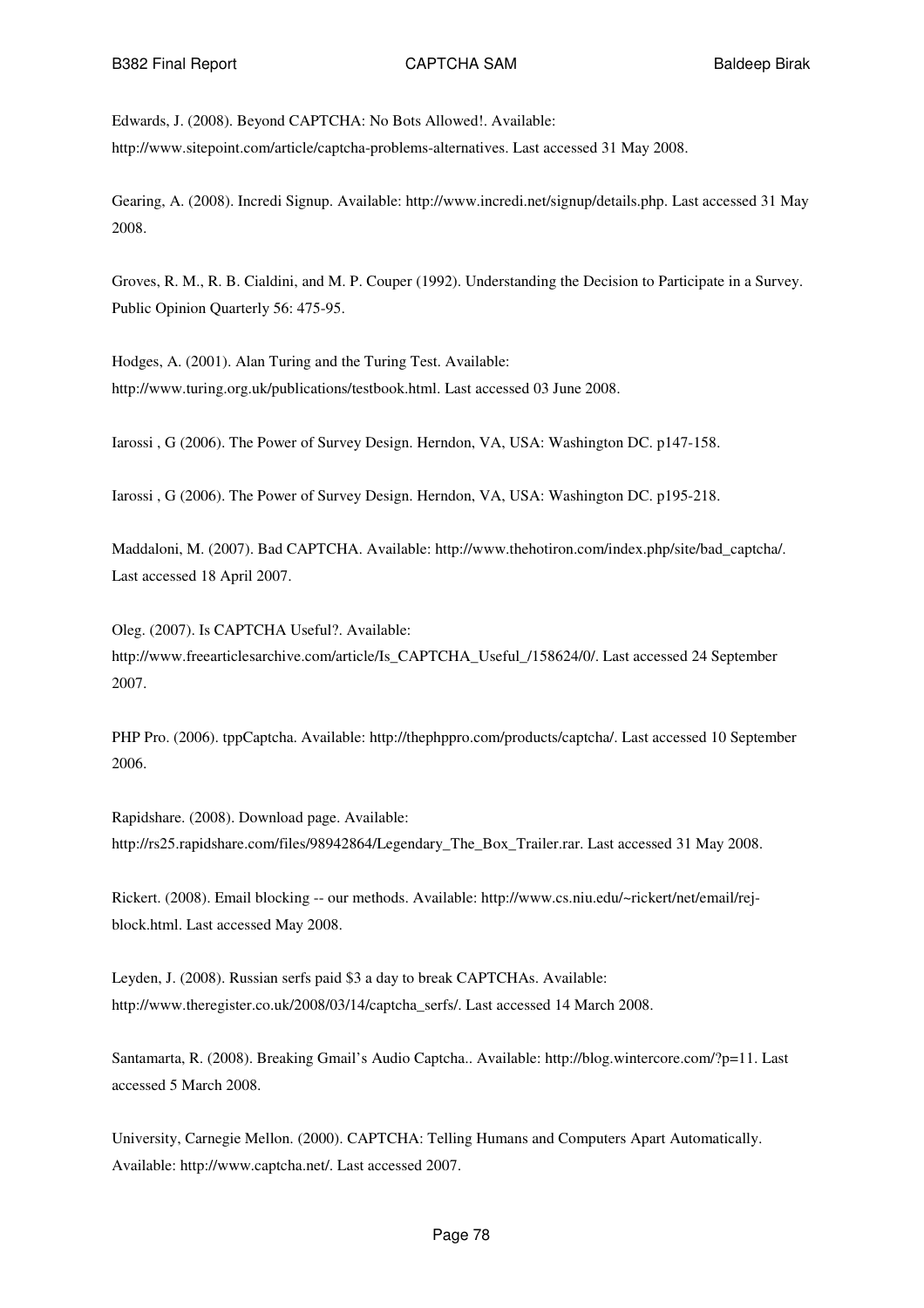Edwards, J. (2008). Beyond CAPTCHA: No Bots Allowed!. Available: http://www.sitepoint.com/article/captcha-problems-alternatives. Last accessed 31 May 2008.

Gearing, A. (2008). Incredi Signup. Available: http://www.incredi.net/signup/details.php. Last accessed 31 May 2008.

Groves, R. M., R. B. Cialdini, and M. P. Couper (1992). Understanding the Decision to Participate in a Survey. Public Opinion Quarterly 56: 475-95.

Hodges, A. (2001). Alan Turing and the Turing Test. Available: http://www.turing.org.uk/publications/testbook.html. Last accessed 03 June 2008.

Iarossi , G (2006). The Power of Survey Design. Herndon, VA, USA: Washington DC. p147-158.

Iarossi , G (2006). The Power of Survey Design. Herndon, VA, USA: Washington DC. p195-218.

Maddaloni, M. (2007). Bad CAPTCHA. Available: http://www.thehotiron.com/index.php/site/bad_captcha/. Last accessed 18 April 2007.

Oleg. (2007). Is CAPTCHA Useful?. Available: http://www.freearticlesarchive.com/article/Is_CAPTCHA_Useful_/158624/0/. Last accessed 24 September 2007.

PHP Pro. (2006). tppCaptcha. Available: http://thephppro.com/products/captcha/. Last accessed 10 September 2006.

Rapidshare. (2008). Download page. Available: http://rs25.rapidshare.com/files/98942864/Legendary_The_Box_Trailer.rar. Last accessed 31 May 2008.

Rickert. (2008). Email blocking -- our methods. Available: http://www.cs.niu.edu/~rickert/net/email/rej-block.html. Last accessed May 2008.

Leyden, J. (2008). Russian serfs paid $3 a day to break CAPTCHAs. Available: http://www.theregister.co.uk/2008/03/14/captcha_serfs/. Last accessed 14 March 2008.

Santamarta, R. (2008). Breaking Gmail's Audio Captcha.. Available: http://blog.wintercore.com/?p=11. Last accessed 5 March 2008.

University, Carnegie Mellon. (2000). CAPTCHA: Telling Humans and Computers Apart Automatically. Available: http://www.captcha.net/. Last accessed 2007.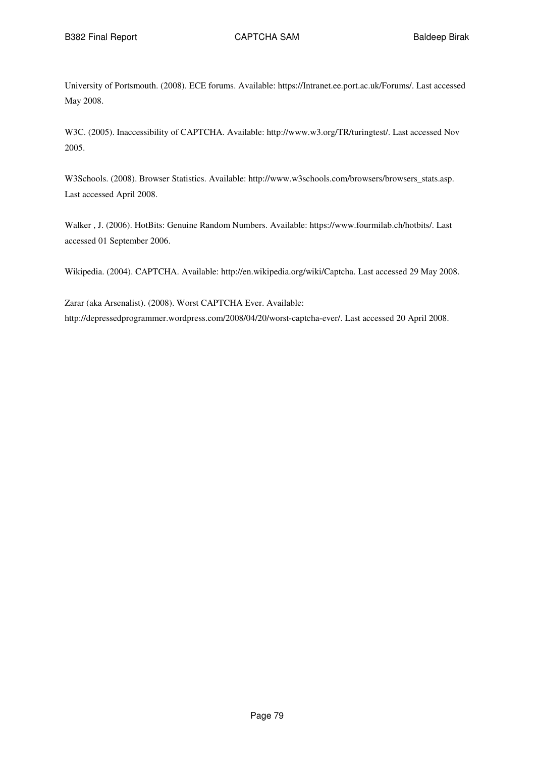University of Portsmouth. (2008). ECE forums. Available: https://Intranet.ee.port.ac.uk/Forums/. Last accessed May 2008.

W3C. (2005). Inaccessibility of CAPTCHA. Available: http://www.w3.org/TR/turingtest/. Last accessed Nov 2005.

W3Schools. (2008). Browser Statistics. Available: http://www.w3schools.com/browsers/browsers_stats.asp. Last accessed April 2008.

Walker , J. (2006). HotBits: Genuine Random Numbers. Available: https://www.fourmilab.ch/hotbits/. Last accessed 01 September 2006.

Wikipedia. (2004). CAPTCHA. Available: http://en.wikipedia.org/wiki/Captcha. Last accessed 29 May 2008.

Zarar (aka Arsenalist). (2008). Worst CAPTCHA Ever. Available: http://depressedprogrammer.wordpress.com/2008/04/20/worst-captcha-ever/. Last accessed 20 April 2008.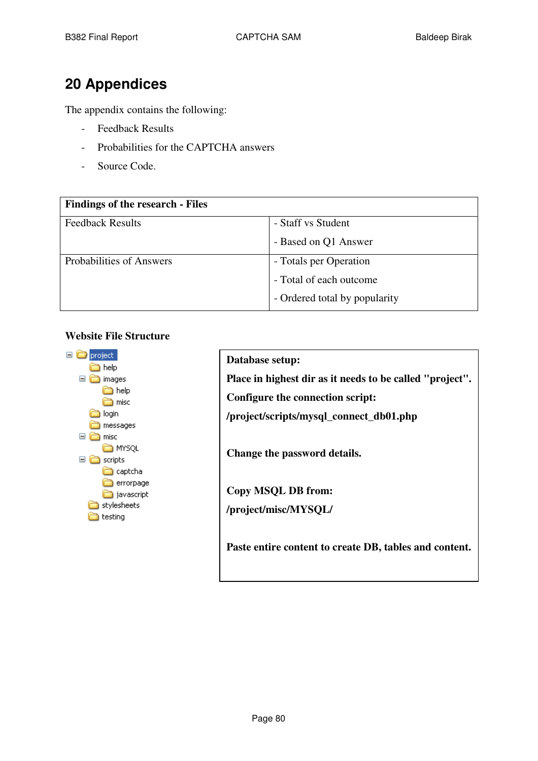# 20 Appendices

The appendix contains the following:

- Feedback Results
- Probabilities for the CAPTCHA answers
- Source Code.

| **Findings of the research - Files** | |
|---|---|
| Feedback Results | - Staff vs Student<br>- Based on Q1 Answer |
| Probabilities of Answers | - Totals per Operation<br>- Total of each outcome<br>- Ordered total by popularity |

**Website File Structure**

```
project
    help
    images
        help
        misc
    login
    messages
    misc
        MYSQL
    scripts
        captcha
        errorpage
        javascript
    stylesheets
    testing
```

**Database setup:**

**Place in highest dir as it needs to be called "project".**

**Configure the connection script:**

**/project/scripts/mysql_connect_db01.php**

**Change the password details.**

**Copy MSQL DB from:**

**/project/misc/MYSQL/**

**Paste entire content to create DB, tables and content.**